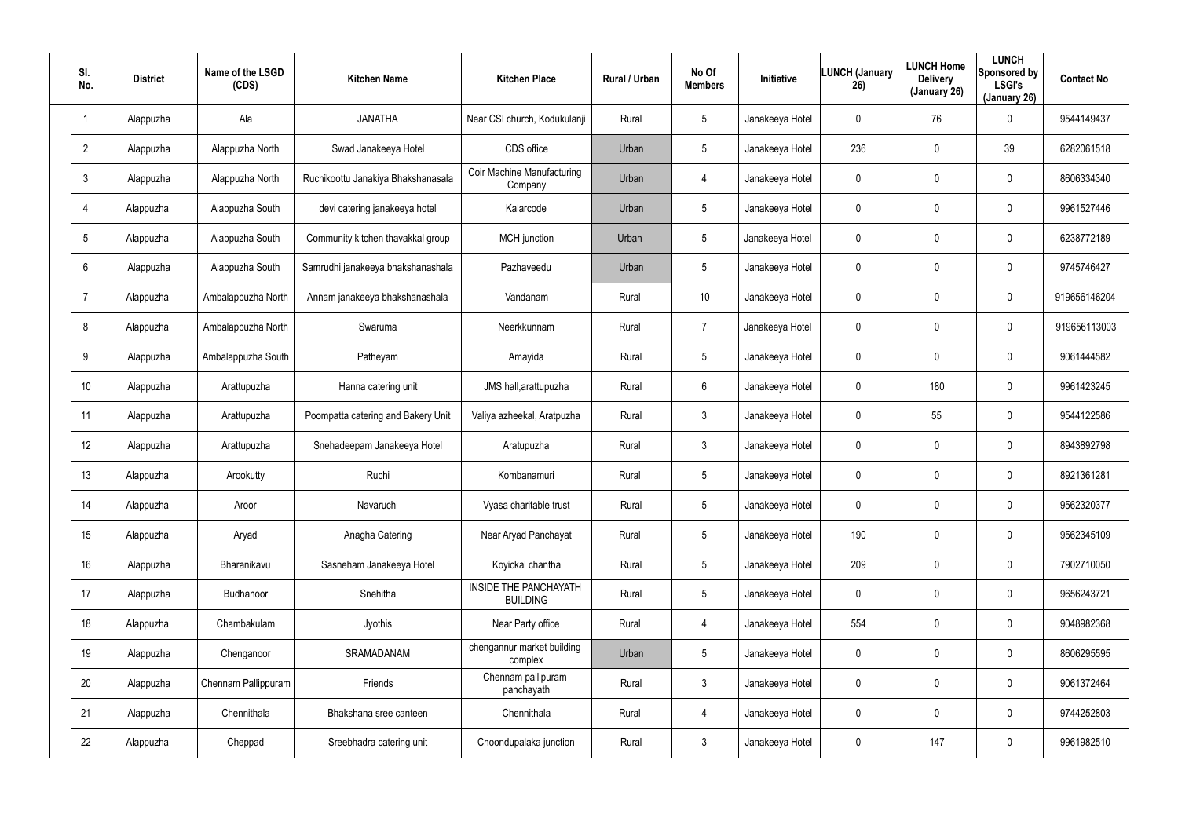| Sl. No. | District | Name of the LSGD (CDS) | Kitchen Name | Kitchen Place | Rural / Urban | No Of Members | Initiative | LUNCH (January 26) | LUNCH Home Delivery (January 26) | LUNCH Sponsored by LSGI's (January 26) | Contact No |
|---|---|---|---|---|---|---|---|---|---|---|---|
| 1 | Alappuzha | Ala | JANATHA | Near CSI church, Kodukulanji | Rural | 5 | Janakeeya Hotel | 0 | 76 | 0 | 9544149437 |
| 2 | Alappuzha | Alappuzha North | Swad Janakeeya Hotel | CDS office | Urban | 5 | Janakeeya Hotel | 236 | 0 | 39 | 6282061518 |
| 3 | Alappuzha | Alappuzha North | Ruchikoottu Janakiya Bhakshanasala | Coir Machine Manufacturing Company | Urban | 4 | Janakeeya Hotel | 0 | 0 | 0 | 8606334340 |
| 4 | Alappuzha | Alappuzha South | devi catering janakeeya hotel | Kalarcode | Urban | 5 | Janakeeya Hotel | 0 | 0 | 0 | 9961527446 |
| 5 | Alappuzha | Alappuzha South | Community kitchen thavakkal group | MCH junction | Urban | 5 | Janakeeya Hotel | 0 | 0 | 0 | 6238772189 |
| 6 | Alappuzha | Alappuzha South | Samrudhi janakeeya bhakshanashala | Pazhaveedu | Urban | 5 | Janakeeya Hotel | 0 | 0 | 0 | 9745746427 |
| 7 | Alappuzha | Ambalappuzha North | Annam janakeeya bhakshanashala | Vandanam | Rural | 10 | Janakeeya Hotel | 0 | 0 | 0 | 919656146204 |
| 8 | Alappuzha | Ambalappuzha North | Swaruma | Neerkkunnam | Rural | 7 | Janakeeya Hotel | 0 | 0 | 0 | 919656113003 |
| 9 | Alappuzha | Ambalappuzha South | Patheyam | Amayida | Rural | 5 | Janakeeya Hotel | 0 | 0 | 0 | 9061444582 |
| 10 | Alappuzha | Arattupuzha | Hanna catering unit | JMS hall,arattupuzha | Rural | 6 | Janakeeya Hotel | 0 | 180 | 0 | 9961423245 |
| 11 | Alappuzha | Arattupuzha | Poompatta catering and Bakery Unit | Valiya azheekal, Aratpuzha | Rural | 3 | Janakeeya Hotel | 0 | 55 | 0 | 9544122586 |
| 12 | Alappuzha | Arattupuzha | Snehadeepam Janakeeya Hotel | Aratupuzha | Rural | 3 | Janakeeya Hotel | 0 | 0 | 0 | 8943892798 |
| 13 | Alappuzha | Arookutty | Ruchi | Kombanamuri | Rural | 5 | Janakeeya Hotel | 0 | 0 | 0 | 8921361281 |
| 14 | Alappuzha | Aroor | Navaruchi | Vyasa charitable trust | Rural | 5 | Janakeeya Hotel | 0 | 0 | 0 | 9562320377 |
| 15 | Alappuzha | Aryad | Anagha Catering | Near Aryad Panchayat | Rural | 5 | Janakeeya Hotel | 190 | 0 | 0 | 9562345109 |
| 16 | Alappuzha | Bharanikavu | Sasneham Janakeeya Hotel | Koyickal chantha | Rural | 5 | Janakeeya Hotel | 209 | 0 | 0 | 7902710050 |
| 17 | Alappuzha | Budhanoor | Snehitha | INSIDE THE PANCHAYATH BUILDING | Rural | 5 | Janakeeya Hotel | 0 | 0 | 0 | 9656243721 |
| 18 | Alappuzha | Chambakulam | Jyothis | Near Party office | Rural | 4 | Janakeeya Hotel | 554 | 0 | 0 | 9048982368 |
| 19 | Alappuzha | Chenganoor | SRAMADANAM | chengannur market building complex | Urban | 5 | Janakeeya Hotel | 0 | 0 | 0 | 8606295595 |
| 20 | Alappuzha | Chennam Pallippuram | Friends | Chennam pallipuram panchayath | Rural | 3 | Janakeeya Hotel | 0 | 0 | 0 | 9061372464 |
| 21 | Alappuzha | Chennithala | Bhakshana sree canteen | Chennithala | Rural | 4 | Janakeeya Hotel | 0 | 0 | 0 | 9744252803 |
| 22 | Alappuzha | Cheppad | Sreebhadra catering unit | Choondupalaka junction | Rural | 3 | Janakeeya Hotel | 0 | 147 | 0 | 9961982510 |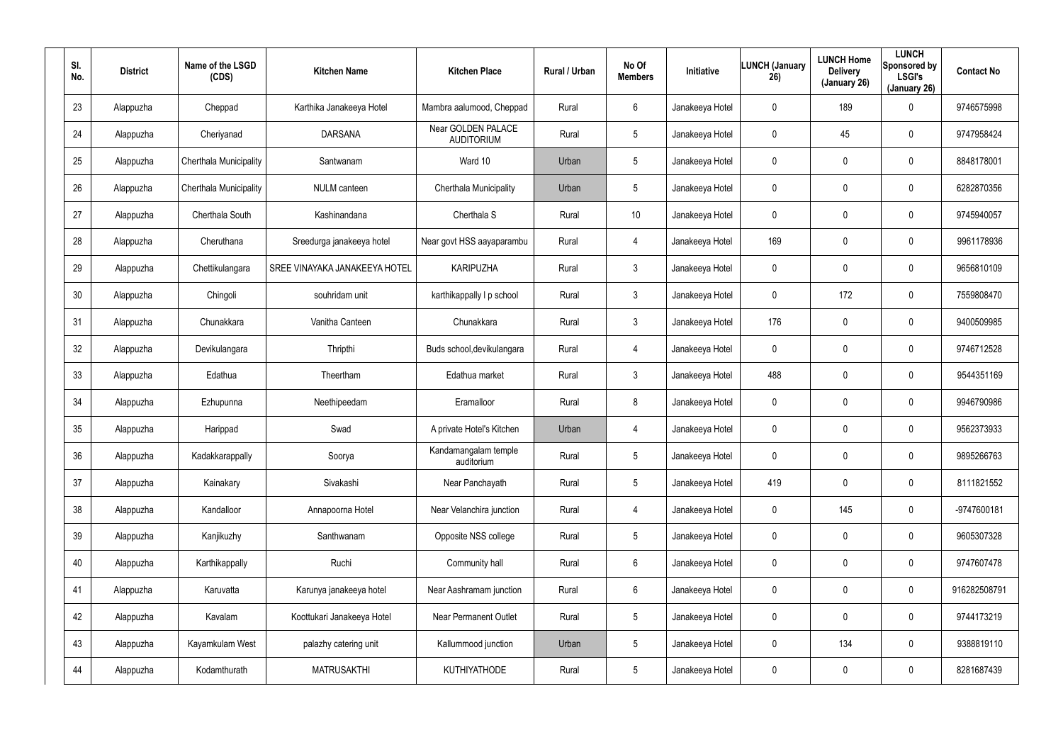| Sl. No. | District | Name of the LSGD (CDS) | Kitchen Name | Kitchen Place | Rural / Urban | No Of Members | Initiative | LUNCH (January 26) | LUNCH Home Delivery (January 26) | LUNCH Sponsored by LSGI's (January 26) | Contact No |
|---|---|---|---|---|---|---|---|---|---|---|---|
| 23 | Alappuzha | Cheppad | Karthika Janakeeya Hotel | Mambra aalumood, Cheppad | Rural | 6 | Janakeeya Hotel | 0 | 189 | 0 | 9746575998 |
| 24 | Alappuzha | Cheriyanad | DARSANA | Near GOLDEN PALACE AUDITORIUM | Rural | 5 | Janakeeya Hotel | 0 | 45 | 0 | 9747958424 |
| 25 | Alappuzha | Cherthala Municipality | Santwanam | Ward 10 | Urban | 5 | Janakeeya Hotel | 0 | 0 | 0 | 8848178001 |
| 26 | Alappuzha | Cherthala Municipality | NULM canteen | Cherthala Municipality | Urban | 5 | Janakeeya Hotel | 0 | 0 | 0 | 6282870356 |
| 27 | Alappuzha | Cherthala South | Kashinandana | Cherthala S | Rural | 10 | Janakeeya Hotel | 0 | 0 | 0 | 9745940057 |
| 28 | Alappuzha | Cheruthana | Sreedurga janakeeya hotel | Near govt HSS aayaparambu | Rural | 4 | Janakeeya Hotel | 169 | 0 | 0 | 9961178936 |
| 29 | Alappuzha | Chettikulangara | SREE VINAYAKA JANAKEEYA HOTEL | KARIPUZHA | Rural | 3 | Janakeeya Hotel | 0 | 0 | 0 | 9656810109 |
| 30 | Alappuzha | Chingoli | souhridam unit | karthikappally l p school | Rural | 3 | Janakeeya Hotel | 0 | 172 | 0 | 7559808470 |
| 31 | Alappuzha | Chunakkara | Vanitha Canteen | Chunakkara | Rural | 3 | Janakeeya Hotel | 176 | 0 | 0 | 9400509985 |
| 32 | Alappuzha | Devikulangara | Thripthi | Buds school,devikulangara | Rural | 4 | Janakeeya Hotel | 0 | 0 | 0 | 9746712528 |
| 33 | Alappuzha | Edathua | Theertham | Edathua market | Rural | 3 | Janakeeya Hotel | 488 | 0 | 0 | 9544351169 |
| 34 | Alappuzha | Ezhupunna | Neethipeedam | Eramalloor | Rural | 8 | Janakeeya Hotel | 0 | 0 | 0 | 9946790986 |
| 35 | Alappuzha | Harippad | Swad | A private Hotel's Kitchen | Urban | 4 | Janakeeya Hotel | 0 | 0 | 0 | 9562373933 |
| 36 | Alappuzha | Kadakkarappally | Soorya | Kandamangalam temple auditorium | Rural | 5 | Janakeeya Hotel | 0 | 0 | 0 | 9895266763 |
| 37 | Alappuzha | Kainakary | Sivakashi | Near Panchayath | Rural | 5 | Janakeeya Hotel | 419 | 0 | 0 | 8111821552 |
| 38 | Alappuzha | Kandalloor | Annapoorna Hotel | Near Velanchira junction | Rural | 4 | Janakeeya Hotel | 0 | 145 | 0 | -9747600181 |
| 39 | Alappuzha | Kanjikuzhy | Santhwanam | Opposite NSS college | Rural | 5 | Janakeeya Hotel | 0 | 0 | 0 | 9605307328 |
| 40 | Alappuzha | Karthikappally | Ruchi | Community hall | Rural | 6 | Janakeeya Hotel | 0 | 0 | 0 | 9747607478 |
| 41 | Alappuzha | Karuvatta | Karunya janakeeya hotel | Near Aashramam junction | Rural | 6 | Janakeeya Hotel | 0 | 0 | 0 | 916282508791 |
| 42 | Alappuzha | Kavalam | Koottukari Janakeeya Hotel | Near Permanent Outlet | Rural | 5 | Janakeeya Hotel | 0 | 0 | 0 | 9744173219 |
| 43 | Alappuzha | Kayamkulam West | palazhy catering unit | Kallummood junction | Urban | 5 | Janakeeya Hotel | 0 | 134 | 0 | 9388819110 |
| 44 | Alappuzha | Kodamthurath | MATRUSAKTHI | KUTHIYATHODE | Rural | 5 | Janakeeya Hotel | 0 | 0 | 0 | 8281687439 |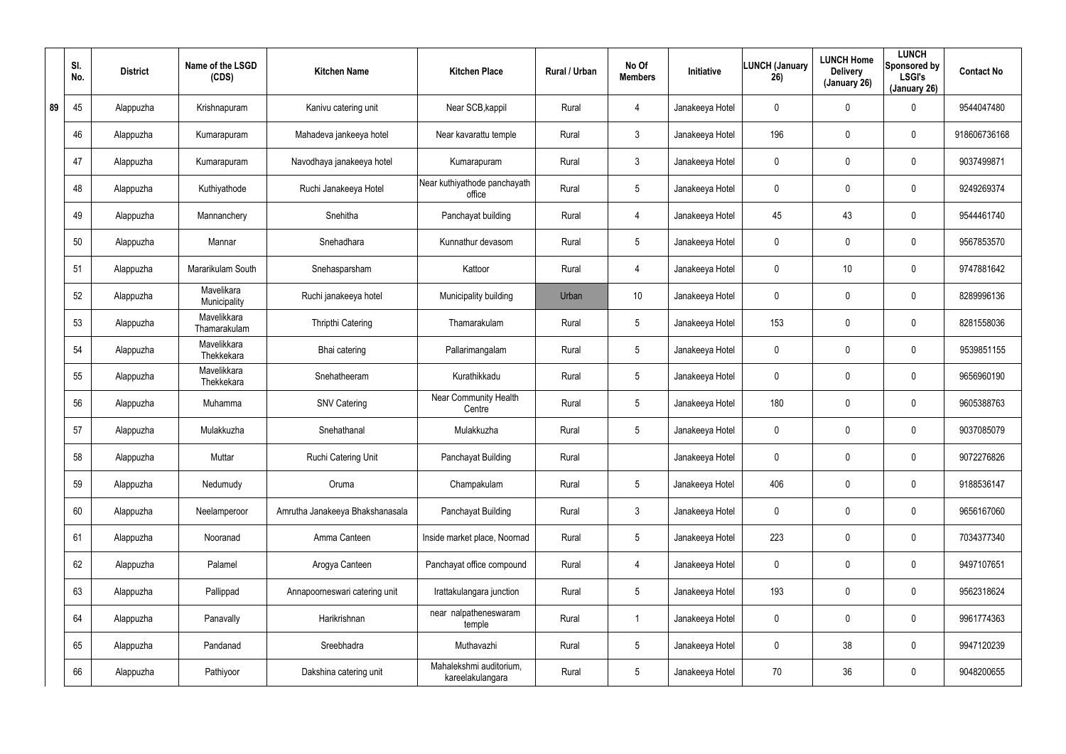| | Sl. No. | District | Name of the LSGD (CDS) | Kitchen Name | Kitchen Place | Rural / Urban | No Of Members | Initiative | LUNCH (January 26) | LUNCH Home Delivery (January 26) | LUNCH Sponsored by LSGI's (January 26) | Contact No |
|---|---|---|---|---|---|---|---|---|---|---|---|---|
| 89 | 45 | Alappuzha | Krishnapuram | Kanivu catering unit | Near SCB,kappil | Rural | 4 | Janakeeya Hotel | 0 | 0 | 0 | 9544047480 |
| | 46 | Alappuzha | Kumarapuram | Mahadeva jankeeya hotel | Near kavarattu temple | Rural | 3 | Janakeeya Hotel | 196 | 0 | 0 | 918606736168 |
| | 47 | Alappuzha | Kumarapuram | Navodhaya janakeeya hotel | Kumarapuram | Rural | 3 | Janakeeya Hotel | 0 | 0 | 0 | 9037499871 |
| | 48 | Alappuzha | Kuthiyathode | Ruchi Janakeeya Hotel | Near kuthiyathode panchayath office | Rural | 5 | Janakeeya Hotel | 0 | 0 | 0 | 9249269374 |
| | 49 | Alappuzha | Mannanchery | Snehitha | Panchayat building | Rural | 4 | Janakeeya Hotel | 45 | 43 | 0 | 9544461740 |
| | 50 | Alappuzha | Mannar | Snehadhara | Kunnathur devasom | Rural | 5 | Janakeeya Hotel | 0 | 0 | 0 | 9567853570 |
| | 51 | Alappuzha | Mararikulam South | Snehasparsham | Kattoor | Rural | 4 | Janakeeya Hotel | 0 | 10 | 0 | 9747881642 |
| | 52 | Alappuzha | Mavelikara Municipality | Ruchi janakeeya hotel | Municipality building | Urban | 10 | Janakeeya Hotel | 0 | 0 | 0 | 8289996136 |
| | 53 | Alappuzha | Mavelikkara Thamarakulam | Thripthi Catering | Thamarakulam | Rural | 5 | Janakeeya Hotel | 153 | 0 | 0 | 8281558036 |
| | 54 | Alappuzha | Mavelikkara Thekkekara | Bhai catering | Pallarimangalam | Rural | 5 | Janakeeya Hotel | 0 | 0 | 0 | 9539851155 |
| | 55 | Alappuzha | Mavelikkara Thekkekara | Snehatheeram | Kurathikkadu | Rural | 5 | Janakeeya Hotel | 0 | 0 | 0 | 9656960190 |
| | 56 | Alappuzha | Muhamma | SNV Catering | Near Community Health Centre | Rural | 5 | Janakeeya Hotel | 180 | 0 | 0 | 9605388763 |
| | 57 | Alappuzha | Mulakkuzha | Snehathanal | Mulakkuzha | Rural | 5 | Janakeeya Hotel | 0 | 0 | 0 | 9037085079 |
| | 58 | Alappuzha | Muttar | Ruchi Catering Unit | Panchayat Building | Rural | | Janakeeya Hotel | 0 | 0 | 0 | 9072276826 |
| | 59 | Alappuzha | Nedumudy | Oruma | Champakulam | Rural | 5 | Janakeeya Hotel | 406 | 0 | 0 | 9188536147 |
| | 60 | Alappuzha | Neelamperoor | Amrutha Janakeeya Bhakshanasala | Panchayat Building | Rural | 3 | Janakeeya Hotel | 0 | 0 | 0 | 9656167060 |
| | 61 | Alappuzha | Nooranad | Amma Canteen | Inside market place, Noornad | Rural | 5 | Janakeeya Hotel | 223 | 0 | 0 | 7034377340 |
| | 62 | Alappuzha | Palamel | Arogya Canteen | Panchayat office compound | Rural | 4 | Janakeeya Hotel | 0 | 0 | 0 | 9497107651 |
| | 63 | Alappuzha | Pallippad | Annapoorneswari catering unit | Irattakulangara junction | Rural | 5 | Janakeeya Hotel | 193 | 0 | 0 | 9562318624 |
| | 64 | Alappuzha | Panavally | Harikrishnan | near nalpatheneswaram temple | Rural | 1 | Janakeeya Hotel | 0 | 0 | 0 | 9961774363 |
| | 65 | Alappuzha | Pandanad | Sreebhadra | Muthavazhi | Rural | 5 | Janakeeya Hotel | 0 | 38 | 0 | 9947120239 |
| | 66 | Alappuzha | Pathiyoor | Dakshina catering unit | Mahalekshmi auditorium, kareelakulangara | Rural | 5 | Janakeeya Hotel | 70 | 36 | 0 | 9048200655 |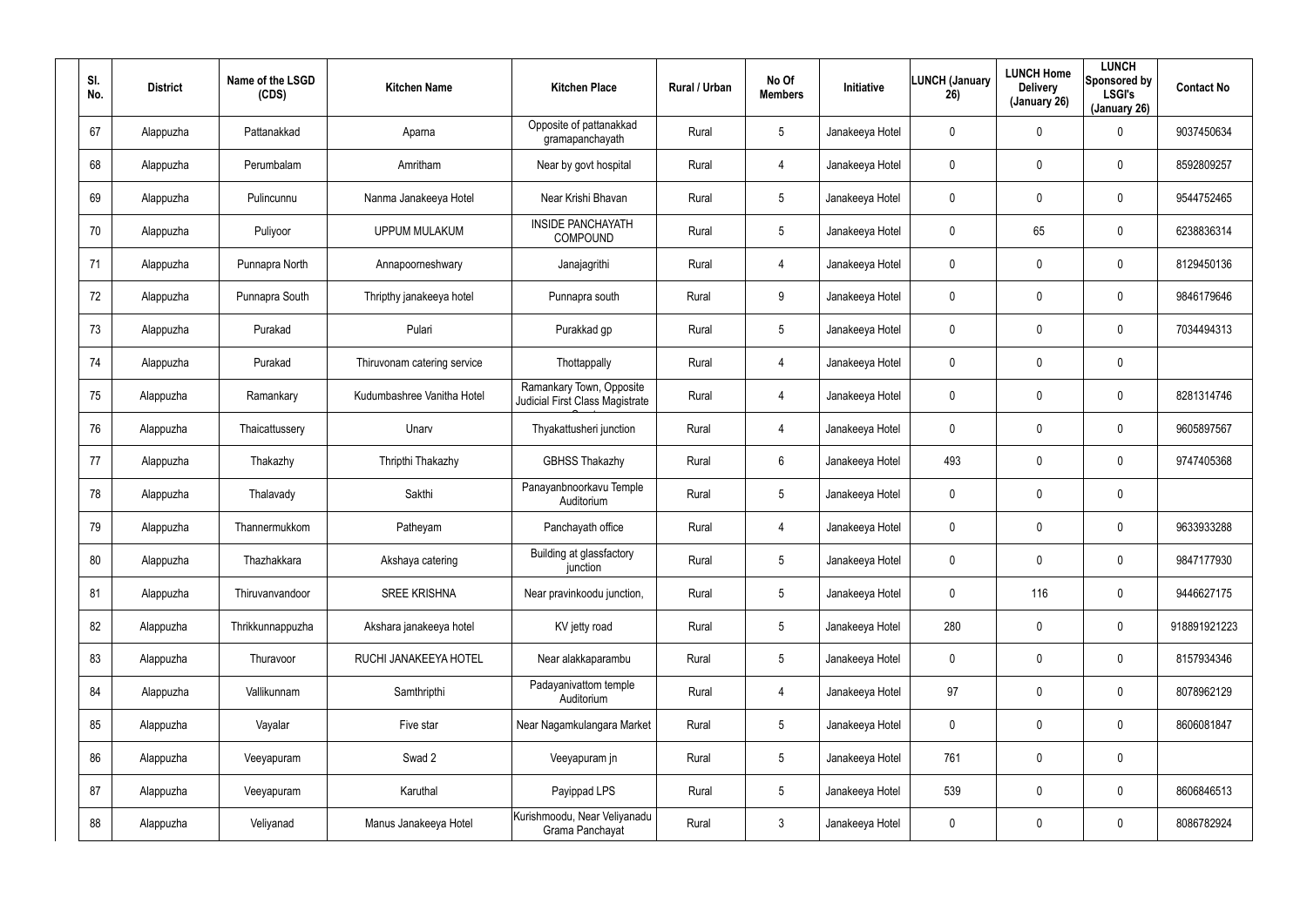| Sl. No. | District | Name of the LSGD (CDS) | Kitchen Name | Kitchen Place | Rural / Urban | No Of Members | Initiative | LUNCH (January 26) | LUNCH Home Delivery (January 26) | LUNCH Sponsored by LSGI's (January 26) | Contact No |
|---|---|---|---|---|---|---|---|---|---|---|---|
| 67 | Alappuzha | Pattanakkad | Aparna | Opposite of pattanakkad gramapanchayath | Rural | 5 | Janakeeya Hotel | 0 | 0 | 0 | 9037450634 |
| 68 | Alappuzha | Perumbalam | Amritham | Near by govt hospital | Rural | 4 | Janakeeya Hotel | 0 | 0 | 0 | 8592809257 |
| 69 | Alappuzha | Pulincunnu | Nanma Janakeeya Hotel | Near Krishi Bhavan | Rural | 5 | Janakeeya Hotel | 0 | 0 | 0 | 9544752465 |
| 70 | Alappuzha | Puliyoor | UPPUM MULAKUM | INSIDE PANCHAYATH COMPOUND | Rural | 5 | Janakeeya Hotel | 0 | 65 | 0 | 6238836314 |
| 71 | Alappuzha | Punnapra North | Annapoorneshwary | Janajagrithi | Rural | 4 | Janakeeya Hotel | 0 | 0 | 0 | 8129450136 |
| 72 | Alappuzha | Punnapra South | Thripthy janakeeya hotel | Punnapra south | Rural | 9 | Janakeeya Hotel | 0 | 0 | 0 | 9846179646 |
| 73 | Alappuzha | Purakad | Pulari | Purakkad gp | Rural | 5 | Janakeeya Hotel | 0 | 0 | 0 | 7034494313 |
| 74 | Alappuzha | Purakad | Thiruvonam catering service | Thottappally | Rural | 4 | Janakeeya Hotel | 0 | 0 | 0 | |
| 75 | Alappuzha | Ramankary | Kudumbashree Vanitha Hotel | Ramankary Town, Opposite Judicial First Class Magistrate Court | Rural | 4 | Janakeeya Hotel | 0 | 0 | 0 | 8281314746 |
| 76 | Alappuzha | Thaicattussery | Unarv | Thyakattusheri junction | Rural | 4 | Janakeeya Hotel | 0 | 0 | 0 | 9605897567 |
| 77 | Alappuzha | Thakazhy | Thripthi Thakazhy | GBHSS Thakazhy | Rural | 6 | Janakeeya Hotel | 493 | 0 | 0 | 9747405368 |
| 78 | Alappuzha | Thalavady | Sakthi | Panayanbnoorkavu Temple Auditorium | Rural | 5 | Janakeeya Hotel | 0 | 0 | 0 | |
| 79 | Alappuzha | Thannermukkom | Patheyam | Panchayath office | Rural | 4 | Janakeeya Hotel | 0 | 0 | 0 | 9633933288 |
| 80 | Alappuzha | Thazhakkara | Akshaya catering | Building at glassfactory junction | Rural | 5 | Janakeeya Hotel | 0 | 0 | 0 | 9847177930 |
| 81 | Alappuzha | Thiruvanvandoor | SREE KRISHNA | Near pravinkoodu junction, | Rural | 5 | Janakeeya Hotel | 0 | 116 | 0 | 9446627175 |
| 82 | Alappuzha | Thrikkunnappuzha | Akshara janakeeya hotel | KV jetty road | Rural | 5 | Janakeeya Hotel | 280 | 0 | 0 | 918891921223 |
| 83 | Alappuzha | Thuravoor | RUCHI JANAKEEYA HOTEL | Near alakkaparambu | Rural | 5 | Janakeeya Hotel | 0 | 0 | 0 | 8157934346 |
| 84 | Alappuzha | Vallikunnam | Samthripthi | Padayanivattom temple Auditorium | Rural | 4 | Janakeeya Hotel | 97 | 0 | 0 | 8078962129 |
| 85 | Alappuzha | Vayalar | Five star | Near Nagamkulangara Market | Rural | 5 | Janakeeya Hotel | 0 | 0 | 0 | 8606081847 |
| 86 | Alappuzha | Veeyapuram | Swad 2 | Veeyapuram jn | Rural | 5 | Janakeeya Hotel | 761 | 0 | 0 | |
| 87 | Alappuzha | Veeyapuram | Karuthal | Payippad LPS | Rural | 5 | Janakeeya Hotel | 539 | 0 | 0 | 8606846513 |
| 88 | Alappuzha | Veliyanad | Manus Janakeeya Hotel | Kurishmoodu, Near Veliyanadu Grama Panchayat | Rural | 3 | Janakeeya Hotel | 0 | 0 | 0 | 8086782924 |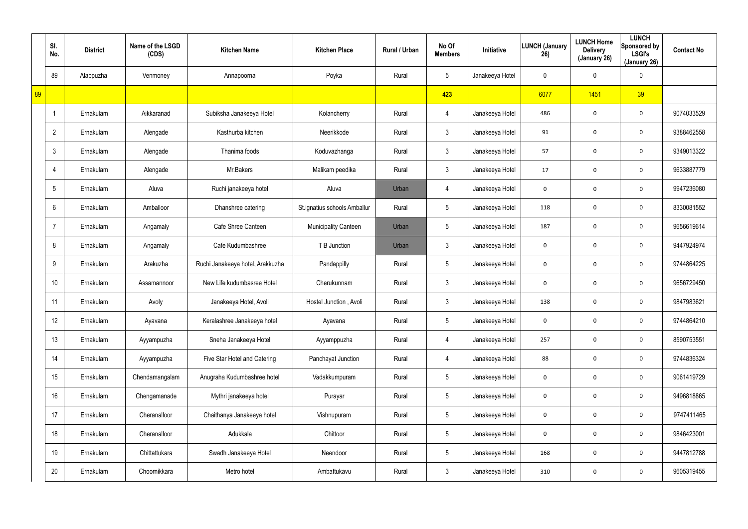| | Sl. No. | District | Name of the LSGD (CDS) | Kitchen Name | Kitchen Place | Rural / Urban | No Of Members | Initiative | LUNCH (January 26) | LUNCH Home Delivery (January 26) | LUNCH Sponsored by LSGI's (January 26) | Contact No |
|---|---|---|---|---|---|---|---|---|---|---|---|---|
| | 89 | Alappuzha | Venmoney | Annapoorna | Poyka | Rural | 5 | Janakeeya Hotel | 0 | 0 | 0 | |
| 89 | | | | | | | 423 | | 6077 | 1451 | 39 | |
| | 1 | Ernakulam | Aikkaranad | Subiksha Janakeeya Hotel | Kolancherry | Rural | 4 | Janakeeya Hotel | 486 | 0 | 0 | 9074033529 |
| | 2 | Ernakulam | Alengade | Kasthurba kitchen | Neerikkode | Rural | 3 | Janakeeya Hotel | 91 | 0 | 0 | 9388462558 |
| | 3 | Ernakulam | Alengade | Thanima foods | Koduvazhanga | Rural | 3 | Janakeeya Hotel | 57 | 0 | 0 | 9349013322 |
| | 4 | Ernakulam | Alengade | Mr.Bakers | Malikam peedika | Rural | 3 | Janakeeya Hotel | 17 | 0 | 0 | 9633887779 |
| | 5 | Ernakulam | Aluva | Ruchi janakeeya hotel | Aluva | Urban | 4 | Janakeeya Hotel | 0 | 0 | 0 | 9947236080 |
| | 6 | Ernakulam | Amballoor | Dhanshree catering | St.ignatius schools Amballur | Rural | 5 | Janakeeya Hotel | 118 | 0 | 0 | 8330081552 |
| | 7 | Ernakulam | Angamaly | Cafe Shree Canteen | Municipality Canteen | Urban | 5 | Janakeeya Hotel | 187 | 0 | 0 | 9656619614 |
| | 8 | Ernakulam | Angamaly | Cafe Kudumbashree | T B Junction | Urban | 3 | Janakeeya Hotel | 0 | 0 | 0 | 9447924974 |
| | 9 | Ernakulam | Arakuzha | Ruchi Janakeeya hotel, Arakkuzha | Pandappilly | Rural | 5 | Janakeeya Hotel | 0 | 0 | 0 | 9744864225 |
| | 10 | Ernakulam | Assamannoor | New Life kudumbasree Hotel | Cherukunnam | Rural | 3 | Janakeeya Hotel | 0 | 0 | 0 | 9656729450 |
| | 11 | Ernakulam | Avoly | Janakeeya Hotel, Avoli | Hostel Junction , Avoli | Rural | 3 | Janakeeya Hotel | 138 | 0 | 0 | 9847983621 |
| | 12 | Ernakulam | Ayavana | Keralashree Janakeeya hotel | Ayavana | Rural | 5 | Janakeeya Hotel | 0 | 0 | 0 | 9744864210 |
| | 13 | Ernakulam | Ayyampuzha | Sneha Janakeeya Hotel | Ayyamppuzha | Rural | 4 | Janakeeya Hotel | 257 | 0 | 0 | 8590753551 |
| | 14 | Ernakulam | Ayyampuzha | Five Star Hotel and Catering | Panchayat Junction | Rural | 4 | Janakeeya Hotel | 88 | 0 | 0 | 9744836324 |
| | 15 | Ernakulam | Chendamangalam | Anugraha Kudumbashree hotel | Vadakkumpuram | Rural | 5 | Janakeeya Hotel | 0 | 0 | 0 | 9061419729 |
| | 16 | Ernakulam | Chengamanade | Mythri janakeeya hotel | Purayar | Rural | 5 | Janakeeya Hotel | 0 | 0 | 0 | 9496818865 |
| | 17 | Ernakulam | Cheranalloor | Chaithanya Janakeeya hotel | Vishnupuram | Rural | 5 | Janakeeya Hotel | 0 | 0 | 0 | 9747411465 |
| | 18 | Ernakulam | Cheranalloor | Adukkala | Chittoor | Rural | 5 | Janakeeya Hotel | 0 | 0 | 0 | 9846423001 |
| | 19 | Ernakulam | Chittattukara | Swadh Janakeeya Hotel | Neendoor | Rural | 5 | Janakeeya Hotel | 168 | 0 | 0 | 9447812788 |
| | 20 | Ernakulam | Choornikkara | Metro hotel | Ambattukavu | Rural | 3 | Janakeeya Hotel | 310 | 0 | 0 | 9605319455 |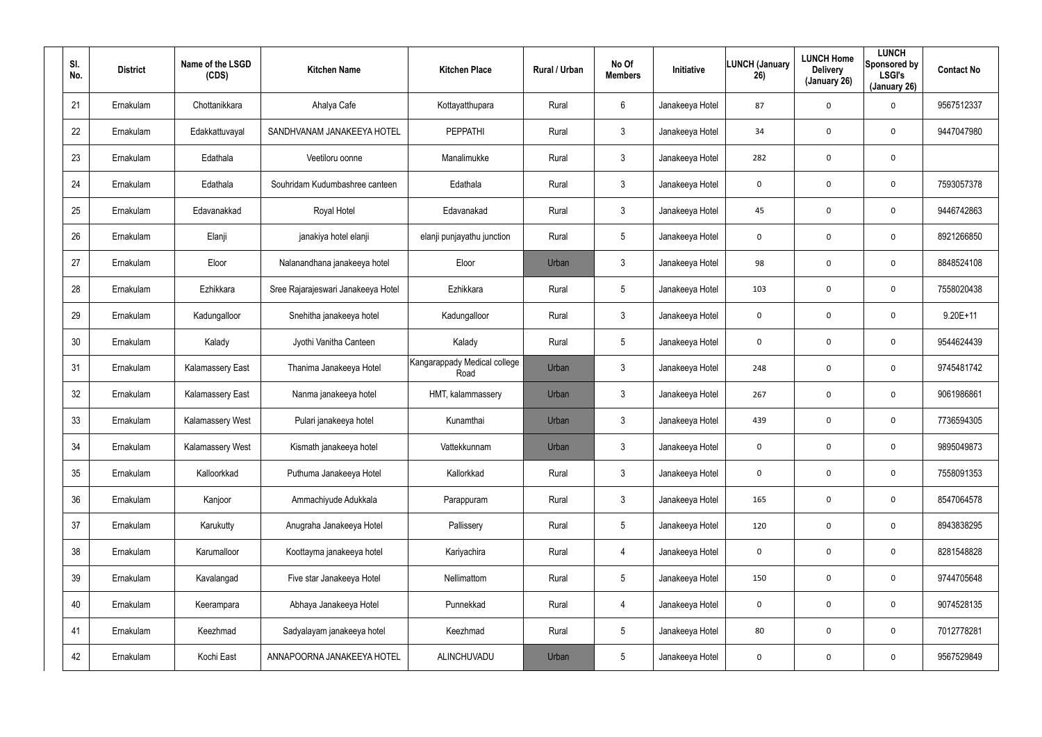| Sl. No. | District | Name of the LSGD (CDS) | Kitchen Name | Kitchen Place | Rural / Urban | No Of Members | Initiative | LUNCH (January 26) | LUNCH Home Delivery (January 26) | LUNCH Sponsored by LSGI's (January 26) | Contact No |
|---|---|---|---|---|---|---|---|---|---|---|---|
| 21 | Ernakulam | Chottanikkara | Ahalya Cafe | Kottayatthupara | Rural | 6 | Janakeeya Hotel | 87 | 0 | 0 | 9567512337 |
| 22 | Ernakulam | Edakkattuvayal | SANDHVANAM JANAKEEYA HOTEL | PEPPATHI | Rural | 3 | Janakeeya Hotel | 34 | 0 | 0 | 9447047980 |
| 23 | Ernakulam | Edathala | Veetiloru oonne | Manalimukke | Rural | 3 | Janakeeya Hotel | 282 | 0 | 0 | |
| 24 | Ernakulam | Edathala | Souhridam Kudumbashree canteen | Edathala | Rural | 3 | Janakeeya Hotel | 0 | 0 | 0 | 7593057378 |
| 25 | Ernakulam | Edavanakkad | Royal Hotel | Edavanakad | Rural | 3 | Janakeeya Hotel | 45 | 0 | 0 | 9446742863 |
| 26 | Ernakulam | Elanji | janakiya hotel elanji | elanji punjayathu junction | Rural | 5 | Janakeeya Hotel | 0 | 0 | 0 | 8921266850 |
| 27 | Ernakulam | Eloor | Nalanandhana janakeeya hotel | Eloor | Urban | 3 | Janakeeya Hotel | 98 | 0 | 0 | 8848524108 |
| 28 | Ernakulam | Ezhikkara | Sree Rajarajeswari Janakeeya Hotel | Ezhikkara | Rural | 5 | Janakeeya Hotel | 103 | 0 | 0 | 7558020438 |
| 29 | Ernakulam | Kadungalloor | Snehitha janakeeya hotel | Kadungalloor | Rural | 3 | Janakeeya Hotel | 0 | 0 | 0 | 9.20E+11 |
| 30 | Ernakulam | Kalady | Jyothi Vanitha Canteen | Kalady | Rural | 5 | Janakeeya Hotel | 0 | 0 | 0 | 9544624439 |
| 31 | Ernakulam | Kalamassery East | Thanima Janakeeya Hotel | Kangarappady Medical college Road | Urban | 3 | Janakeeya Hotel | 248 | 0 | 0 | 9745481742 |
| 32 | Ernakulam | Kalamassery East | Nanma janakeeya hotel | HMT, kalammassery | Urban | 3 | Janakeeya Hotel | 267 | 0 | 0 | 9061986861 |
| 33 | Ernakulam | Kalamassery West | Pulari janakeeya hotel | Kunamthai | Urban | 3 | Janakeeya Hotel | 439 | 0 | 0 | 7736594305 |
| 34 | Ernakulam | Kalamassery West | Kismath janakeeya hotel | Vattekkunnam | Urban | 3 | Janakeeya Hotel | 0 | 0 | 0 | 9895049873 |
| 35 | Ernakulam | Kalloorkkad | Puthuma Janakeeya Hotel | Kallorkkad | Rural | 3 | Janakeeya Hotel | 0 | 0 | 0 | 7558091353 |
| 36 | Ernakulam | Kanjoor | Ammachiyude Adukkala | Parappuram | Rural | 3 | Janakeeya Hotel | 165 | 0 | 0 | 8547064578 |
| 37 | Ernakulam | Karukutty | Anugraha Janakeeya Hotel | Pallissery | Rural | 5 | Janakeeya Hotel | 120 | 0 | 0 | 8943838295 |
| 38 | Ernakulam | Karumalloor | Koottayma janakeeya hotel | Kariyachira | Rural | 4 | Janakeeya Hotel | 0 | 0 | 0 | 8281548828 |
| 39 | Ernakulam | Kavalangad | Five star Janakeeya Hotel | Nellimattom | Rural | 5 | Janakeeya Hotel | 150 | 0 | 0 | 9744705648 |
| 40 | Ernakulam | Keerampara | Abhaya Janakeeya Hotel | Punnekkad | Rural | 4 | Janakeeya Hotel | 0 | 0 | 0 | 9074528135 |
| 41 | Ernakulam | Keezhmad | Sadyalayam janakeeya hotel | Keezhmad | Rural | 5 | Janakeeya Hotel | 80 | 0 | 0 | 7012778281 |
| 42 | Ernakulam | Kochi East | ANNAPOORNA JANAKEEYA HOTEL | ALINCHUVADU | Urban | 5 | Janakeeya Hotel | 0 | 0 | 0 | 9567529849 |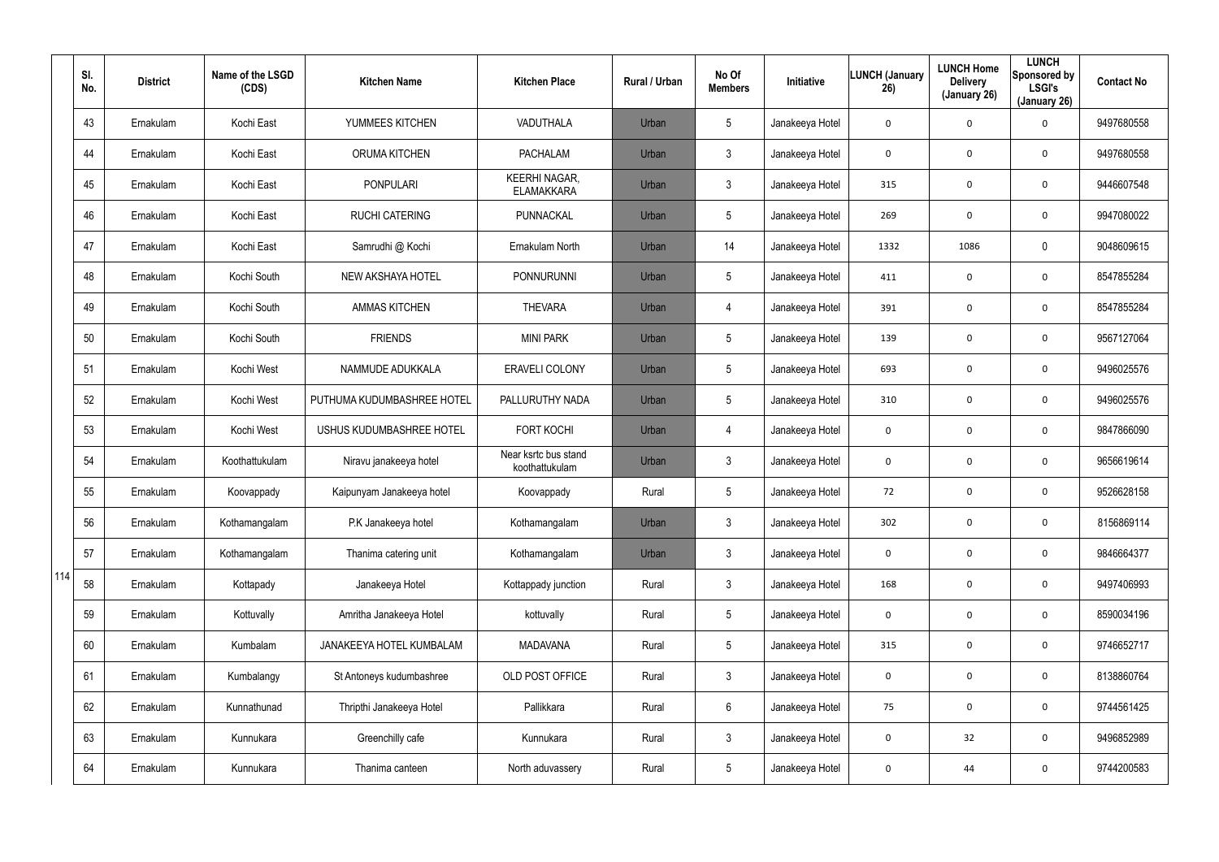| Sl. No. | District | Name of the LSGD (CDS) | Kitchen Name | Kitchen Place | Rural / Urban | No Of Members | Initiative | LUNCH (January 26) | LUNCH Home Delivery (January 26) | LUNCH Sponsored by LSGI's (January 26) | Contact No |
|---|---|---|---|---|---|---|---|---|---|---|---|
| 43 | Ernakulam | Kochi East | YUMMEES KITCHEN | VADUTHALA | Urban | 5 | Janakeeya Hotel | 0 | 0 | 0 | 9497680558 |
| 44 | Ernakulam | Kochi East | ORUMA KITCHEN | PACHALAM | Urban | 3 | Janakeeya Hotel | 0 | 0 | 0 | 9497680558 |
| 45 | Ernakulam | Kochi East | PONPULARI | KEERHI NAGAR, ELAMAKKARA | Urban | 3 | Janakeeya Hotel | 315 | 0 | 0 | 9446607548 |
| 46 | Ernakulam | Kochi East | RUCHI CATERING | PUNNACKAL | Urban | 5 | Janakeeya Hotel | 269 | 0 | 0 | 9947080022 |
| 47 | Ernakulam | Kochi East | Samrudhi @ Kochi | Ernakulam North | Urban | 14 | Janakeeya Hotel | 1332 | 1086 | 0 | 9048609615 |
| 48 | Ernakulam | Kochi South | NEW AKSHAYA HOTEL | PONNURUNNI | Urban | 5 | Janakeeya Hotel | 411 | 0 | 0 | 8547855284 |
| 49 | Ernakulam | Kochi South | AMMAS KITCHEN | THEVARA | Urban | 4 | Janakeeya Hotel | 391 | 0 | 0 | 8547855284 |
| 50 | Ernakulam | Kochi South | FRIENDS | MINI PARK | Urban | 5 | Janakeeya Hotel | 139 | 0 | 0 | 9567127064 |
| 51 | Ernakulam | Kochi West | NAMMUDE ADUKKALA | ERAVELI COLONY | Urban | 5 | Janakeeya Hotel | 693 | 0 | 0 | 9496025576 |
| 52 | Ernakulam | Kochi West | PUTHUMA KUDUMBASHREE HOTEL | PALLURUTHY NADA | Urban | 5 | Janakeeya Hotel | 310 | 0 | 0 | 9496025576 |
| 53 | Ernakulam | Kochi West | USHUS KUDUMBASHREE HOTEL | FORT KOCHI | Urban | 4 | Janakeeya Hotel | 0 | 0 | 0 | 9847866090 |
| 54 | Ernakulam | Koothattukulam | Niravu janakeeya hotel | Near ksrtc bus stand koothattukulam | Urban | 3 | Janakeeya Hotel | 0 | 0 | 0 | 9656619614 |
| 55 | Ernakulam | Koovappady | Kaipunyam Janakeeya hotel | Koovappady | Rural | 5 | Janakeeya Hotel | 72 | 0 | 0 | 9526628158 |
| 56 | Ernakulam | Kothamangalam | P.K Janakeeya hotel | Kothamangalam | Urban | 3 | Janakeeya Hotel | 302 | 0 | 0 | 8156869114 |
| 57 | Ernakulam | Kothamangalam | Thanima catering unit | Kothamangalam | Urban | 3 | Janakeeya Hotel | 0 | 0 | 0 | 9846664377 |
| 58 | Ernakulam | Kottapady | Janakeeya Hotel | Kottappady junction | Rural | 3 | Janakeeya Hotel | 168 | 0 | 0 | 9497406993 |
| 59 | Ernakulam | Kottuvally | Amritha Janakeeya Hotel | kottuvally | Rural | 5 | Janakeeya Hotel | 0 | 0 | 0 | 8590034196 |
| 60 | Ernakulam | Kumbalam | JANAKEEYA HOTEL KUMBALAM | MADAVANA | Rural | 5 | Janakeeya Hotel | 315 | 0 | 0 | 9746652717 |
| 61 | Ernakulam | Kumbalangy | St Antoneys kudumbashree | OLD POST OFFICE | Rural | 3 | Janakeeya Hotel | 0 | 0 | 0 | 8138860764 |
| 62 | Ernakulam | Kunnathunad | Thripthi Janakeeya Hotel | Pallikkara | Rural | 6 | Janakeeya Hotel | 75 | 0 | 0 | 9744561425 |
| 63 | Ernakulam | Kunnukara | Greenchilly cafe | Kunnukara | Rural | 3 | Janakeeya Hotel | 0 | 32 | 0 | 9496852989 |
| 64 | Ernakulam | Kunnukara | Thanima canteen | North aduvassery | Rural | 5 | Janakeeya Hotel | 0 | 44 | 0 | 9744200583 |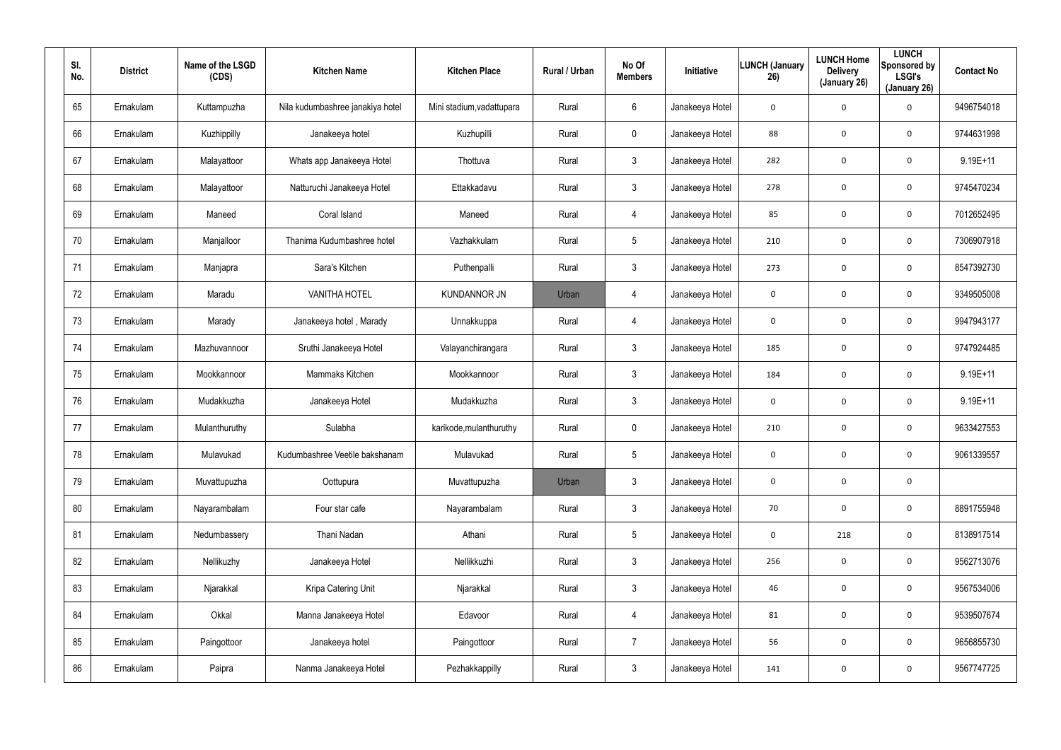| Sl. No. | District | Name of the LSGD (CDS) | Kitchen Name | Kitchen Place | Rural / Urban | No Of Members | Initiative | LUNCH (January 26) | LUNCH Home Delivery (January 26) | LUNCH Sponsored by LSGI's (January 26) | Contact No |
|---|---|---|---|---|---|---|---|---|---|---|---|
| 65 | Ernakulam | Kuttampuzha | Nila kudumbashree janakiya hotel | Mini stadium,vadattupara | Rural | 6 | Janakeeya Hotel | 0 | 0 | 0 | 9496754018 |
| 66 | Ernakulam | Kuzhippilly | Janakeeya hotel | Kuzhupilli | Rural | 0 | Janakeeya Hotel | 88 | 0 | 0 | 9744631998 |
| 67 | Ernakulam | Malayattoor | Whats app Janakeeya Hotel | Thottuva | Rural | 3 | Janakeeya Hotel | 282 | 0 | 0 | 9.19E+11 |
| 68 | Ernakulam | Malayattoor | Natturuchi Janakeeya Hotel | Ettakkadavu | Rural | 3 | Janakeeya Hotel | 278 | 0 | 0 | 9745470234 |
| 69 | Ernakulam | Maneed | Coral Island | Maneed | Rural | 4 | Janakeeya Hotel | 85 | 0 | 0 | 7012652495 |
| 70 | Ernakulam | Manjalloor | Thanima Kudumbashree hotel | Vazhakkulam | Rural | 5 | Janakeeya Hotel | 210 | 0 | 0 | 7306907918 |
| 71 | Ernakulam | Manjapra | Sara's Kitchen | Puthenpalli | Rural | 3 | Janakeeya Hotel | 273 | 0 | 0 | 8547392730 |
| 72 | Ernakulam | Maradu | VANITHA HOTEL | KUNDANNOR JN | Urban | 4 | Janakeeya Hotel | 0 | 0 | 0 | 9349505008 |
| 73 | Ernakulam | Marady | Janakeeya hotel , Marady | Unnakkuppa | Rural | 4 | Janakeeya Hotel | 0 | 0 | 0 | 9947943177 |
| 74 | Ernakulam | Mazhuvannoor | Sruthi Janakeeya Hotel | Valayanchirangara | Rural | 3 | Janakeeya Hotel | 185 | 0 | 0 | 9747924485 |
| 75 | Ernakulam | Mookkannoor | Mammaks Kitchen | Mookkannoor | Rural | 3 | Janakeeya Hotel | 184 | 0 | 0 | 9.19E+11 |
| 76 | Ernakulam | Mudakkuzha | Janakeeya Hotel | Mudakkuzha | Rural | 3 | Janakeeya Hotel | 0 | 0 | 0 | 9.19E+11 |
| 77 | Ernakulam | Mulanthuruthy | Sulabha | karikode,mulanthuruthy | Rural | 0 | Janakeeya Hotel | 210 | 0 | 0 | 9633427553 |
| 78 | Ernakulam | Mulavukad | Kudumbashree Veetile bakshanam | Mulavukad | Rural | 5 | Janakeeya Hotel | 0 | 0 | 0 | 9061339557 |
| 79 | Ernakulam | Muvattupuzha | Oottupura | Muvattupuzha | Urban | 3 | Janakeeya Hotel | 0 | 0 | 0 | |
| 80 | Ernakulam | Nayarambalam | Four star cafe | Nayarambalam | Rural | 3 | Janakeeya Hotel | 70 | 0 | 0 | 8891755948 |
| 81 | Ernakulam | Nedumbassery | Thani Nadan | Athani | Rural | 5 | Janakeeya Hotel | 0 | 218 | 0 | 8138917514 |
| 82 | Ernakulam | Nellikuzhy | Janakeeya Hotel | Nellikkuzhi | Rural | 3 | Janakeeya Hotel | 256 | 0 | 0 | 9562713076 |
| 83 | Ernakulam | Njarakkal | Kripa Catering Unit | Njarakkal | Rural | 3 | Janakeeya Hotel | 46 | 0 | 0 | 9567534006 |
| 84 | Ernakulam | Okkal | Manna Janakeeya Hotel | Edavoor | Rural | 4 | Janakeeya Hotel | 81 | 0 | 0 | 9539507674 |
| 85 | Ernakulam | Paingottoor | Janakeeya hotel | Paingottoor | Rural | 7 | Janakeeya Hotel | 56 | 0 | 0 | 9656855730 |
| 86 | Ernakulam | Paipra | Nanma Janakeeya Hotel | Pezhakkappilly | Rural | 3 | Janakeeya Hotel | 141 | 0 | 0 | 9567747725 |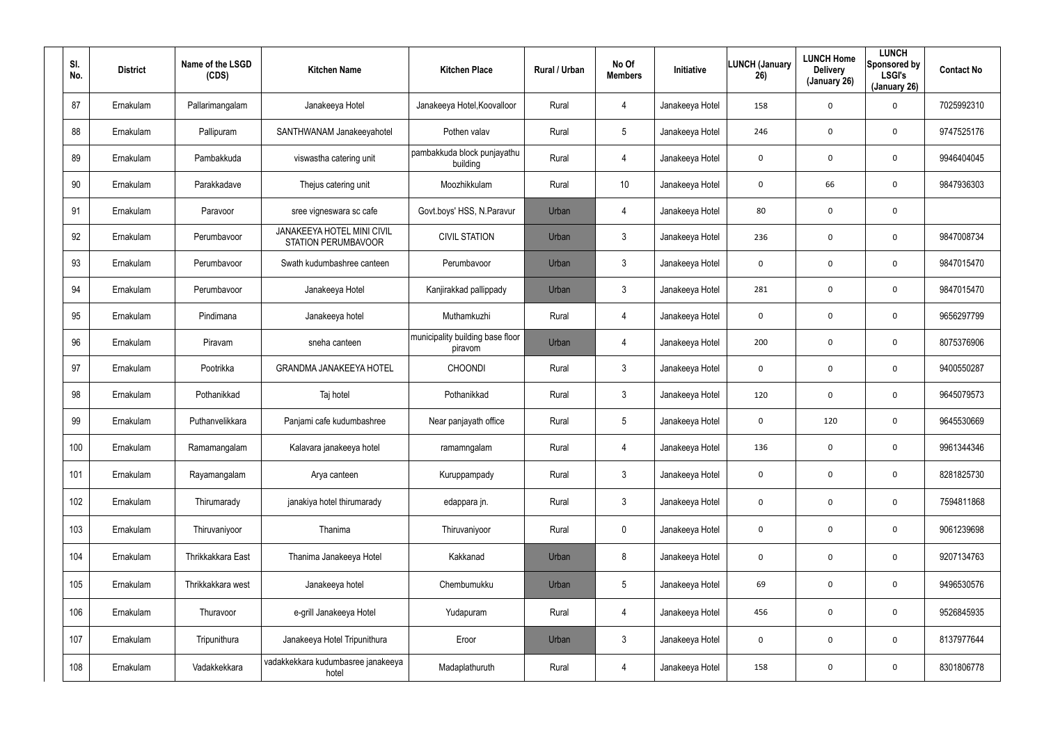| Sl. No. | District | Name of the LSGD (CDS) | Kitchen Name | Kitchen Place | Rural / Urban | No Of Members | Initiative | LUNCH (January 26) | LUNCH Home Delivery (January 26) | LUNCH Sponsored by LSGI's (January 26) | Contact No |
|---|---|---|---|---|---|---|---|---|---|---|---|
| 87 | Ernakulam | Pallarimangalam | Janakeeya Hotel | Janakeeya Hotel,Koovalloor | Rural | 4 | Janakeeya Hotel | 158 | 0 | 0 | 7025992310 |
| 88 | Ernakulam | Pallipuram | SANTHWANAM Janakeeyahotel | Pothen valav | Rural | 5 | Janakeeya Hotel | 246 | 0 | 0 | 9747525176 |
| 89 | Ernakulam | Pambakkuda | viswastha catering unit | pambakkuda block punjayathu building | Rural | 4 | Janakeeya Hotel | 0 | 0 | 0 | 9946404045 |
| 90 | Ernakulam | Parakkadave | Thejus catering unit | Moozhikkulam | Rural | 10 | Janakeeya Hotel | 0 | 66 | 0 | 9847936303 |
| 91 | Ernakulam | Paravoor | sree vigneswara sc cafe | Govt.boys' HSS, N.Paravur | Urban | 4 | Janakeeya Hotel | 80 | 0 | 0 | |
| 92 | Ernakulam | Perumbavoor | JANAKEEYA HOTEL MINI CIVIL STATION PERUMBAVOOR | CIVIL STATION | Urban | 3 | Janakeeya Hotel | 236 | 0 | 0 | 9847008734 |
| 93 | Ernakulam | Perumbavoor | Swath kudumbashree canteen | Perumbavoor | Urban | 3 | Janakeeya Hotel | 0 | 0 | 0 | 9847015470 |
| 94 | Ernakulam | Perumbavoor | Janakeeya Hotel | Kanjirakkad pallippady | Urban | 3 | Janakeeya Hotel | 281 | 0 | 0 | 9847015470 |
| 95 | Ernakulam | Pindimana | Janakeeya hotel | Muthamkuzhi | Rural | 4 | Janakeeya Hotel | 0 | 0 | 0 | 9656297799 |
| 96 | Ernakulam | Piravam | sneha canteen | municipality building base floor piravom | Urban | 4 | Janakeeya Hotel | 200 | 0 | 0 | 8075376906 |
| 97 | Ernakulam | Pootrikka | GRANDMA JANAKEEYA HOTEL | CHOONDI | Rural | 3 | Janakeeya Hotel | 0 | 0 | 0 | 9400550287 |
| 98 | Ernakulam | Pothanikkad | Taj hotel | Pothanikkad | Rural | 3 | Janakeeya Hotel | 120 | 0 | 0 | 9645079573 |
| 99 | Ernakulam | Puthanvelikkara | Panjami cafe kudumbashree | Near panjayath office | Rural | 5 | Janakeeya Hotel | 0 | 120 | 0 | 9645530669 |
| 100 | Ernakulam | Ramamangalam | Kalavara janakeeya hotel | ramamngalam | Rural | 4 | Janakeeya Hotel | 136 | 0 | 0 | 9961344346 |
| 101 | Ernakulam | Rayamangalam | Arya canteen | Kuruppampady | Rural | 3 | Janakeeya Hotel | 0 | 0 | 0 | 8281825730 |
| 102 | Ernakulam | Thirumarady | janakiya hotel thirumarady | edappara jn. | Rural | 3 | Janakeeya Hotel | 0 | 0 | 0 | 7594811868 |
| 103 | Ernakulam | Thiruvaniyoor | Thanima | Thiruvaniyoor | Rural | 0 | Janakeeya Hotel | 0 | 0 | 0 | 9061239698 |
| 104 | Ernakulam | Thrikkakkara East | Thanima Janakeeya Hotel | Kakkanad | Urban | 8 | Janakeeya Hotel | 0 | 0 | 0 | 9207134763 |
| 105 | Ernakulam | Thrikkakkara west | Janakeeya hotel | Chembumukku | Urban | 5 | Janakeeya Hotel | 69 | 0 | 0 | 9496530576 |
| 106 | Ernakulam | Thuravoor | e-grill Janakeeya Hotel | Yudapuram | Rural | 4 | Janakeeya Hotel | 456 | 0 | 0 | 9526845935 |
| 107 | Ernakulam | Tripunithura | Janakeeya Hotel Tripunithura | Eroor | Urban | 3 | Janakeeya Hotel | 0 | 0 | 0 | 8137977644 |
| 108 | Ernakulam | Vadakkekkara | vadakkekkara kudumbasree janakeeya hotel | Madaplathuruth | Rural | 4 | Janakeeya Hotel | 158 | 0 | 0 | 8301806778 |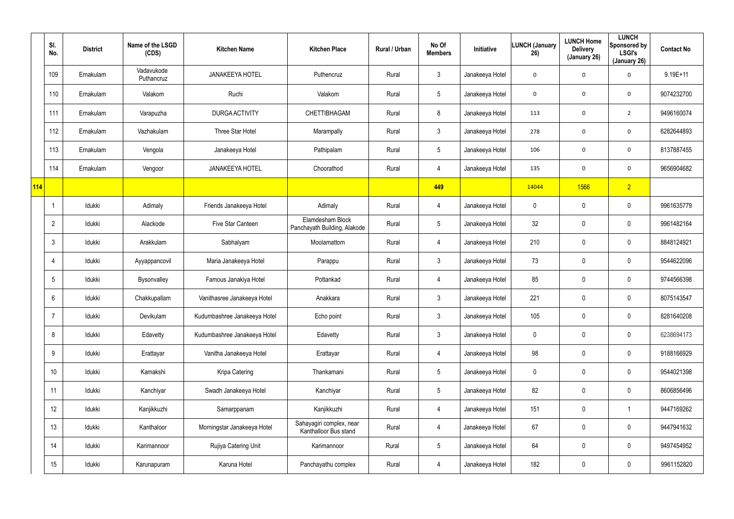| | Sl. No. | District | Name of the LSGD (CDS) | Kitchen Name | Kitchen Place | Rural / Urban | No Of Members | Initiative | LUNCH (January 26) | LUNCH Home Delivery (January 26) | LUNCH Sponsored by LSGI's (January 26) | Contact No |
|---|---|---|---|---|---|---|---|---|---|---|---|---|
| | 109 | Ernakulam | Vadavukode Puthancruz | JANAKEEYA HOTEL | Puthencruz | Rural | 3 | Janakeeya Hotel | 0 | 0 | 0 | 9.19E+11 |
| | 110 | Ernakulam | Valakom | Ruchi | Valakom | Rural | 5 | Janakeeya Hotel | 0 | 0 | 0 | 9074232700 |
| | 111 | Ernakulam | Varapuzha | DURGA ACTIVITY | CHETTIBHAGAM | Rural | 8 | Janakeeya Hotel | 113 | 0 | 2 | 9496160074 |
| | 112 | Ernakulam | Vazhakulam | Three Star Hotel | Marampally | Rural | 3 | Janakeeya Hotel | 278 | 0 | 0 | 6282644893 |
| | 113 | Ernakulam | Vengola | Janakeeya Hotel | Pathipalam | Rural | 5 | Janakeeya Hotel | 106 | 0 | 0 | 8137887455 |
| | 114 | Ernakulam | Vengoor | JANAKEEYA HOTEL | Choorathod | Rural | 4 | Janakeeya Hotel | 135 | 0 | 0 | 9656904682 |
| **114** | | | | | | | **449** | | 14044 | 1566 | 2 | |
| | 1 | Idukki | Adimaly | Friends Janakeeya Hotel | Adimaly | Rural | 4 | Janakeeya Hotel | 0 | 0 | 0 | 9961635779 |
| | 2 | Idukki | Alackode | Five Star Canteen | Elamdesham Block Panchayath Building, Alakode | Rural | 5 | Janakeeya Hotel | 32 | 0 | 0 | 9961482164 |
| | 3 | Idukki | Arakkulam | Sabhalyam | Moolamattom | Rural | 4 | Janakeeya Hotel | 210 | 0 | 0 | 8848124921 |
| | 4 | Idukki | Ayyappancovil | Maria Janakeeya Hotel | Parappu | Rural | 3 | Janakeeya Hotel | 73 | 0 | 0 | 9544622096 |
| | 5 | Idukki | Bysonvalley | Famous Janakiya Hotel | Pottankad | Rural | 4 | Janakeeya Hotel | 85 | 0 | 0 | 9744566398 |
| | 6 | Idukki | Chakkupallam | Vanithasree Janakeeya Hotel | Anakkara | Rural | 3 | Janakeeya Hotel | 221 | 0 | 0 | 8075143547 |
| | 7 | Idukki | Devikulam | Kudumbashree Janakeeya Hotel | Echo point | Rural | 3 | Janakeeya Hotel | 105 | 0 | 0 | 8281640208 |
| | 8 | Idukki | Edavetty | Kudumbashree Janakeeya Hotel | Edavetty | Rural | 3 | Janakeeya Hotel | 0 | 0 | 0 | 6238694173 |
| | 9 | Idukki | Erattayar | Vanitha Janakeeya Hotel | Erattayar | Rural | 4 | Janakeeya Hotel | 98 | 0 | 0 | 9188166929 |
| | 10 | Idukki | Kamakshi | Kripa Catering | Thankamani | Rural | 5 | Janakeeya Hotel | 0 | 0 | 0 | 9544021398 |
| | 11 | Idukki | Kanchiyar | Swadh Janakeeya Hotel | Kanchiyar | Rural | 5 | Janakeeya Hotel | 82 | 0 | 0 | 8606856496 |
| | 12 | Idukki | Kanjikkuzhi | Samarppanam | Kanjikkuzhi | Rural | 4 | Janakeeya Hotel | 151 | 0 | 1 | 9447169262 |
| | 13 | Idukki | Kanthaloor | Morningstar Janakeeya Hotel | Sahayagiri complex, near Kanthalloor Bus stand | Rural | 4 | Janakeeya Hotel | 67 | 0 | 0 | 9447941632 |
| | 14 | Idukki | Karimannoor | Rujiya Catering Unit | Karimannoor | Rural | 5 | Janakeeya Hotel | 64 | 0 | 0 | 9497454952 |
| | 15 | Idukki | Karunapuram | Karuna Hotel | Panchayathu complex | Rural | 4 | Janakeeya Hotel | 182 | 0 | 0 | 9961152820 |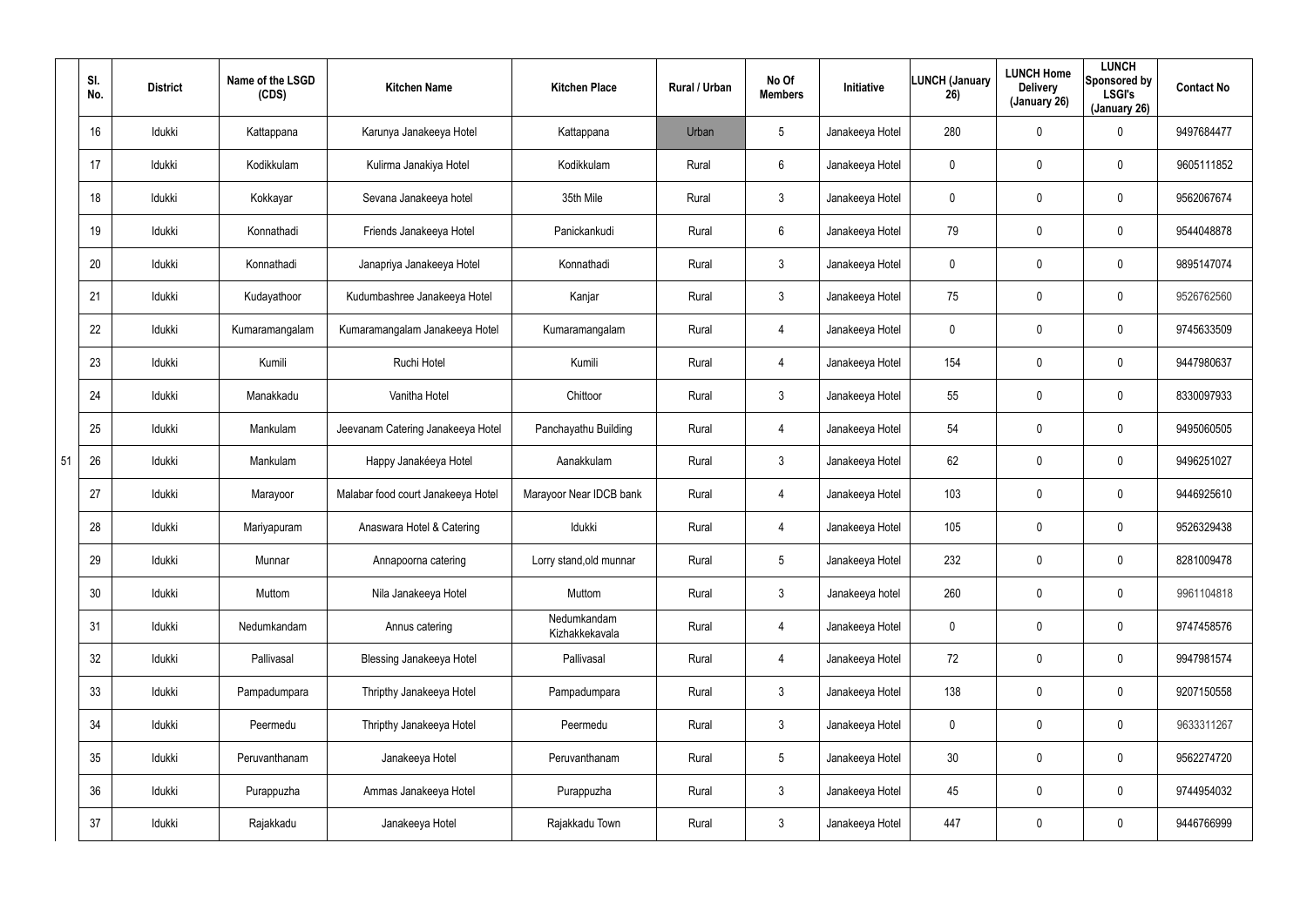|  | Sl. No. | District | Name of the LSGD (CDS) | Kitchen Name | Kitchen Place | Rural / Urban | No Of Members | Initiative | LUNCH (January 26) | LUNCH Home Delivery (January 26) | LUNCH Sponsored by LSGI's (January 26) | Contact No |
|---|---|---|---|---|---|---|---|---|---|---|---|---|
|  | 16 | Idukki | Kattappana | Karunya Janakeeya Hotel | Kattappana | Urban | 5 | Janakeeya Hotel | 280 | 0 | 0 | 9497684477 |
|  | 17 | Idukki | Kodikkulam | Kulirma Janakiya Hotel | Kodikkulam | Rural | 6 | Janakeeya Hotel | 0 | 0 | 0 | 9605111852 |
|  | 18 | Idukki | Kokkayar | Sevana Janakeeya hotel | 35th Mile | Rural | 3 | Janakeeya Hotel | 0 | 0 | 0 | 9562067674 |
|  | 19 | Idukki | Konnathadi | Friends Janakeeya Hotel | Panickankudi | Rural | 6 | Janakeeya Hotel | 79 | 0 | 0 | 9544048878 |
|  | 20 | Idukki | Konnathadi | Janapriya Janakeeya Hotel | Konnathadi | Rural | 3 | Janakeeya Hotel | 0 | 0 | 0 | 9895147074 |
|  | 21 | Idukki | Kudayathoor | Kudumbashree Janakeeya Hotel | Kanjar | Rural | 3 | Janakeeya Hotel | 75 | 0 | 0 | 9526762560 |
|  | 22 | Idukki | Kumaramangalam | Kumaramangalam Janakeeya Hotel | Kumaramangalam | Rural | 4 | Janakeeya Hotel | 0 | 0 | 0 | 9745633509 |
|  | 23 | Idukki | Kumili | Ruchi Hotel | Kumili | Rural | 4 | Janakeeya Hotel | 154 | 0 | 0 | 9447980637 |
|  | 24 | Idukki | Manakkadu | Vanitha Hotel | Chittoor | Rural | 3 | Janakeeya Hotel | 55 | 0 | 0 | 8330097933 |
|  | 25 | Idukki | Mankulam | Jeevanam Catering Janakeeya Hotel | Panchayathu Building | Rural | 4 | Janakeeya Hotel | 54 | 0 | 0 | 9495060505 |
| 51 | 26 | Idukki | Mankulam | Happy Janakéeya Hotel | Aanakkulam | Rural | 3 | Janakeeya Hotel | 62 | 0 | 0 | 9496251027 |
|  | 27 | Idukki | Marayoor | Malabar food court Janakeeya Hotel | Marayoor Near IDCB bank | Rural | 4 | Janakeeya Hotel | 103 | 0 | 0 | 9446925610 |
|  | 28 | Idukki | Mariyapuram | Anaswara Hotel & Catering | Idukki | Rural | 4 | Janakeeya Hotel | 105 | 0 | 0 | 9526329438 |
|  | 29 | Idukki | Munnar | Annapoorna catering | Lorry stand,old munnar | Rural | 5 | Janakeeya Hotel | 232 | 0 | 0 | 8281009478 |
|  | 30 | Idukki | Muttom | Nila Janakeeya Hotel | Muttom | Rural | 3 | Janakeeya hotel | 260 | 0 | 0 | 9961104818 |
|  | 31 | Idukki | Nedumkandam | Annus catering | Nedumkandam Kizhakkekavala | Rural | 4 | Janakeeya Hotel | 0 | 0 | 0 | 9747458576 |
|  | 32 | Idukki | Pallivasal | Blessing Janakeeya Hotel | Pallivasal | Rural | 4 | Janakeeya Hotel | 72 | 0 | 0 | 9947981574 |
|  | 33 | Idukki | Pampadumpara | Thripthy Janakeeya Hotel | Pampadumpara | Rural | 3 | Janakeeya Hotel | 138 | 0 | 0 | 9207150558 |
|  | 34 | Idukki | Peermedu | Thripthy Janakeeya Hotel | Peermedu | Rural | 3 | Janakeeya Hotel | 0 | 0 | 0 | 9633311267 |
|  | 35 | Idukki | Peruvanthanam | Janakeeya Hotel | Peruvanthanam | Rural | 5 | Janakeeya Hotel | 30 | 0 | 0 | 9562274720 |
|  | 36 | Idukki | Purappuzha | Ammas Janakeeya Hotel | Purappuzha | Rural | 3 | Janakeeya Hotel | 45 | 0 | 0 | 9744954032 |
|  | 37 | Idukki | Rajakkadu | Janakeeya Hotel | Rajakkadu Town | Rural | 3 | Janakeeya Hotel | 447 | 0 | 0 | 9446766999 |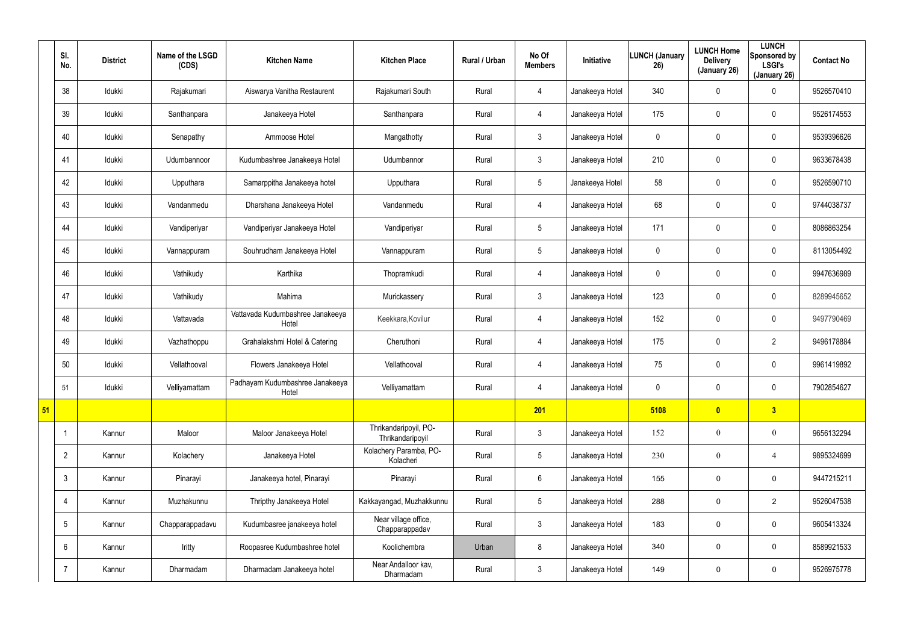| | Sl. No. | District | Name of the LSGD (CDS) | Kitchen Name | Kitchen Place | Rural / Urban | No Of Members | Initiative | LUNCH (January 26) | LUNCH Home Delivery (January 26) | LUNCH Sponsored by LSGI's (January 26) | Contact No |
|---|---|---|---|---|---|---|---|---|---|---|---|---|
| | 38 | Idukki | Rajakumari | Aiswarya Vanitha Restaurent | Rajakumari South | Rural | 4 | Janakeeya Hotel | 340 | 0 | 0 | 9526570410 |
| | 39 | Idukki | Santhanpara | Janakeeya Hotel | Santhanpara | Rural | 4 | Janakeeya Hotel | 175 | 0 | 0 | 9526174553 |
| | 40 | Idukki | Senapathy | Ammoose Hotel | Mangathotty | Rural | 3 | Janakeeya Hotel | 0 | 0 | 0 | 9539396626 |
| | 41 | Idukki | Udumbannoor | Kudumbashree Janakeeya Hotel | Udumbannor | Rural | 3 | Janakeeya Hotel | 210 | 0 | 0 | 9633678438 |
| | 42 | Idukki | Upputhara | Samarppitha Janakeeya hotel | Upputhara | Rural | 5 | Janakeeya Hotel | 58 | 0 | 0 | 9526590710 |
| | 43 | Idukki | Vandanmedu | Dharshana Janakeeya Hotel | Vandanmedu | Rural | 4 | Janakeeya Hotel | 68 | 0 | 0 | 9744038737 |
| | 44 | Idukki | Vandiperiyar | Vandiperiyar Janakeeya Hotel | Vandiperiyar | Rural | 5 | Janakeeya Hotel | 171 | 0 | 0 | 8086863254 |
| | 45 | Idukki | Vannappuram | Souhrudham Janakeeya Hotel | Vannappuram | Rural | 5 | Janakeeya Hotel | 0 | 0 | 0 | 8113054492 |
| | 46 | Idukki | Vathikudy | Karthika | Thopramkudi | Rural | 4 | Janakeeya Hotel | 0 | 0 | 0 | 9947636989 |
| | 47 | Idukki | Vathikudy | Mahima | Murickassery | Rural | 3 | Janakeeya Hotel | 123 | 0 | 0 | 8289945652 |
| | 48 | Idukki | Vattavada | Vattavada Kudumbashree Janakeeya Hotel | Keekkara,Kovilur | Rural | 4 | Janakeeya Hotel | 152 | 0 | 0 | 9497790469 |
| | 49 | Idukki | Vazhathoppu | Grahalakshmi Hotel & Catering | Cheruthoni | Rural | 4 | Janakeeya Hotel | 175 | 0 | 2 | 9496178884 |
| | 50 | Idukki | Vellathooval | Flowers Janakeeya Hotel | Vellathooval | Rural | 4 | Janakeeya Hotel | 75 | 0 | 0 | 9961419892 |
| | 51 | Idukki | Velliyamattam | Padhayam Kudumbashree Janakeeya Hotel | Velliyamattam | Rural | 4 | Janakeeya Hotel | 0 | 0 | 0 | 7902854627 |
| **51** | | | | | | | **201** | | **5108** | **0** | **3** | |
| | 1 | Kannur | Maloor | Maloor Janakeeya Hotel | Thrikandaripoyil, PO-Thrikandaripoyil | Rural | 3 | Janakeeya Hotel | 152 | 0 | 0 | 9656132294 |
| | 2 | Kannur | Kolachery | Janakeeya Hotel | Kolachery Paramba, PO-Kolacheri | Rural | 5 | Janakeeya Hotel | 230 | 0 | 4 | 9895324699 |
| | 3 | Kannur | Pinarayi | Janakeeya hotel, Pinarayi | Pinarayi | Rural | 6 | Janakeeya Hotel | 155 | 0 | 0 | 9447215211 |
| | 4 | Kannur | Muzhakunnu | Thripthy Janakeeya Hotel | Kakkayangad, Muzhakkunnu | Rural | 5 | Janakeeya Hotel | 288 | 0 | 2 | 9526047538 |
| | 5 | Kannur | Chapparappadavu | Kudumbasree janakeeya hotel | Near village office, Chapparappadav | Rural | 3 | Janakeeya Hotel | 183 | 0 | 0 | 9605413324 |
| | 6 | Kannur | Iritty | Roopasree Kudumbashree hotel | Koolichembra | Urban | 8 | Janakeeya Hotel | 340 | 0 | 0 | 8589921533 |
| | 7 | Kannur | Dharmadam | Dharmadam Janakeeya hotel | Near Andalloor kav, Dharmadam | Rural | 3 | Janakeeya Hotel | 149 | 0 | 0 | 9526975778 |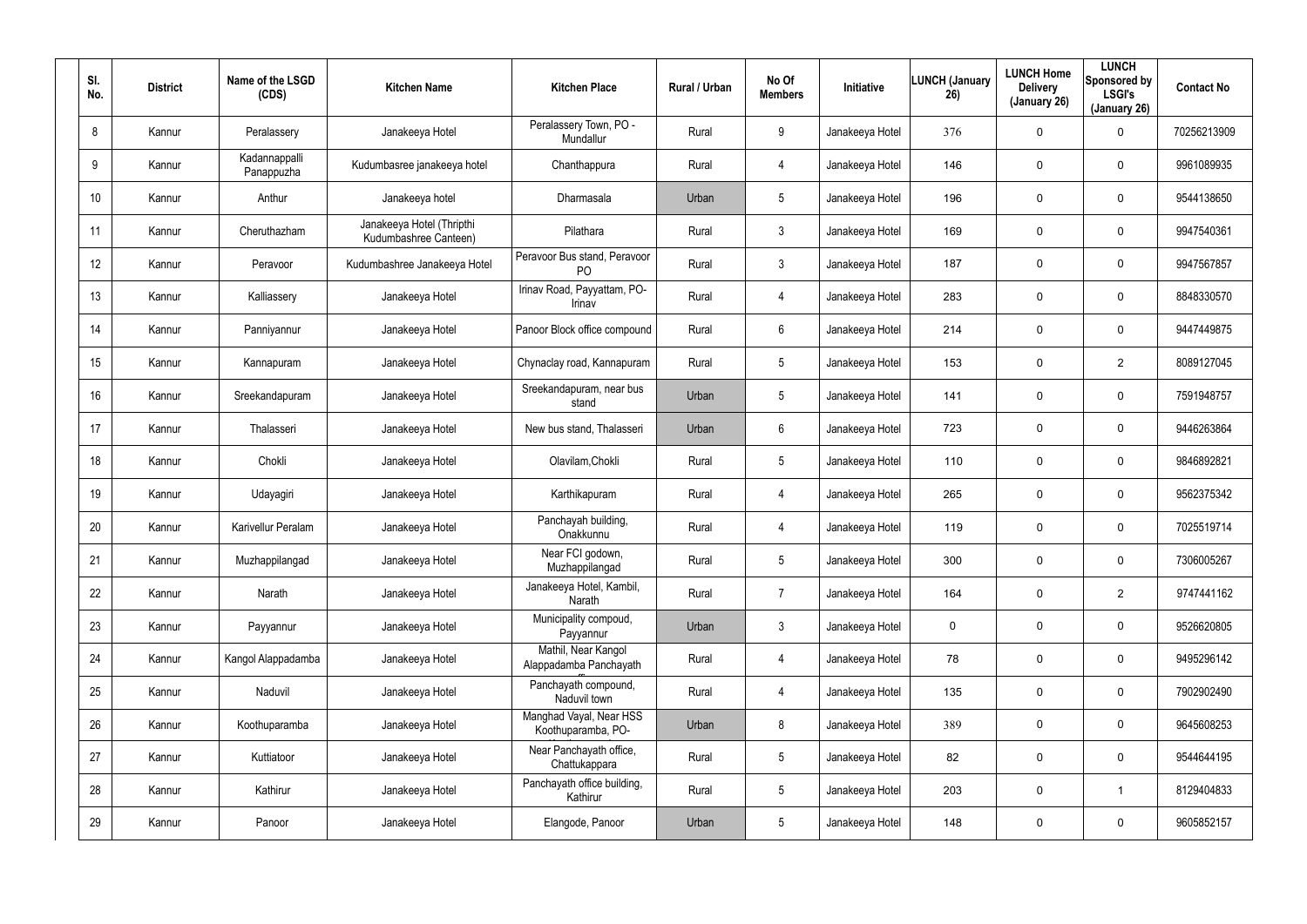| Sl. No. | District | Name of the LSGD (CDS) | Kitchen Name | Kitchen Place | Rural / Urban | No Of Members | Initiative | LUNCH (January 26) | LUNCH Home Delivery (January 26) | LUNCH Sponsored by LSGI's (January 26) | Contact No |
|---|---|---|---|---|---|---|---|---|---|---|---|
| 8 | Kannur | Peralassery | Janakeeya Hotel | Peralassery Town, PO - Mundallur | Rural | 9 | Janakeeya Hotel | 376 | 0 | 0 | 70256213909 |
| 9 | Kannur | Kadannappalli Panappuzha | Kudumbasree janakeeya hotel | Chanthappura | Rural | 4 | Janakeeya Hotel | 146 | 0 | 0 | 9961089935 |
| 10 | Kannur | Anthur | Janakeeya hotel | Dharmasala | Urban | 5 | Janakeeya Hotel | 196 | 0 | 0 | 9544138650 |
| 11 | Kannur | Cheruthazham | Janakeeya Hotel (Thripthi Kudumbashree Canteen) | Pilathara | Rural | 3 | Janakeeya Hotel | 169 | 0 | 0 | 9947540361 |
| 12 | Kannur | Peravoor | Kudumbashree Janakeeya Hotel | Peravoor Bus stand, Peravoor PO | Rural | 3 | Janakeeya Hotel | 187 | 0 | 0 | 9947567857 |
| 13 | Kannur | Kalliassery | Janakeeya Hotel | Irinav Road, Payyattam, PO- Irinav | Rural | 4 | Janakeeya Hotel | 283 | 0 | 0 | 8848330570 |
| 14 | Kannur | Panniyannur | Janakeeya Hotel | Panoor Block office compound | Rural | 6 | Janakeeya Hotel | 214 | 0 | 0 | 9447449875 |
| 15 | Kannur | Kannapuram | Janakeeya Hotel | Chynaclay road, Kannapuram | Rural | 5 | Janakeeya Hotel | 153 | 0 | 2 | 8089127045 |
| 16 | Kannur | Sreekandapuram | Janakeeya Hotel | Sreekandapuram, near bus stand | Urban | 5 | Janakeeya Hotel | 141 | 0 | 0 | 7591948757 |
| 17 | Kannur | Thalasseri | Janakeeya Hotel | New bus stand, Thalasseri | Urban | 6 | Janakeeya Hotel | 723 | 0 | 0 | 9446263864 |
| 18 | Kannur | Chokli | Janakeeya Hotel | Olavilam,Chokli | Rural | 5 | Janakeeya Hotel | 110 | 0 | 0 | 9846892821 |
| 19 | Kannur | Udayagiri | Janakeeya Hotel | Karthikapuram | Rural | 4 | Janakeeya Hotel | 265 | 0 | 0 | 9562375342 |
| 20 | Kannur | Karivellur Peralam | Janakeeya Hotel | Panchayah building, Onakkunnu | Rural | 4 | Janakeeya Hotel | 119 | 0 | 0 | 7025519714 |
| 21 | Kannur | Muzhappilangad | Janakeeya Hotel | Near FCI godown, Muzhappilangad | Rural | 5 | Janakeeya Hotel | 300 | 0 | 0 | 7306005267 |
| 22 | Kannur | Narath | Janakeeya Hotel | Janakeeya Hotel, Kambil, Narath | Rural | 7 | Janakeeya Hotel | 164 | 0 | 2 | 9747441162 |
| 23 | Kannur | Payyannur | Janakeeya Hotel | Municipality compoud, Payyannur | Urban | 3 | Janakeeya Hotel | 0 | 0 | 0 | 9526620805 |
| 24 | Kannur | Kangol Alappadamba | Janakeeya Hotel | Mathil, Near Kangol Alappadamba Panchayath | Rural | 4 | Janakeeya Hotel | 78 | 0 | 0 | 9495296142 |
| 25 | Kannur | Naduvil | Janakeeya Hotel | Panchayath compound, Naduvil town | Rural | 4 | Janakeeya Hotel | 135 | 0 | 0 | 7902902490 |
| 26 | Kannur | Koothuparamba | Janakeeya Hotel | Manghad Vayal, Near HSS Koothuparamba, PO- | Urban | 8 | Janakeeya Hotel | 389 | 0 | 0 | 9645608253 |
| 27 | Kannur | Kuttiatoor | Janakeeya Hotel | Near Panchayath office, Chattukappara | Rural | 5 | Janakeeya Hotel | 82 | 0 | 0 | 9544644195 |
| 28 | Kannur | Kathirur | Janakeeya Hotel | Panchayath office building, Kathirur | Rural | 5 | Janakeeya Hotel | 203 | 0 | 1 | 8129404833 |
| 29 | Kannur | Panoor | Janakeeya Hotel | Elangode, Panoor | Urban | 5 | Janakeeya Hotel | 148 | 0 | 0 | 9605852157 |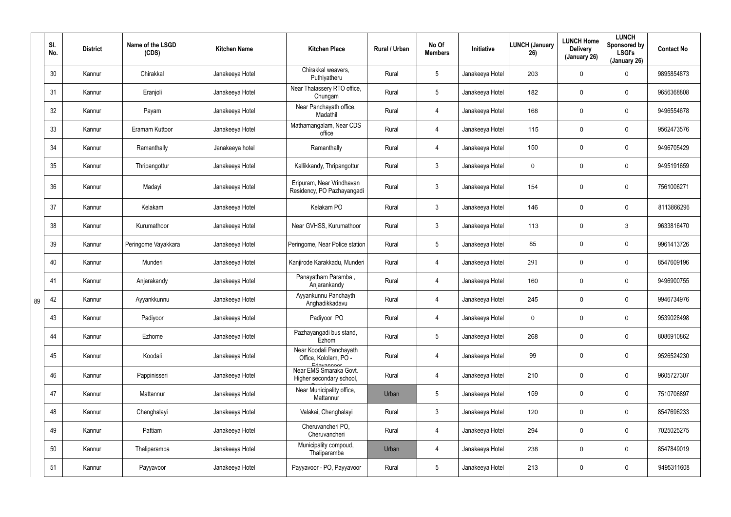|  | Sl. No. | District | Name of the LSGD (CDS) | Kitchen Name | Kitchen Place | Rural / Urban | No Of Members | Initiative | LUNCH (January 26) | LUNCH Home Delivery (January 26) | LUNCH Sponsored by LSGI's (January 26) | Contact No |
|---|---|---|---|---|---|---|---|---|---|---|---|---|
| 89 | 30 | Kannur | Chirakkal | Janakeeya Hotel | Chirakkal weavers, Puthiyatheru | Rural | 5 | Janakeeya Hotel | 203 | 0 | 0 | 9895854873 |
|  | 31 | Kannur | Eranjoli | Janakeeya Hotel | Near Thalassery RTO office, Chungam | Rural | 5 | Janakeeya Hotel | 182 | 0 | 0 | 9656368808 |
|  | 32 | Kannur | Payam | Janakeeya Hotel | Near Panchayath office, Madathil | Rural | 4 | Janakeeya Hotel | 168 | 0 | 0 | 9496554678 |
|  | 33 | Kannur | Eramam Kuttoor | Janakeeya Hotel | Mathamangalam, Near CDS office | Rural | 4 | Janakeeya Hotel | 115 | 0 | 0 | 9562473576 |
|  | 34 | Kannur | Ramanthally | Janakeeya hotel | Ramanthally | Rural | 4 | Janakeeya Hotel | 150 | 0 | 0 | 9496705429 |
|  | 35 | Kannur | Thripangottur | Janakeeya Hotel | Kallikkandy, Thripangottur | Rural | 3 | Janakeeya Hotel | 0 | 0 | 0 | 9495191659 |
|  | 36 | Kannur | Madayi | Janakeeya Hotel | Eripuram, Near Vrindhavan Residency, PO Pazhayangadi | Rural | 3 | Janakeeya Hotel | 154 | 0 | 0 | 7561006271 |
|  | 37 | Kannur | Kelakam | Janakeeya Hotel | Kelakam PO | Rural | 3 | Janakeeya Hotel | 146 | 0 | 0 | 8113866296 |
|  | 38 | Kannur | Kurumathoor | Janakeeya Hotel | Near GVHSS, Kurumathoor | Rural | 3 | Janakeeya Hotel | 113 | 0 | 3 | 9633816470 |
|  | 39 | Kannur | Peringome Vayakkara | Janakeeya Hotel | Peringome, Near Police station | Rural | 5 | Janakeeya Hotel | 85 | 0 | 0 | 9961413726 |
|  | 40 | Kannur | Munderi | Janakeeya Hotel | Kanjirode Karakkadu, Munderi | Rural | 4 | Janakeeya Hotel | 291 | 0 | 0 | 8547609196 |
|  | 41 | Kannur | Anjarakandy | Janakeeya Hotel | Panayatham Paramba , Anjarankandy | Rural | 4 | Janakeeya Hotel | 160 | 0 | 0 | 9496900755 |
|  | 42 | Kannur | Ayyankkunnu | Janakeeya Hotel | Ayyankunnu Panchayth Anghadikkadavu | Rural | 4 | Janakeeya Hotel | 245 | 0 | 0 | 9946734976 |
|  | 43 | Kannur | Padiyoor | Janakeeya Hotel | Padiyoor PO | Rural | 4 | Janakeeya Hotel | 0 | 0 | 0 | 9539028498 |
|  | 44 | Kannur | Ezhome | Janakeeya Hotel | Pazhayangadi bus stand, Ezhom | Rural | 5 | Janakeeya Hotel | 268 | 0 | 0 | 8086910862 |
|  | 45 | Kannur | Koodali | Janakeeya Hotel | Near Koodali Panchayath Office, Kololam, PO - Edayannoor | Rural | 4 | Janakeeya Hotel | 99 | 0 | 0 | 9526524230 |
|  | 46 | Kannur | Pappinisseri | Janakeeya Hotel | Near EMS Smaraka Govt. Higher secondary school, Pappinisseri | Rural | 4 | Janakeeya Hotel | 210 | 0 | 0 | 9605727307 |
|  | 47 | Kannur | Mattannur | Janakeeya Hotel | Near Municipality office, Mattannur | Urban | 5 | Janakeeya Hotel | 159 | 0 | 0 | 7510706897 |
|  | 48 | Kannur | Chenghalayi | Janakeeya Hotel | Valakai, Chenghalayi | Rural | 3 | Janakeeya Hotel | 120 | 0 | 0 | 8547696233 |
|  | 49 | Kannur | Pattiam | Janakeeya Hotel | Cheruvancheri PO, Cheruvancheri | Rural | 4 | Janakeeya Hotel | 294 | 0 | 0 | 7025025275 |
|  | 50 | Kannur | Thaliparamba | Janakeeya Hotel | Municipality compoud, Thaliparamba | Urban | 4 | Janakeeya Hotel | 238 | 0 | 0 | 8547849019 |
|  | 51 | Kannur | Payyavoor | Janakeeya Hotel | Payyavoor - PO, Payyavoor | Rural | 5 | Janakeeya Hotel | 213 | 0 | 0 | 9495311608 |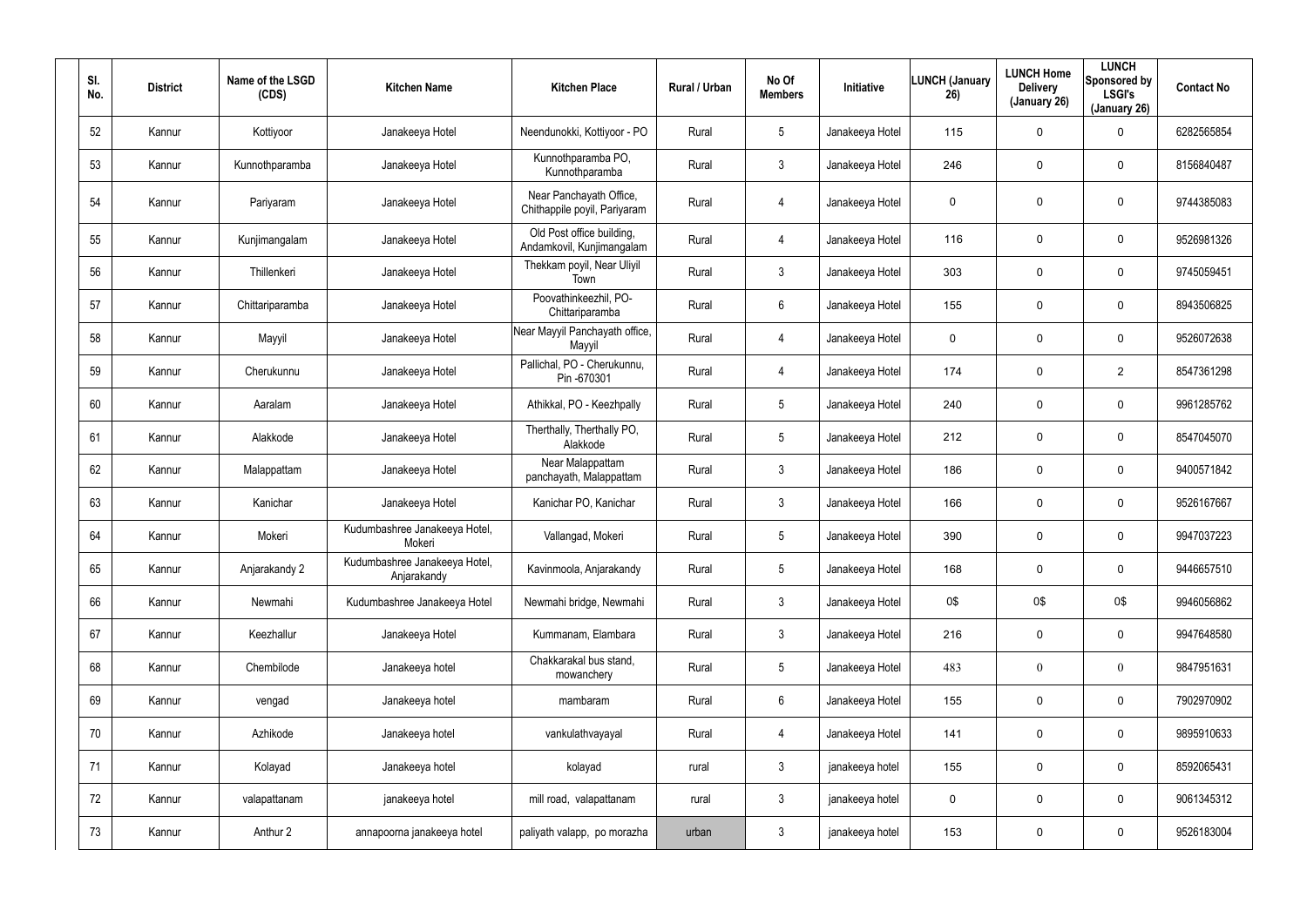| Sl. No. | District | Name of the LSGD (CDS) | Kitchen Name | Kitchen Place | Rural / Urban | No Of Members | Initiative | LUNCH (January 26) | LUNCH Home Delivery (January 26) | LUNCH Sponsored by LSGI's (January 26) | Contact No |
|---|---|---|---|---|---|---|---|---|---|---|---|
| 52 | Kannur | Kottiyoor | Janakeeya Hotel | Neendunokki, Kottiyoor - PO | Rural | 5 | Janakeeya Hotel | 115 | 0 | 0 | 6282565854 |
| 53 | Kannur | Kunnothparamba | Janakeeya Hotel | Kunnothparamba PO, Kunnothparamba | Rural | 3 | Janakeeya Hotel | 246 | 0 | 0 | 8156840487 |
| 54 | Kannur | Pariyaram | Janakeeya Hotel | Near Panchayath Office, Chithappile poyil, Pariyaram | Rural | 4 | Janakeeya Hotel | 0 | 0 | 0 | 9744385083 |
| 55 | Kannur | Kunjimangalam | Janakeeya Hotel | Old Post office building, Andamkovil, Kunjimangalam | Rural | 4 | Janakeeya Hotel | 116 | 0 | 0 | 9526981326 |
| 56 | Kannur | Thillenkeri | Janakeeya Hotel | Thekkam poyil, Near Uliyil Town | Rural | 3 | Janakeeya Hotel | 303 | 0 | 0 | 9745059451 |
| 57 | Kannur | Chittariparamba | Janakeeya Hotel | Poovathinkeezhil, PO-Chittariparamba | Rural | 6 | Janakeeya Hotel | 155 | 0 | 0 | 8943506825 |
| 58 | Kannur | Mayyil | Janakeeya Hotel | Near Mayyil Panchayath office, Mayyil | Rural | 4 | Janakeeya Hotel | 0 | 0 | 0 | 9526072638 |
| 59 | Kannur | Cherukunnu | Janakeeya Hotel | Pallichal, PO - Cherukunnu, Pin -670301 | Rural | 4 | Janakeeya Hotel | 174 | 0 | 2 | 8547361298 |
| 60 | Kannur | Aaralam | Janakeeya Hotel | Athikkal, PO - Keezhpally | Rural | 5 | Janakeeya Hotel | 240 | 0 | 0 | 9961285762 |
| 61 | Kannur | Alakkode | Janakeeya Hotel | Therthally, Therthally PO, Alakkode | Rural | 5 | Janakeeya Hotel | 212 | 0 | 0 | 8547045070 |
| 62 | Kannur | Malappattam | Janakeeya Hotel | Near Malappattam panchayath, Malappattam | Rural | 3 | Janakeeya Hotel | 186 | 0 | 0 | 9400571842 |
| 63 | Kannur | Kanichar | Janakeeya Hotel | Kanichar PO, Kanichar | Rural | 3 | Janakeeya Hotel | 166 | 0 | 0 | 9526167667 |
| 64 | Kannur | Mokeri | Kudumbashree Janakeeya Hotel, Mokeri | Vallangad, Mokeri | Rural | 5 | Janakeeya Hotel | 390 | 0 | 0 | 9947037223 |
| 65 | Kannur | Anjarakandy 2 | Kudumbashree Janakeeya Hotel, Anjarakandy | Kavinmoola, Anjarakandy | Rural | 5 | Janakeeya Hotel | 168 | 0 | 0 | 9446657510 |
| 66 | Kannur | Newmahi | Kudumbashree Janakeeya Hotel | Newmahi bridge, Newmahi | Rural | 3 | Janakeeya Hotel | 0$ | 0$ | 0$ | 9946056862 |
| 67 | Kannur | Keezhallur | Janakeeya Hotel | Kummanam, Elambara | Rural | 3 | Janakeeya Hotel | 216 | 0 | 0 | 9947648580 |
| 68 | Kannur | Chembilode | Janakeeya hotel | Chakkarakal bus stand, mowanchery | Rural | 5 | Janakeeya Hotel | 483 | 0 | 0 | 9847951631 |
| 69 | Kannur | vengad | Janakeeya hotel | mambaram | Rural | 6 | Janakeeya Hotel | 155 | 0 | 0 | 7902970902 |
| 70 | Kannur | Azhikode | Janakeeya hotel | vankulathvayayal | Rural | 4 | Janakeeya Hotel | 141 | 0 | 0 | 9895910633 |
| 71 | Kannur | Kolayad | Janakeeya hotel | kolayad | rural | 3 | janakeeya hotel | 155 | 0 | 0 | 8592065431 |
| 72 | Kannur | valapattanam | janakeeya hotel | mill road, valapattanam | rural | 3 | janakeeya hotel | 0 | 0 | 0 | 9061345312 |
| 73 | Kannur | Anthur 2 | annapoorna janakeeya hotel | paliyath valapp, po morazha | urban | 3 | janakeeya hotel | 153 | 0 | 0 | 9526183004 |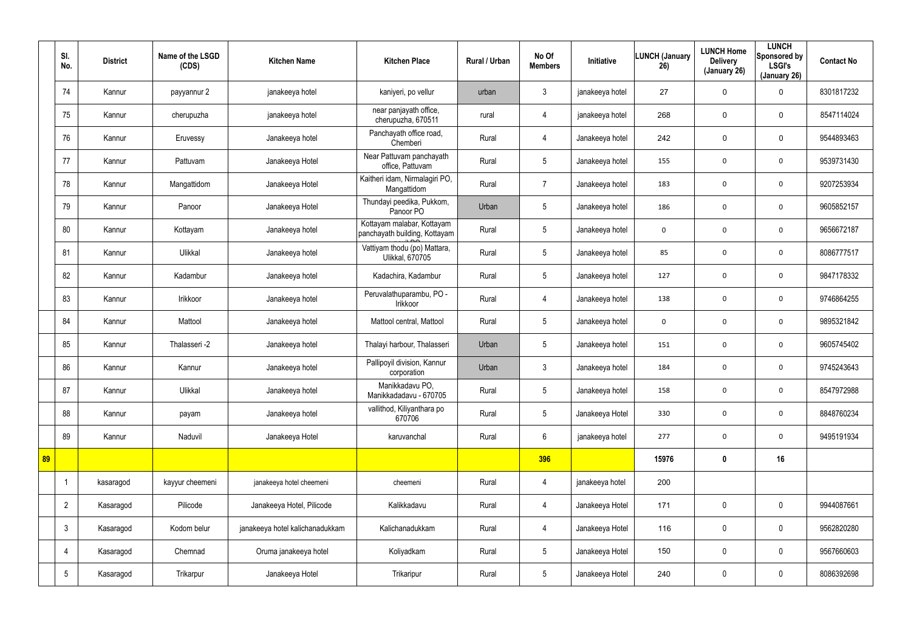| | Sl. No. | District | Name of the LSGD (CDS) | Kitchen Name | Kitchen Place | Rural / Urban | No Of Members | Initiative | LUNCH (January 26) | LUNCH Home Delivery (January 26) | LUNCH Sponsored by LSGI's (January 26) | Contact No |
|---|---|---|---|---|---|---|---|---|---|---|---|---|
| | 74 | Kannur | payyannur 2 | janakeeya hotel | kaniyeri, po vellur | urban | 3 | janakeeya hotel | 27 | 0 | 0 | 8301817232 |
| | 75 | Kannur | cherupuzha | janakeeya hotel | near panjayath office, cherupuzha, 670511 | rural | 4 | janakeeya hotel | 268 | 0 | 0 | 8547114024 |
| | 76 | Kannur | Eruvessy | Janakeeya hotel | Panchayath office road, Chemberi | Rural | 4 | Janakeeya hotel | 242 | 0 | 0 | 9544893463 |
| | 77 | Kannur | Pattuvam | Janakeeya Hotel | Near Pattuvam panchayath office, Pattuvam | Rural | 5 | Janakeeya hotel | 155 | 0 | 0 | 9539731430 |
| | 78 | Kannur | Mangattidom | Janakeeya Hotel | Kaitheri idam, Nirmalagiri PO, Mangattidom | Rural | 7 | Janakeeya hotel | 183 | 0 | 0 | 9207253934 |
| | 79 | Kannur | Panoor | Janakeeya Hotel | Thundayi peedika, Pukkom, Panoor PO | Urban | 5 | Janakeeya hotel | 186 | 0 | 0 | 9605852157 |
| | 80 | Kannur | Kottayam | Janakeeya hotel | Kottayam malabar, Kottayam panchayath building, Kottayam | Rural | 5 | Janakeeya hotel | 0 | 0 | 0 | 9656672187 |
| | 81 | Kannur | Ulikkal | Janakeeya hotel | Vattiyam thodu (po) Mattara, Ulikkal, 670705 | Rural | 5 | Janakeeya hotel | 85 | 0 | 0 | 8086777517 |
| | 82 | Kannur | Kadambur | Janakeeya hotel | Kadachira, Kadambur | Rural | 5 | Janakeeya hotel | 127 | 0 | 0 | 9847178332 |
| | 83 | Kannur | Irikkoor | Janakeeya hotel | Peruvalathuparambu, PO - Irikkoor | Rural | 4 | Janakeeya hotel | 138 | 0 | 0 | 9746864255 |
| | 84 | Kannur | Mattool | Janakeeya hotel | Mattool central, Mattool | Rural | 5 | Janakeeya hotel | 0 | 0 | 0 | 9895321842 |
| | 85 | Kannur | Thalasseri -2 | Janakeeya hotel | Thalayi harbour, Thalasseri | Urban | 5 | Janakeeya hotel | 151 | 0 | 0 | 9605745402 |
| | 86 | Kannur | Kannur | Janakeeya hotel | Pallipoyil division, Kannur corporation | Urban | 3 | Janakeeya hotel | 184 | 0 | 0 | 9745243643 |
| | 87 | Kannur | Ulikkal | Janakeeya hotel | Manikkadavu PO, Manikkadadavu - 670705 | Rural | 5 | Janakeeya hotel | 158 | 0 | 0 | 8547972988 |
| | 88 | Kannur | payam | Janakeeya hotel | vallithod, Kiliyanthara po 670706 | Rural | 5 | Janakeeya Hotel | 330 | 0 | 0 | 8848760234 |
| | 89 | Kannur | Naduvil | Janakeeya Hotel | karuvanchal | Rural | 6 | janakeeya hotel | 277 | 0 | 0 | 9495191934 |
| **89** | | | | | | | **396** | | **15976** | **0** | **16** | |
| | 1 | kasaragod | kayyur cheemeni | janakeeya hotel cheemeni | cheemeni | Rural | 4 | janakeeya hotel | 200 | | | |
| | 2 | Kasaragod | Pilicode | Janakeeya Hotel, Pilicode | Kalikkadavu | Rural | 4 | Janakeeya Hotel | 171 | 0 | 0 | 9944087661 |
| | 3 | Kasaragod | Kodom belur | janakeeya hotel kalichanadukkam | Kalichanadukkam | Rural | 4 | Janakeeya Hotel | 116 | 0 | 0 | 9562820280 |
| | 4 | Kasaragod | Chemnad | Oruma janakeeya hotel | Koliyadkam | Rural | 5 | Janakeeya Hotel | 150 | 0 | 0 | 9567660603 |
| | 5 | Kasaragod | Trikarpur | Janakeeya Hotel | Trikaripur | Rural | 5 | Janakeeya Hotel | 240 | 0 | 0 | 8086392698 |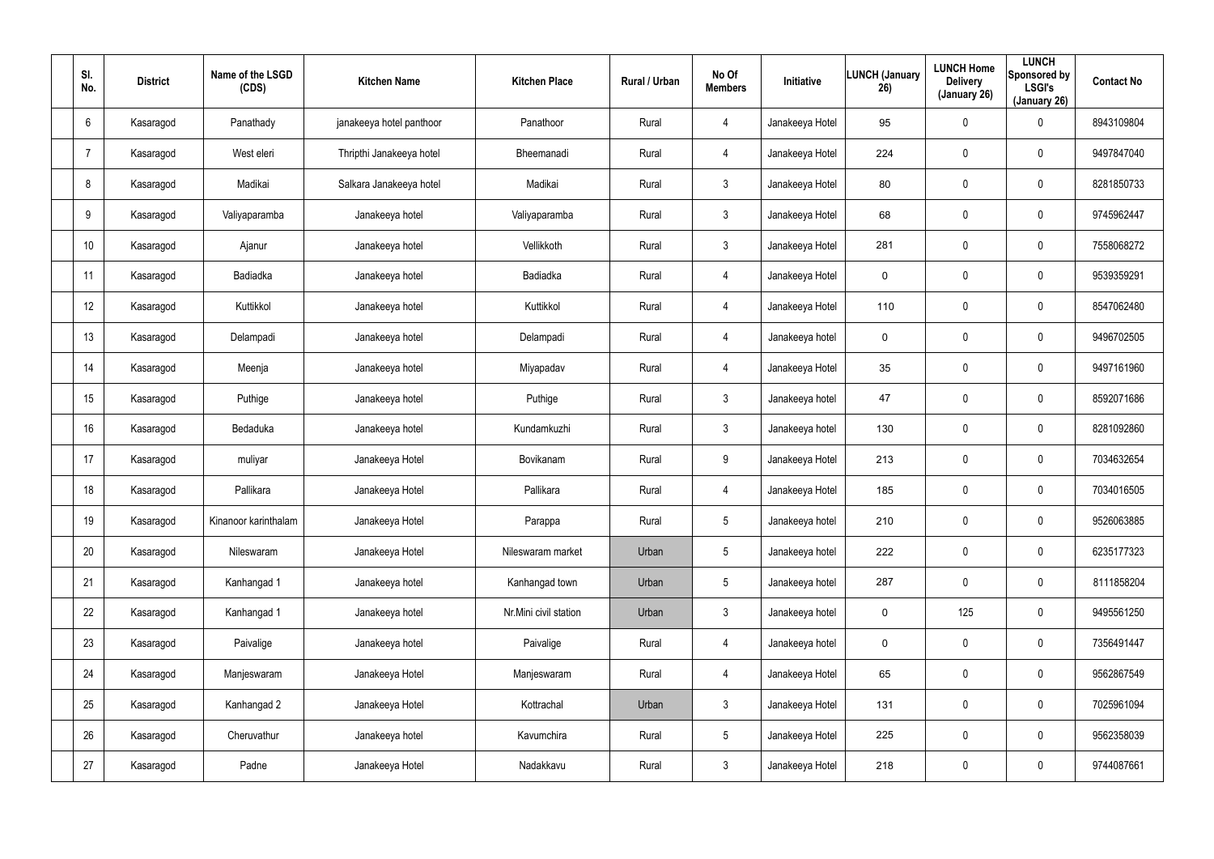| Sl. No. | District | Name of the LSGD (CDS) | Kitchen Name | Kitchen Place | Rural / Urban | No Of Members | Initiative | LUNCH (January 26) | LUNCH Home Delivery (January 26) | LUNCH Sponsored by LSGI's (January 26) | Contact No |
|---|---|---|---|---|---|---|---|---|---|---|---|
| 6 | Kasaragod | Panathady | janakeeya hotel panthoor | Panathoor | Rural | 4 | Janakeeya Hotel | 95 | 0 | 0 | 8943109804 |
| 7 | Kasaragod | West eleri | Thripthi Janakeeya hotel | Bheemanadi | Rural | 4 | Janakeeya Hotel | 224 | 0 | 0 | 9497847040 |
| 8 | Kasaragod | Madikai | Salkara Janakeeya hotel | Madikai | Rural | 3 | Janakeeya Hotel | 80 | 0 | 0 | 8281850733 |
| 9 | Kasaragod | Valiyaparamba | Janakeeya hotel | Valiyaparamba | Rural | 3 | Janakeeya Hotel | 68 | 0 | 0 | 9745962447 |
| 10 | Kasaragod | Ajanur | Janakeeya hotel | Vellikkoth | Rural | 3 | Janakeeya Hotel | 281 | 0 | 0 | 7558068272 |
| 11 | Kasaragod | Badiadka | Janakeeya hotel | Badiadka | Rural | 4 | Janakeeya Hotel | 0 | 0 | 0 | 9539359291 |
| 12 | Kasaragod | Kuttikkol | Janakeeya hotel | Kuttikkol | Rural | 4 | Janakeeya Hotel | 110 | 0 | 0 | 8547062480 |
| 13 | Kasaragod | Delampadi | Janakeeya hotel | Delampadi | Rural | 4 | Janakeeya hotel | 0 | 0 | 0 | 9496702505 |
| 14 | Kasaragod | Meenja | Janakeeya hotel | Miyapadav | Rural | 4 | Janakeeya Hotel | 35 | 0 | 0 | 9497161960 |
| 15 | Kasaragod | Puthige | Janakeeya hotel | Puthige | Rural | 3 | Janakeeya hotel | 47 | 0 | 0 | 8592071686 |
| 16 | Kasaragod | Bedaduka | Janakeeya hotel | Kundamkuzhi | Rural | 3 | Janakeeya hotel | 130 | 0 | 0 | 8281092860 |
| 17 | Kasaragod | muliyar | Janakeeya Hotel | Bovikanam | Rural | 9 | Janakeeya Hotel | 213 | 0 | 0 | 7034632654 |
| 18 | Kasaragod | Pallikara | Janakeeya Hotel | Pallikara | Rural | 4 | Janakeeya Hotel | 185 | 0 | 0 | 7034016505 |
| 19 | Kasaragod | Kinanoor karinthalam | Janakeeya Hotel | Parappa | Rural | 5 | Janakeeya hotel | 210 | 0 | 0 | 9526063885 |
| 20 | Kasaragod | Nileswaram | Janakeeya Hotel | Nileswaram market | Urban | 5 | Janakeeya hotel | 222 | 0 | 0 | 6235177323 |
| 21 | Kasaragod | Kanhangad 1 | Janakeeya hotel | Kanhangad town | Urban | 5 | Janakeeya hotel | 287 | 0 | 0 | 8111858204 |
| 22 | Kasaragod | Kanhangad 1 | Janakeeya hotel | Nr.Mini civil station | Urban | 3 | Janakeeya hotel | 0 | 125 | 0 | 9495561250 |
| 23 | Kasaragod | Paivalige | Janakeeya hotel | Paivalige | Rural | 4 | Janakeeya hotel | 0 | 0 | 0 | 7356491447 |
| 24 | Kasaragod | Manjeswaram | Janakeeya Hotel | Manjeswaram | Rural | 4 | Janakeeya Hotel | 65 | 0 | 0 | 9562867549 |
| 25 | Kasaragod | Kanhangad 2 | Janakeeya Hotel | Kottrachal | Urban | 3 | Janakeeya Hotel | 131 | 0 | 0 | 7025961094 |
| 26 | Kasaragod | Cheruvathur | Janakeeya hotel | Kavumchira | Rural | 5 | Janakeeya Hotel | 225 | 0 | 0 | 9562358039 |
| 27 | Kasaragod | Padne | Janakeeya Hotel | Nadakkavu | Rural | 3 | Janakeeya Hotel | 218 | 0 | 0 | 9744087661 |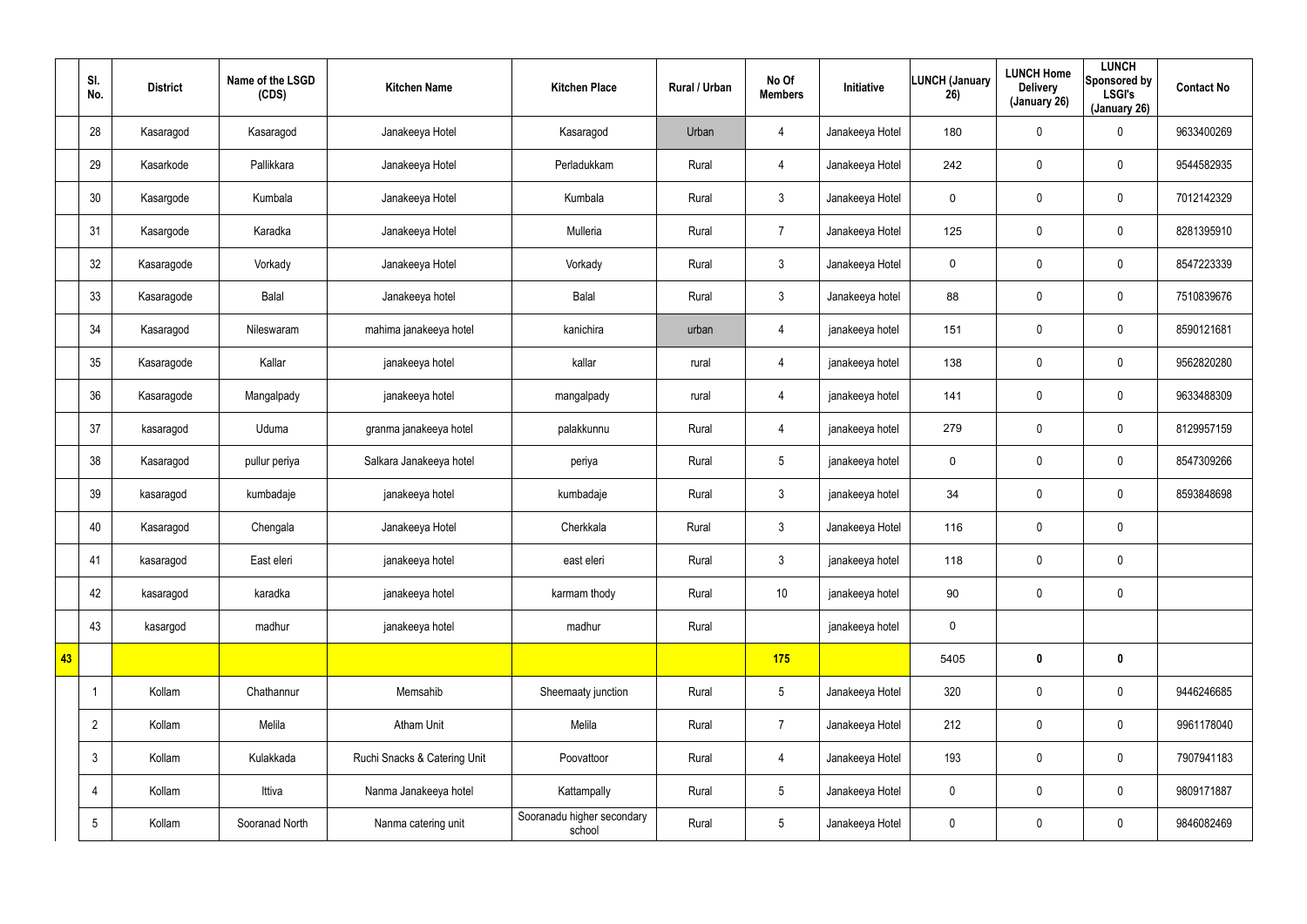| | Sl. No. | District | Name of the LSGD (CDS) | Kitchen Name | Kitchen Place | Rural / Urban | No Of Members | Initiative | LUNCH (January 26) | LUNCH Home Delivery (January 26) | LUNCH Sponsored by LSGI's (January 26) | Contact No |
|---|---|---|---|---|---|---|---|---|---|---|---|---|
| | 28 | Kasaragod | Kasaragod | Janakeeya Hotel | Kasaragod | Urban | 4 | Janakeeya Hotel | 180 | 0 | 0 | 9633400269 |
| | 29 | Kasarkode | Pallikkara | Janakeeya Hotel | Perladukkam | Rural | 4 | Janakeeya Hotel | 242 | 0 | 0 | 9544582935 |
| | 30 | Kasargode | Kumbala | Janakeeya Hotel | Kumbala | Rural | 3 | Janakeeya Hotel | 0 | 0 | 0 | 7012142329 |
| | 31 | Kasargode | Karadka | Janakeeya Hotel | Mulleria | Rural | 7 | Janakeeya Hotel | 125 | 0 | 0 | 8281395910 |
| | 32 | Kasaragode | Vorkady | Janakeeya Hotel | Vorkady | Rural | 3 | Janakeeya Hotel | 0 | 0 | 0 | 8547223339 |
| | 33 | Kasaragode | Balal | Janakeeya hotel | Balal | Rural | 3 | Janakeeya hotel | 88 | 0 | 0 | 7510839676 |
| | 34 | Kasaragod | Nileswaram | mahima janakeeya hotel | kanichira | urban | 4 | janakeeya hotel | 151 | 0 | 0 | 8590121681 |
| | 35 | Kasaragode | Kallar | janakeeya hotel | kallar | rural | 4 | janakeeya hotel | 138 | 0 | 0 | 9562820280 |
| | 36 | Kasaragode | Mangalpady | janakeeya hotel | mangalpady | rural | 4 | janakeeya hotel | 141 | 0 | 0 | 9633488309 |
| | 37 | kasaragod | Uduma | granma janakeeya hotel | palakkunnu | Rural | 4 | janakeeya hotel | 279 | 0 | 0 | 8129957159 |
| | 38 | Kasaragod | pullur periya | Salkara Janakeeya hotel | periya | Rural | 5 | janakeeya hotel | 0 | 0 | 0 | 8547309266 |
| | 39 | kasaragod | kumbadaje | janakeeya hotel | kumbadaje | Rural | 3 | janakeeya hotel | 34 | 0 | 0 | 8593848698 |
| | 40 | Kasaragod | Chengala | Janakeeya Hotel | Cherkkala | Rural | 3 | Janakeeya Hotel | 116 | 0 | 0 | |
| | 41 | kasaragod | East eleri | janakeeya hotel | east eleri | Rural | 3 | janakeeya hotel | 118 | 0 | 0 | |
| | 42 | kasaragod | karadka | janakeeya hotel | karmam thody | Rural | 10 | janakeeya hotel | 90 | 0 | 0 | |
| | 43 | kasargod | madhur | janakeeya hotel | madhur | Rural | | janakeeya hotel | 0 | | | |
| **43** | | | | | | | **175** | | 5405 | **0** | **0** | |
| | 1 | Kollam | Chathannur | Memsahib | Sheemaaty junction | Rural | 5 | Janakeeya Hotel | 320 | 0 | 0 | 9446246685 |
| | 2 | Kollam | Melila | Atham Unit | Melila | Rural | 7 | Janakeeya Hotel | 212 | 0 | 0 | 9961178040 |
| | 3 | Kollam | Kulakkada | Ruchi Snacks & Catering Unit | Poovattoor | Rural | 4 | Janakeeya Hotel | 193 | 0 | 0 | 7907941183 |
| | 4 | Kollam | Ittiva | Nanma Janakeeya hotel | Kattampally | Rural | 5 | Janakeeya Hotel | 0 | 0 | 0 | 9809171887 |
| | 5 | Kollam | Sooranad North | Nanma catering unit | Sooranadu higher secondary school | Rural | 5 | Janakeeya Hotel | 0 | 0 | 0 | 9846082469 |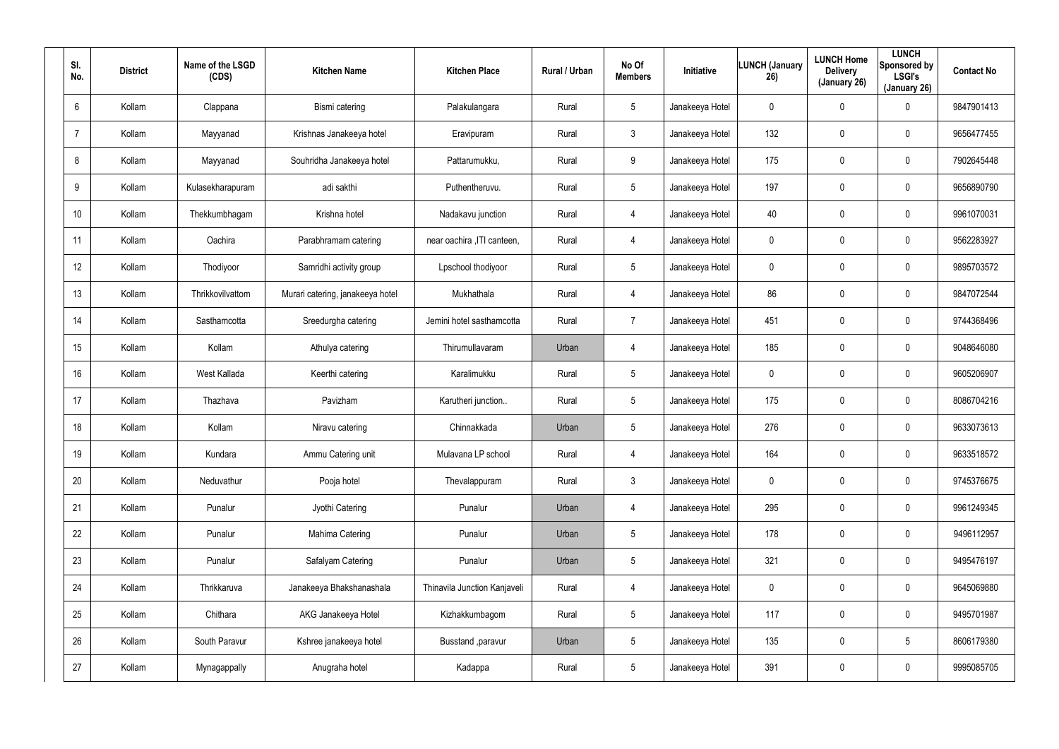| Sl. No. | District | Name of the LSGD (CDS) | Kitchen Name | Kitchen Place | Rural / Urban | No Of Members | Initiative | LUNCH (January 26) | LUNCH Home Delivery (January 26) | LUNCH Sponsored by LSGI's (January 26) | Contact No |
|---|---|---|---|---|---|---|---|---|---|---|---|
| 6 | Kollam | Clappana | Bismi catering | Palakulangara | Rural | 5 | Janakeeya Hotel | 0 | 0 | 0 | 9847901413 |
| 7 | Kollam | Mayyanad | Krishnas Janakeeya hotel | Eravipuram | Rural | 3 | Janakeeya Hotel | 132 | 0 | 0 | 9656477455 |
| 8 | Kollam | Mayyanad | Souhridha Janakeeya hotel | Pattarumukku, | Rural | 9 | Janakeeya Hotel | 175 | 0 | 0 | 7902645448 |
| 9 | Kollam | Kulasekharapuram | adi sakthi | Puthentheruvu. | Rural | 5 | Janakeeya Hotel | 197 | 0 | 0 | 9656890790 |
| 10 | Kollam | Thekkumbhagam | Krishna hotel | Nadakavu junction | Rural | 4 | Janakeeya Hotel | 40 | 0 | 0 | 9961070031 |
| 11 | Kollam | Oachira | Parabhramam catering | near oachira ,ITI canteen, | Rural | 4 | Janakeeya Hotel | 0 | 0 | 0 | 9562283927 |
| 12 | Kollam | Thodiyoor | Samridhi activity group | Lpschool thodiyoor | Rural | 5 | Janakeeya Hotel | 0 | 0 | 0 | 9895703572 |
| 13 | Kollam | Thrikkovilvattom | Murari catering, janakeeya hotel | Mukhathala | Rural | 4 | Janakeeya Hotel | 86 | 0 | 0 | 9847072544 |
| 14 | Kollam | Sasthamcotta | Sreedurgha catering | Jemini hotel sasthamcotta | Rural | 7 | Janakeeya Hotel | 451 | 0 | 0 | 9744368496 |
| 15 | Kollam | Kollam | Athulya catering | Thirumullavaram | Urban | 4 | Janakeeya Hotel | 185 | 0 | 0 | 9048646080 |
| 16 | Kollam | West Kallada | Keerthi catering | Karalimukku | Rural | 5 | Janakeeya Hotel | 0 | 0 | 0 | 9605206907 |
| 17 | Kollam | Thazhava | Pavizham | Karutheri junction.. | Rural | 5 | Janakeeya Hotel | 175 | 0 | 0 | 8086704216 |
| 18 | Kollam | Kollam | Niravu catering | Chinnakkada | Urban | 5 | Janakeeya Hotel | 276 | 0 | 0 | 9633073613 |
| 19 | Kollam | Kundara | Ammu Catering unit | Mulavana LP school | Rural | 4 | Janakeeya Hotel | 164 | 0 | 0 | 9633518572 |
| 20 | Kollam | Neduvathur | Pooja hotel | Thevalappuram | Rural | 3 | Janakeeya Hotel | 0 | 0 | 0 | 9745376675 |
| 21 | Kollam | Punalur | Jyothi Catering | Punalur | Urban | 4 | Janakeeya Hotel | 295 | 0 | 0 | 9961249345 |
| 22 | Kollam | Punalur | Mahima Catering | Punalur | Urban | 5 | Janakeeya Hotel | 178 | 0 | 0 | 9496112957 |
| 23 | Kollam | Punalur | Safalyam Catering | Punalur | Urban | 5 | Janakeeya Hotel | 321 | 0 | 0 | 9495476197 |
| 24 | Kollam | Thrikkaruva | Janakeeya Bhakshanashala | Thinavila Junction Kanjaveli | Rural | 4 | Janakeeya Hotel | 0 | 0 | 0 | 9645069880 |
| 25 | Kollam | Chithara | AKG Janakeeya Hotel | Kizhakkumbagom | Rural | 5 | Janakeeya Hotel | 117 | 0 | 0 | 9495701987 |
| 26 | Kollam | South Paravur | Kshree janakeeya hotel | Busstand ,paravur | Urban | 5 | Janakeeya Hotel | 135 | 0 | 5 | 8606179380 |
| 27 | Kollam | Mynagappally | Anugraha hotel | Kadappa | Rural | 5 | Janakeeya Hotel | 391 | 0 | 0 | 9995085705 |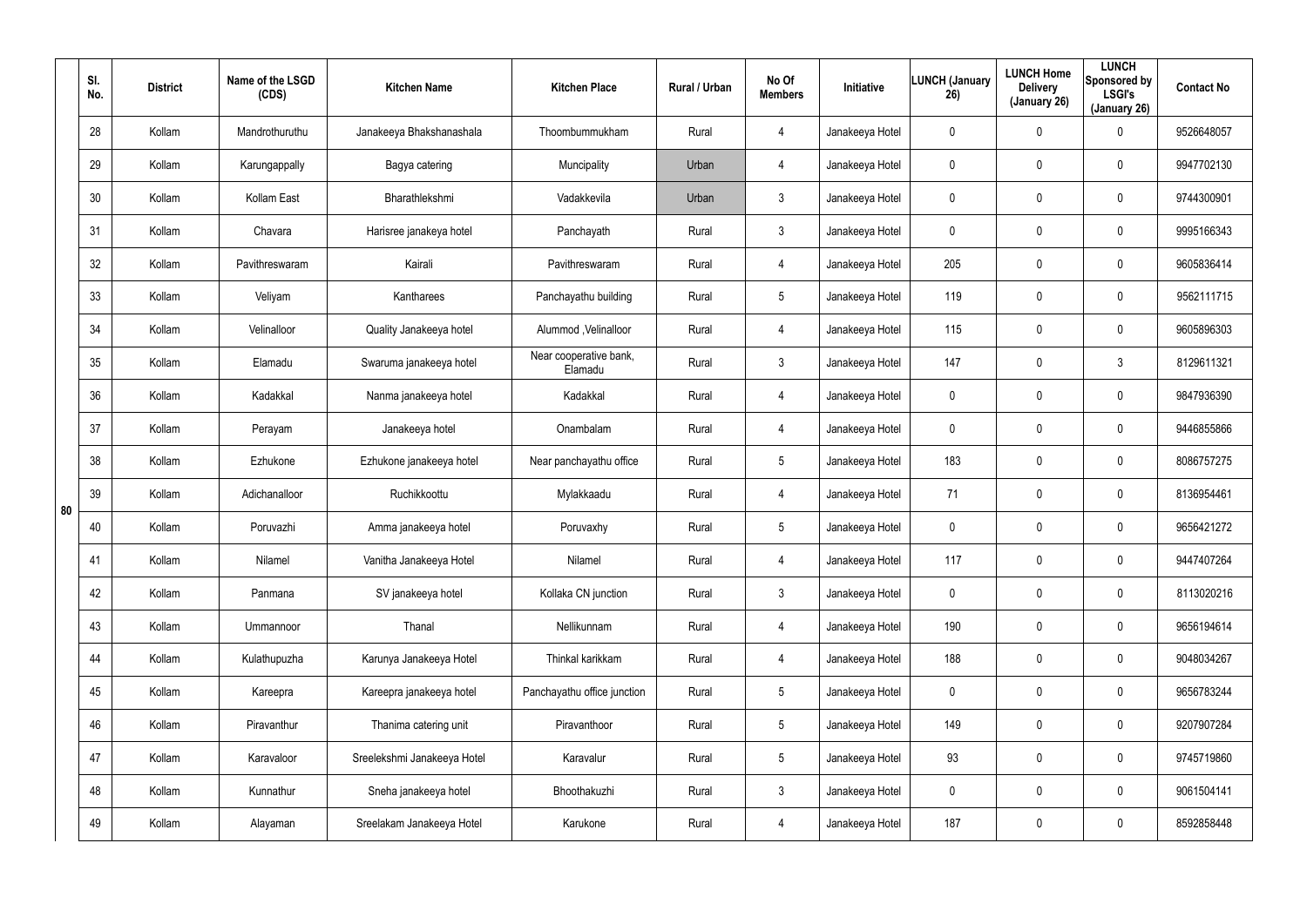| | Sl. No. | District | Name of the LSGD (CDS) | Kitchen Name | Kitchen Place | Rural / Urban | No Of Members | Initiative | LUNCH (January 26) | LUNCH Home Delivery (January 26) | LUNCH Sponsored by LSGI's (January 26) | Contact No |
|---|---|---|---|---|---|---|---|---|---|---|---|---|
| 80 | 28 | Kollam | Mandrothuruthu | Janakeeya Bhakshanashala | Thoombummukham | Rural | 4 | Janakeeya Hotel | 0 | 0 | 0 | 9526648057 |
| | 29 | Kollam | Karungappally | Bagya catering | Muncipality | Urban | 4 | Janakeeya Hotel | 0 | 0 | 0 | 9947702130 |
| | 30 | Kollam | Kollam East | Bharathlekshmi | Vadakkevila | Urban | 3 | Janakeeya Hotel | 0 | 0 | 0 | 9744300901 |
| | 31 | Kollam | Chavara | Harisree janakeya hotel | Panchayath | Rural | 3 | Janakeeya Hotel | 0 | 0 | 0 | 9995166343 |
| | 32 | Kollam | Pavithreswaram | Kairali | Pavithreswaram | Rural | 4 | Janakeeya Hotel | 205 | 0 | 0 | 9605836414 |
| | 33 | Kollam | Veliyam | Kantharees | Panchayathu building | Rural | 5 | Janakeeya Hotel | 119 | 0 | 0 | 9562111715 |
| | 34 | Kollam | Velinalloor | Quality Janakeeya hotel | Alummod ,Velinalloor | Rural | 4 | Janakeeya Hotel | 115 | 0 | 0 | 9605896303 |
| | 35 | Kollam | Elamadu | Swaruma janakeeya hotel | Near cooperative bank, Elamadu | Rural | 3 | Janakeeya Hotel | 147 | 0 | 3 | 8129611321 |
| | 36 | Kollam | Kadakkal | Nanma janakeeya hotel | Kadakkal | Rural | 4 | Janakeeya Hotel | 0 | 0 | 0 | 9847936390 |
| | 37 | Kollam | Perayam | Janakeeya hotel | Onambalam | Rural | 4 | Janakeeya Hotel | 0 | 0 | 0 | 9446855866 |
| | 38 | Kollam | Ezhukone | Ezhukone janakeeya hotel | Near panchayathu office | Rural | 5 | Janakeeya Hotel | 183 | 0 | 0 | 8086757275 |
| | 39 | Kollam | Adichanalloor | Ruchikkoottu | Mylakkaadu | Rural | 4 | Janakeeya Hotel | 71 | 0 | 0 | 8136954461 |
| | 40 | Kollam | Poruvazhi | Amma janakeeya hotel | Poruvaxhy | Rural | 5 | Janakeeya Hotel | 0 | 0 | 0 | 9656421272 |
| | 41 | Kollam | Nilamel | Vanitha Janakeeya Hotel | Nilamel | Rural | 4 | Janakeeya Hotel | 117 | 0 | 0 | 9447407264 |
| | 42 | Kollam | Panmana | SV janakeeya hotel | Kollaka CN junction | Rural | 3 | Janakeeya Hotel | 0 | 0 | 0 | 8113020216 |
| | 43 | Kollam | Ummannoor | Thanal | Nellikunnam | Rural | 4 | Janakeeya Hotel | 190 | 0 | 0 | 9656194614 |
| | 44 | Kollam | Kulathupuzha | Karunya Janakeeya Hotel | Thinkal karikkam | Rural | 4 | Janakeeya Hotel | 188 | 0 | 0 | 9048034267 |
| | 45 | Kollam | Kareepra | Kareepra janakeeya hotel | Panchayathu office junction | Rural | 5 | Janakeeya Hotel | 0 | 0 | 0 | 9656783244 |
| | 46 | Kollam | Piravanthur | Thanima catering unit | Piravanthoor | Rural | 5 | Janakeeya Hotel | 149 | 0 | 0 | 9207907284 |
| | 47 | Kollam | Karavaloor | Sreelekshmi Janakeeya Hotel | Karavalur | Rural | 5 | Janakeeya Hotel | 93 | 0 | 0 | 9745719860 |
| | 48 | Kollam | Kunnathur | Sneha janakeeya hotel | Bhoothakuzhi | Rural | 3 | Janakeeya Hotel | 0 | 0 | 0 | 9061504141 |
| | 49 | Kollam | Alayaman | Sreelakam Janakeeya Hotel | Karukone | Rural | 4 | Janakeeya Hotel | 187 | 0 | 0 | 8592858448 |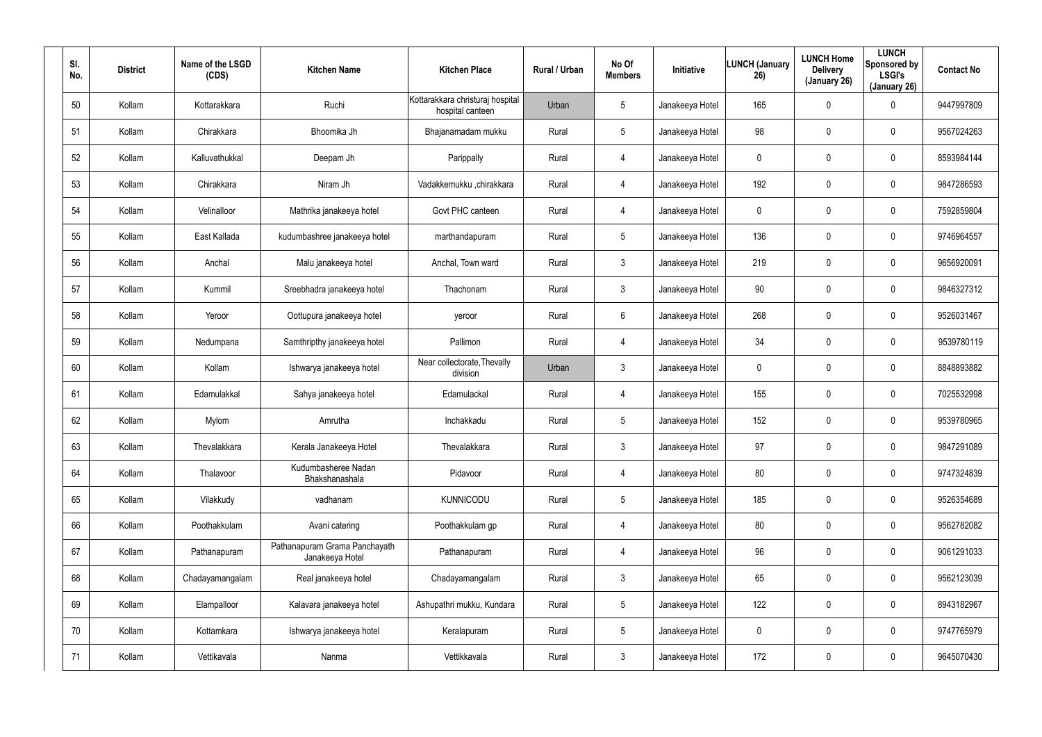| Sl. No. | District | Name of the LSGD (CDS) | Kitchen Name | Kitchen Place | Rural / Urban | No Of Members | Initiative | LUNCH (January 26) | LUNCH Home Delivery (January 26) | LUNCH Sponsored by LSGI's (January 26) | Contact No |
|---|---|---|---|---|---|---|---|---|---|---|---|
| 50 | Kollam | Kottarakkara | Ruchi | Kottarakkara christuraj hospital hospital canteen | Urban | 5 | Janakeeya Hotel | 165 | 0 | 0 | 9447997809 |
| 51 | Kollam | Chirakkara | Bhoomika Jh | Bhajanamadam mukku | Rural | 5 | Janakeeya Hotel | 98 | 0 | 0 | 9567024263 |
| 52 | Kollam | Kalluvathukkal | Deepam Jh | Parippally | Rural | 4 | Janakeeya Hotel | 0 | 0 | 0 | 8593984144 |
| 53 | Kollam | Chirakkara | Niram Jh | Vadakkemukku ,chirakkara | Rural | 4 | Janakeeya Hotel | 192 | 0 | 0 | 9847286593 |
| 54 | Kollam | Velinalloor | Mathrika janakeeya hotel | Govt PHC canteen | Rural | 4 | Janakeeya Hotel | 0 | 0 | 0 | 7592859804 |
| 55 | Kollam | East Kallada | kudumbashree janakeeya hotel | marthandapuram | Rural | 5 | Janakeeya Hotel | 136 | 0 | 0 | 9746964557 |
| 56 | Kollam | Anchal | Malu janakeeya hotel | Anchal, Town ward | Rural | 3 | Janakeeya Hotel | 219 | 0 | 0 | 9656920091 |
| 57 | Kollam | Kummil | Sreebhadra janakeeya hotel | Thachonam | Rural | 3 | Janakeeya Hotel | 90 | 0 | 0 | 9846327312 |
| 58 | Kollam | Yeroor | Oottupura janakeeya hotel | yeroor | Rural | 6 | Janakeeya Hotel | 268 | 0 | 0 | 9526031467 |
| 59 | Kollam | Nedumpana | Samthripthy janakeeya hotel | Pallimon | Rural | 4 | Janakeeya Hotel | 34 | 0 | 0 | 9539780119 |
| 60 | Kollam | Kollam | Ishwarya janakeeya hotel | Near collectorate,Thevally division | Urban | 3 | Janakeeya Hotel | 0 | 0 | 0 | 8848893882 |
| 61 | Kollam | Edamulakkal | Sahya janakeeya hotel | Edamulackal | Rural | 4 | Janakeeya Hotel | 155 | 0 | 0 | 7025532998 |
| 62 | Kollam | Mylom | Amrutha | Inchakkadu | Rural | 5 | Janakeeya Hotel | 152 | 0 | 0 | 9539780965 |
| 63 | Kollam | Thevalakkara | Kerala Janakeeya Hotel | Thevalakkara | Rural | 3 | Janakeeya Hotel | 97 | 0 | 0 | 9847291089 |
| 64 | Kollam | Thalavoor | Kudumbasheree Nadan Bhakshanashala | Pidavoor | Rural | 4 | Janakeeya Hotel | 80 | 0 | 0 | 9747324839 |
| 65 | Kollam | Vilakkudy | vadhanam | KUNNICODU | Rural | 5 | Janakeeya Hotel | 185 | 0 | 0 | 9526354689 |
| 66 | Kollam | Poothakkulam | Avani catering | Poothakkulam gp | Rural | 4 | Janakeeya Hotel | 80 | 0 | 0 | 9562782082 |
| 67 | Kollam | Pathanapuram | Pathanapuram Grama Panchayath Janakeeya Hotel | Pathanapuram | Rural | 4 | Janakeeya Hotel | 96 | 0 | 0 | 9061291033 |
| 68 | Kollam | Chadayamangalam | Real janakeeya hotel | Chadayamangalam | Rural | 3 | Janakeeya Hotel | 65 | 0 | 0 | 9562123039 |
| 69 | Kollam | Elampalloor | Kalavara janakeeya hotel | Ashupathri mukku, Kundara | Rural | 5 | Janakeeya Hotel | 122 | 0 | 0 | 8943182967 |
| 70 | Kollam | Kottamkara | Ishwarya janakeeya hotel | Keralapuram | Rural | 5 | Janakeeya Hotel | 0 | 0 | 0 | 9747765979 |
| 71 | Kollam | Vettikavala | Nanma | Vettikkavala | Rural | 3 | Janakeeya Hotel | 172 | 0 | 0 | 9645070430 |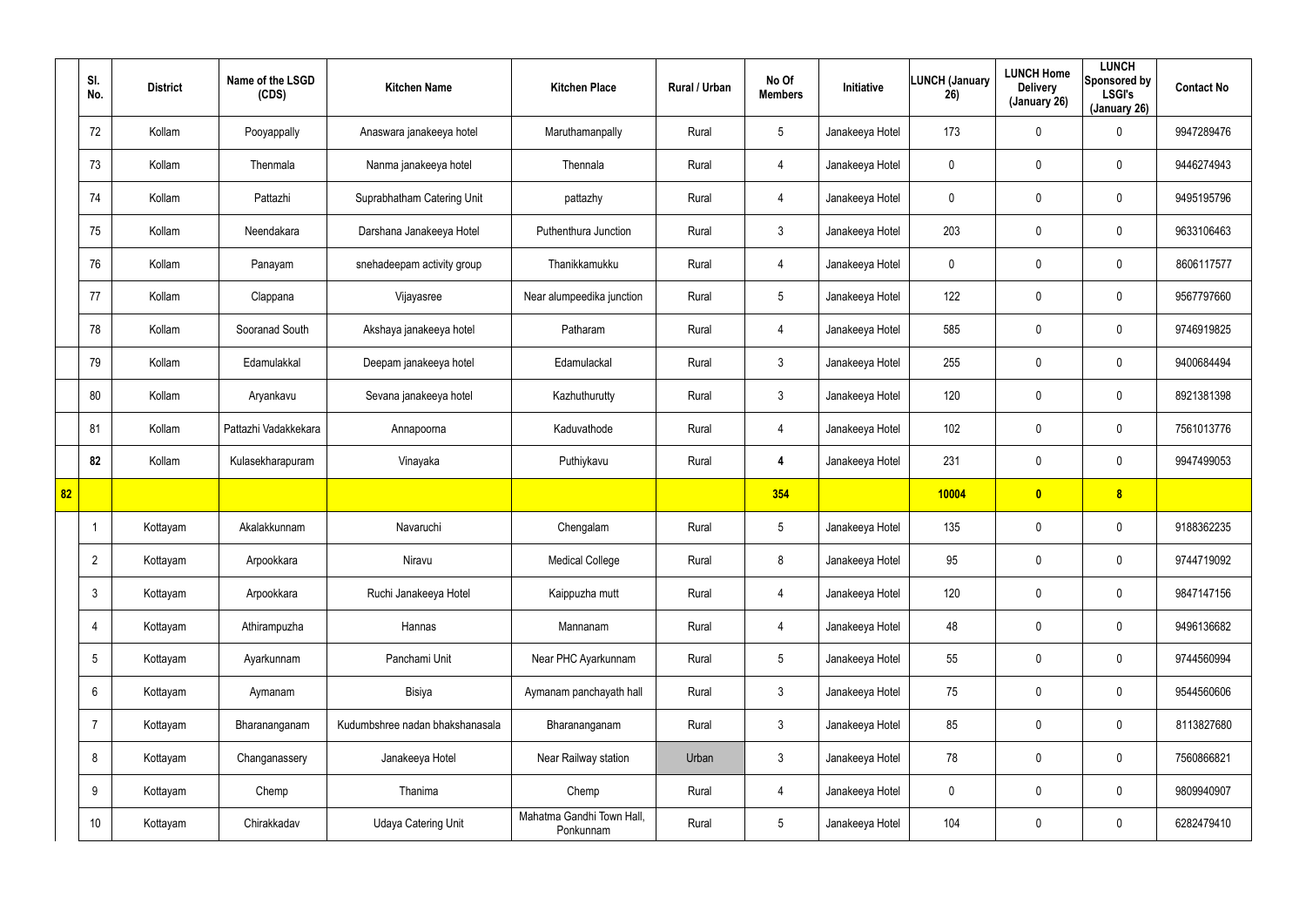| | Sl. No. | District | Name of the LSGD (CDS) | Kitchen Name | Kitchen Place | Rural / Urban | No Of Members | Initiative | LUNCH (January 26) | LUNCH Home Delivery (January 26) | LUNCH Sponsored by LSGI's (January 26) | Contact No |
|---|---|---|---|---|---|---|---|---|---|---|---|---|
| | 72 | Kollam | Pooyappally | Anaswara janakeeya hotel | Maruthamanpally | Rural | 5 | Janakeeya Hotel | 173 | 0 | 0 | 9947289476 |
| | 73 | Kollam | Thenmala | Nanma janakeeya hotel | Thennala | Rural | 4 | Janakeeya Hotel | 0 | 0 | 0 | 9446274943 |
| | 74 | Kollam | Pattazhi | Suprabhatham Catering Unit | pattazhy | Rural | 4 | Janakeeya Hotel | 0 | 0 | 0 | 9495195796 |
| | 75 | Kollam | Neendakara | Darshana Janakeeya Hotel | Puthenthura Junction | Rural | 3 | Janakeeya Hotel | 203 | 0 | 0 | 9633106463 |
| | 76 | Kollam | Panayam | snehadeepam activity group | Thanikkamukku | Rural | 4 | Janakeeya Hotel | 0 | 0 | 0 | 8606117577 |
| | 77 | Kollam | Clappana | Vijayasree | Near alumpeedika junction | Rural | 5 | Janakeeya Hotel | 122 | 0 | 0 | 9567797660 |
| | 78 | Kollam | Sooranad South | Akshaya janakeeya hotel | Patharam | Rural | 4 | Janakeeya Hotel | 585 | 0 | 0 | 9746919825 |
| | 79 | Kollam | Edamulakkal | Deepam janakeeya hotel | Edamulackal | Rural | 3 | Janakeeya Hotel | 255 | 0 | 0 | 9400684494 |
| | 80 | Kollam | Aryankavu | Sevana janakeeya hotel | Kazhuthurutty | Rural | 3 | Janakeeya Hotel | 120 | 0 | 0 | 8921381398 |
| | 81 | Kollam | Pattazhi Vadakkekara | Annapoorna | Kaduvathode | Rural | 4 | Janakeeya Hotel | 102 | 0 | 0 | 7561013776 |
| | **82** | Kollam | Kulasekharapuram | Vinayaka | Puthiykavu | Rural | **4** | Janakeeya Hotel | 231 | 0 | 0 | 9947499053 |
| **82** | | | | | | | **354** | | **10004** | **0** | **8** | |
| | 1 | Kottayam | Akalakkunnam | Navaruchi | Chengalam | Rural | 5 | Janakeeya Hotel | 135 | 0 | 0 | 9188362235 |
| | 2 | Kottayam | Arpookkara | Niravu | Medical College | Rural | 8 | Janakeeya Hotel | 95 | 0 | 0 | 9744719092 |
| | 3 | Kottayam | Arpookkara | Ruchi Janakeeya Hotel | Kaippuzha mutt | Rural | 4 | Janakeeya Hotel | 120 | 0 | 0 | 9847147156 |
| | 4 | Kottayam | Athirampuzha | Hannas | Mannanam | Rural | 4 | Janakeeya Hotel | 48 | 0 | 0 | 9496136682 |
| | 5 | Kottayam | Ayarkunnam | Panchami Unit | Near PHC Ayarkunnam | Rural | 5 | Janakeeya Hotel | 55 | 0 | 0 | 9744560994 |
| | 6 | Kottayam | Aymanam | Bisiya | Aymanam panchayath hall | Rural | 3 | Janakeeya Hotel | 75 | 0 | 0 | 9544560606 |
| | 7 | Kottayam | Bharananganam | Kudumbshree nadan bhakshanasala | Bharananganam | Rural | 3 | Janakeeya Hotel | 85 | 0 | 0 | 8113827680 |
| | 8 | Kottayam | Changanassery | Janakeeya Hotel | Near Railway station | Urban | 3 | Janakeeya Hotel | 78 | 0 | 0 | 7560866821 |
| | 9 | Kottayam | Chemp | Thanima | Chemp | Rural | 4 | Janakeeya Hotel | 0 | 0 | 0 | 9809940907 |
| | 10 | Kottayam | Chirakkadav | Udaya Catering Unit | Mahatma Gandhi Town Hall, Ponkunnam | Rural | 5 | Janakeeya Hotel | 104 | 0 | 0 | 6282479410 |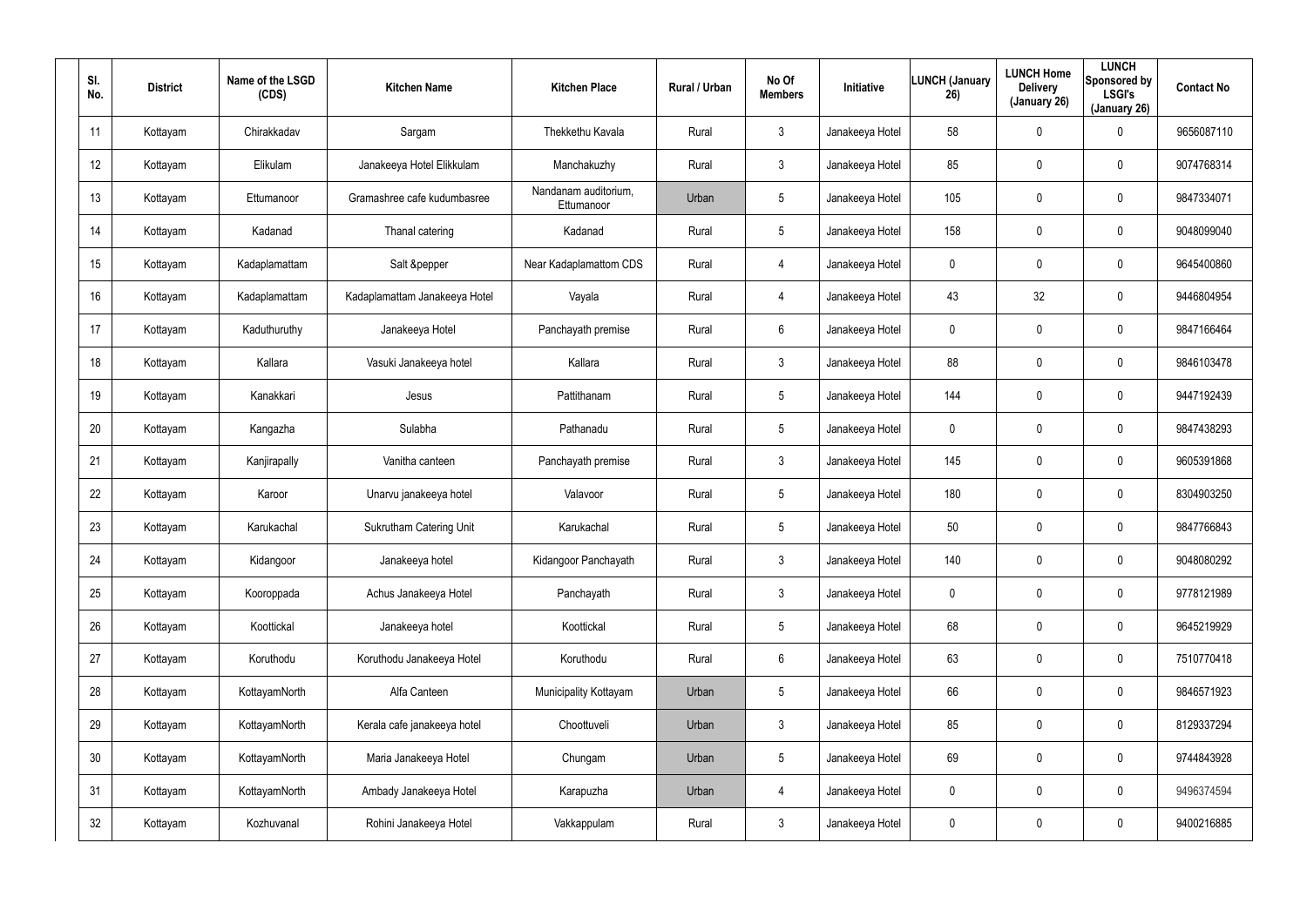| Sl. No. | District | Name of the LSGD (CDS) | Kitchen Name | Kitchen Place | Rural / Urban | No Of Members | Initiative | LUNCH (January 26) | LUNCH Home Delivery (January 26) | LUNCH Sponsored by LSGI's (January 26) | Contact No |
|---|---|---|---|---|---|---|---|---|---|---|---|
| 11 | Kottayam | Chirakkadav | Sargam | Thekkethu Kavala | Rural | 3 | Janakeeya Hotel | 58 | 0 | 0 | 9656087110 |
| 12 | Kottayam | Elikulam | Janakeeya Hotel Elikkulam | Manchakuzhy | Rural | 3 | Janakeeya Hotel | 85 | 0 | 0 | 9074768314 |
| 13 | Kottayam | Ettumanoor | Gramashree cafe kudumbasree | Nandanam auditorium, Ettumanoor | Urban | 5 | Janakeeya Hotel | 105 | 0 | 0 | 9847334071 |
| 14 | Kottayam | Kadanad | Thanal catering | Kadanad | Rural | 5 | Janakeeya Hotel | 158 | 0 | 0 | 9048099040 |
| 15 | Kottayam | Kadaplamattam | Salt &pepper | Near Kadaplamattom CDS | Rural | 4 | Janakeeya Hotel | 0 | 0 | 0 | 9645400860 |
| 16 | Kottayam | Kadaplamattam | Kadaplamattam Janakeeya Hotel | Vayala | Rural | 4 | Janakeeya Hotel | 43 | 32 | 0 | 9446804954 |
| 17 | Kottayam | Kaduthuruthy | Janakeeya Hotel | Panchayath premise | Rural | 6 | Janakeeya Hotel | 0 | 0 | 0 | 9847166464 |
| 18 | Kottayam | Kallara | Vasuki Janakeeya hotel | Kallara | Rural | 3 | Janakeeya Hotel | 88 | 0 | 0 | 9846103478 |
| 19 | Kottayam | Kanakkari | Jesus | Pattithanam | Rural | 5 | Janakeeya Hotel | 144 | 0 | 0 | 9447192439 |
| 20 | Kottayam | Kangazha | Sulabha | Pathanadu | Rural | 5 | Janakeeya Hotel | 0 | 0 | 0 | 9847438293 |
| 21 | Kottayam | Kanjirapally | Vanitha canteen | Panchayath premise | Rural | 3 | Janakeeya Hotel | 145 | 0 | 0 | 9605391868 |
| 22 | Kottayam | Karoor | Unarvu janakeeya hotel | Valavoor | Rural | 5 | Janakeeya Hotel | 180 | 0 | 0 | 8304903250 |
| 23 | Kottayam | Karukachal | Sukrutham Catering Unit | Karukachal | Rural | 5 | Janakeeya Hotel | 50 | 0 | 0 | 9847766843 |
| 24 | Kottayam | Kidangoor | Janakeeya hotel | Kidangoor Panchayath | Rural | 3 | Janakeeya Hotel | 140 | 0 | 0 | 9048080292 |
| 25 | Kottayam | Kooroppada | Achus Janakeeya Hotel | Panchayath | Rural | 3 | Janakeeya Hotel | 0 | 0 | 0 | 9778121989 |
| 26 | Kottayam | Koottickal | Janakeeya hotel | Koottickal | Rural | 5 | Janakeeya Hotel | 68 | 0 | 0 | 9645219929 |
| 27 | Kottayam | Koruthodu | Koruthodu Janakeeya Hotel | Koruthodu | Rural | 6 | Janakeeya Hotel | 63 | 0 | 0 | 7510770418 |
| 28 | Kottayam | KottayamNorth | Alfa Canteen | Municipality Kottayam | Urban | 5 | Janakeeya Hotel | 66 | 0 | 0 | 9846571923 |
| 29 | Kottayam | KottayamNorth | Kerala cafe janakeeya hotel | Choottuveli | Urban | 3 | Janakeeya Hotel | 85 | 0 | 0 | 8129337294 |
| 30 | Kottayam | KottayamNorth | Maria Janakeeya Hotel | Chungam | Urban | 5 | Janakeeya Hotel | 69 | 0 | 0 | 9744843928 |
| 31 | Kottayam | KottayamNorth | Ambady Janakeeya Hotel | Karapuzha | Urban | 4 | Janakeeya Hotel | 0 | 0 | 0 | 9496374594 |
| 32 | Kottayam | Kozhuvanal | Rohini Janakeeya Hotel | Vakkappulam | Rural | 3 | Janakeeya Hotel | 0 | 0 | 0 | 9400216885 |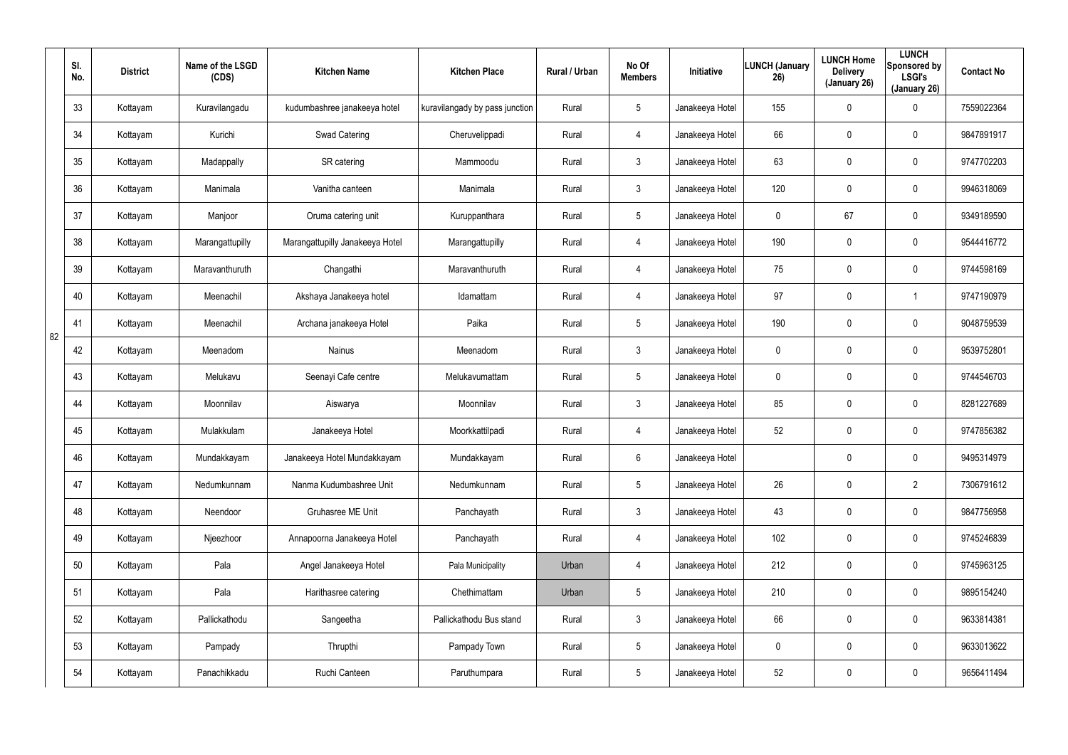|  | Sl. No. | District | Name of the LSGD (CDS) | Kitchen Name | Kitchen Place | Rural / Urban | No Of Members | Initiative | LUNCH (January 26) | LUNCH Home Delivery (January 26) | LUNCH Sponsored by LSGI's (January 26) | Contact No |
|---|---|---|---|---|---|---|---|---|---|---|---|---|
| 82 | 33 | Kottayam | Kuravilangadu | kudumbashree janakeeya hotel | kuravilangady by pass junction | Rural | 5 | Janakeeya Hotel | 155 | 0 | 0 | 7559022364 |
|  | 34 | Kottayam | Kurichi | Swad Catering | Cheruvelippadi | Rural | 4 | Janakeeya Hotel | 66 | 0 | 0 | 9847891917 |
|  | 35 | Kottayam | Madappally | SR catering | Mammoodu | Rural | 3 | Janakeeya Hotel | 63 | 0 | 0 | 9747702203 |
|  | 36 | Kottayam | Manimala | Vanitha canteen | Manimala | Rural | 3 | Janakeeya Hotel | 120 | 0 | 0 | 9946318069 |
|  | 37 | Kottayam | Manjoor | Oruma catering unit | Kuruppanthara | Rural | 5 | Janakeeya Hotel | 0 | 67 | 0 | 9349189590 |
|  | 38 | Kottayam | Marangattupilly | Marangattupilly Janakeeya Hotel | Marangattupilly | Rural | 4 | Janakeeya Hotel | 190 | 0 | 0 | 9544416772 |
|  | 39 | Kottayam | Maravanthuruth | Changathi | Maravanthuruth | Rural | 4 | Janakeeya Hotel | 75 | 0 | 0 | 9744598169 |
|  | 40 | Kottayam | Meenachil | Akshaya Janakeeya hotel | Idamattam | Rural | 4 | Janakeeya Hotel | 97 | 0 | 1 | 9747190979 |
|  | 41 | Kottayam | Meenachil | Archana janakeeya Hotel | Paika | Rural | 5 | Janakeeya Hotel | 190 | 0 | 0 | 9048759539 |
|  | 42 | Kottayam | Meenadom | Nainus | Meenadom | Rural | 3 | Janakeeya Hotel | 0 | 0 | 0 | 9539752801 |
|  | 43 | Kottayam | Melukavu | Seenayi Cafe centre | Melukavumattam | Rural | 5 | Janakeeya Hotel | 0 | 0 | 0 | 9744546703 |
|  | 44 | Kottayam | Moonnilav | Aiswarya | Moonnilav | Rural | 3 | Janakeeya Hotel | 85 | 0 | 0 | 8281227689 |
|  | 45 | Kottayam | Mulakkulam | Janakeeya Hotel | Moorkkattilpadi | Rural | 4 | Janakeeya Hotel | 52 | 0 | 0 | 9747856382 |
|  | 46 | Kottayam | Mundakkayam | Janakeeya Hotel Mundakkayam | Mundakkayam | Rural | 6 | Janakeeya Hotel |  | 0 | 0 | 9495314979 |
|  | 47 | Kottayam | Nedumkunnam | Nanma Kudumbashree Unit | Nedumkunnam | Rural | 5 | Janakeeya Hotel | 26 | 0 | 2 | 7306791612 |
|  | 48 | Kottayam | Neendoor | Gruhasree ME Unit | Panchayath | Rural | 3 | Janakeeya Hotel | 43 | 0 | 0 | 9847756958 |
|  | 49 | Kottayam | Njeezhoor | Annapoorna Janakeeya Hotel | Panchayath | Rural | 4 | Janakeeya Hotel | 102 | 0 | 0 | 9745246839 |
|  | 50 | Kottayam | Pala | Angel Janakeeya Hotel | Pala Municipality | Urban | 4 | Janakeeya Hotel | 212 | 0 | 0 | 9745963125 |
|  | 51 | Kottayam | Pala | Harithasree catering | Chethimattam | Urban | 5 | Janakeeya Hotel | 210 | 0 | 0 | 9895154240 |
|  | 52 | Kottayam | Pallickathodu | Sangeetha | Pallickathodu Bus stand | Rural | 3 | Janakeeya Hotel | 66 | 0 | 0 | 9633814381 |
|  | 53 | Kottayam | Pampady | Thrupthi | Pampady Town | Rural | 5 | Janakeeya Hotel | 0 | 0 | 0 | 9633013622 |
|  | 54 | Kottayam | Panachikkadu | Ruchi Canteen | Paruthumpara | Rural | 5 | Janakeeya Hotel | 52 | 0 | 0 | 9656411494 |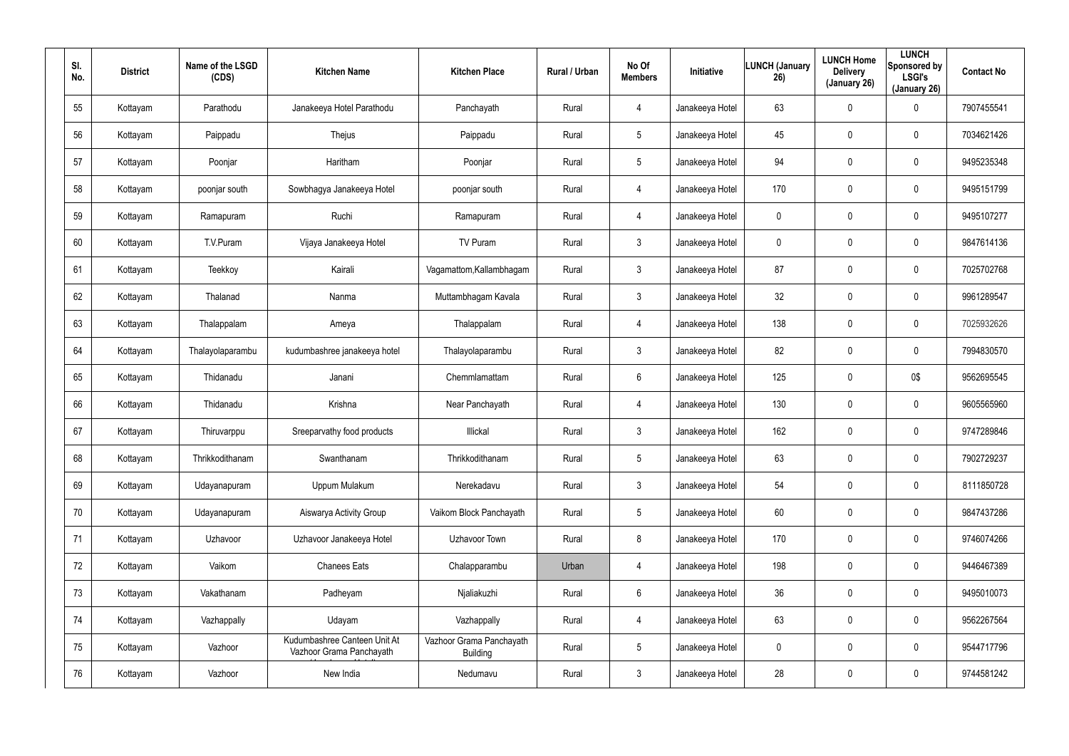| Sl. No. | District | Name of the LSGD (CDS) | Kitchen Name | Kitchen Place | Rural / Urban | No Of Members | Initiative | LUNCH (January 26) | LUNCH Home Delivery (January 26) | LUNCH Sponsored by LSGI's (January 26) | Contact No |
|---|---|---|---|---|---|---|---|---|---|---|---|
| 55 | Kottayam | Parathodu | Janakeeya Hotel Parathodu | Panchayath | Rural | 4 | Janakeeya Hotel | 63 | 0 | 0 | 7907455541 |
| 56 | Kottayam | Paippadu | Thejus | Paippadu | Rural | 5 | Janakeeya Hotel | 45 | 0 | 0 | 7034621426 |
| 57 | Kottayam | Poonjar | Haritham | Poonjar | Rural | 5 | Janakeeya Hotel | 94 | 0 | 0 | 9495235348 |
| 58 | Kottayam | poonjar south | Sowbhagya Janakeeya Hotel | poonjar south | Rural | 4 | Janakeeya Hotel | 170 | 0 | 0 | 9495151799 |
| 59 | Kottayam | Ramapuram | Ruchi | Ramapuram | Rural | 4 | Janakeeya Hotel | 0 | 0 | 0 | 9495107277 |
| 60 | Kottayam | T.V.Puram | Vijaya Janakeeya Hotel | TV Puram | Rural | 3 | Janakeeya Hotel | 0 | 0 | 0 | 9847614136 |
| 61 | Kottayam | Teekkoy | Kairali | Vagamattom,Kallambhagam | Rural | 3 | Janakeeya Hotel | 87 | 0 | 0 | 7025702768 |
| 62 | Kottayam | Thalanad | Nanma | Muttambhagam Kavala | Rural | 3 | Janakeeya Hotel | 32 | 0 | 0 | 9961289547 |
| 63 | Kottayam | Thalappalam | Ameya | Thalappalam | Rural | 4 | Janakeeya Hotel | 138 | 0 | 0 | 7025932626 |
| 64 | Kottayam | Thalayolaparambu | kudumbashree janakeeya hotel | Thalayolaparambu | Rural | 3 | Janakeeya Hotel | 82 | 0 | 0 | 7994830570 |
| 65 | Kottayam | Thidanadu | Janani | Chemmlamattam | Rural | 6 | Janakeeya Hotel | 125 | 0 | 0$ | 9562695545 |
| 66 | Kottayam | Thidanadu | Krishna | Near Panchayath | Rural | 4 | Janakeeya Hotel | 130 | 0 | 0 | 9605565960 |
| 67 | Kottayam | Thiruvarppu | Sreeparvathy food products | Illickal | Rural | 3 | Janakeeya Hotel | 162 | 0 | 0 | 9747289846 |
| 68 | Kottayam | Thrikkodithanam | Swanthanam | Thrikkodithanam | Rural | 5 | Janakeeya Hotel | 63 | 0 | 0 | 7902729237 |
| 69 | Kottayam | Udayanapuram | Uppum Mulakum | Nerekadavu | Rural | 3 | Janakeeya Hotel | 54 | 0 | 0 | 8111850728 |
| 70 | Kottayam | Udayanapuram | Aiswarya Activity Group | Vaikom Block Panchayath | Rural | 5 | Janakeeya Hotel | 60 | 0 | 0 | 9847437286 |
| 71 | Kottayam | Uzhavoor | Uzhavoor Janakeeya Hotel | Uzhavoor Town | Rural | 8 | Janakeeya Hotel | 170 | 0 | 0 | 9746074266 |
| 72 | Kottayam | Vaikom | Chanees Eats | Chalapparambu | Urban | 4 | Janakeeya Hotel | 198 | 0 | 0 | 9446467389 |
| 73 | Kottayam | Vakathanam | Padheyam | Njaliakuzhi | Rural | 6 | Janakeeya Hotel | 36 | 0 | 0 | 9495010073 |
| 74 | Kottayam | Vazhappally | Udayam | Vazhappally | Rural | 4 | Janakeeya Hotel | 63 | 0 | 0 | 9562267564 |
| 75 | Kottayam | Vazhoor | Kudumbashree Canteen Unit At Vazhoor Grama Panchayath | Vazhoor Grama Panchayath Building | Rural | 5 | Janakeeya Hotel | 0 | 0 | 0 | 9544717796 |
| 76 | Kottayam | Vazhoor | New India | Nedumavu | Rural | 3 | Janakeeya Hotel | 28 | 0 | 0 | 9744581242 |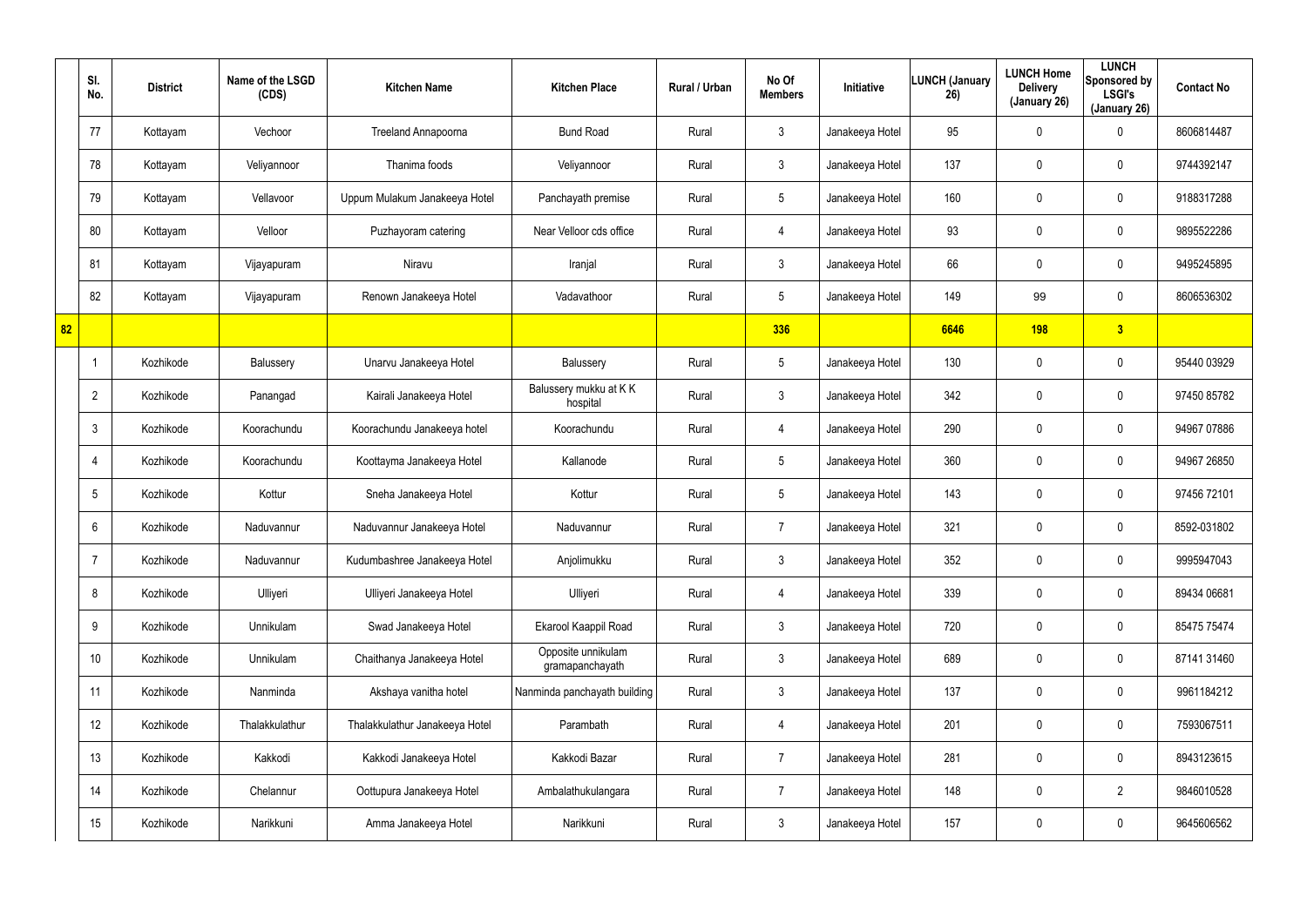| | Sl. No. | District | Name of the LSGD (CDS) | Kitchen Name | Kitchen Place | Rural / Urban | No Of Members | Initiative | LUNCH (January 26) | LUNCH Home Delivery (January 26) | LUNCH Sponsored by LSGI's (January 26) | Contact No |
|---|---|---|---|---|---|---|---|---|---|---|---|---|
| | 77 | Kottayam | Vechoor | Treeland Annapoorna | Bund Road | Rural | 3 | Janakeeya Hotel | 95 | 0 | 0 | 8606814487 |
| | 78 | Kottayam | Veliyannoor | Thanima foods | Veliyannoor | Rural | 3 | Janakeeya Hotel | 137 | 0 | 0 | 9744392147 |
| | 79 | Kottayam | Vellavoor | Uppum Mulakum Janakeeya Hotel | Panchayath premise | Rural | 5 | Janakeeya Hotel | 160 | 0 | 0 | 9188317288 |
| | 80 | Kottayam | Velloor | Puzhayoram catering | Near Velloor cds office | Rural | 4 | Janakeeya Hotel | 93 | 0 | 0 | 9895522286 |
| | 81 | Kottayam | Vijayapuram | Niravu | Iranjal | Rural | 3 | Janakeeya Hotel | 66 | 0 | 0 | 9495245895 |
| | 82 | Kottayam | Vijayapuram | Renown Janakeeya Hotel | Vadavathoor | Rural | 5 | Janakeeya Hotel | 149 | 99 | 0 | 8606536302 |
| **82** | | | | | | | **336** | | **6646** | **198** | **3** | |
| | 1 | Kozhikode | Balussery | Unarvu Janakeeya Hotel | Balussery | Rural | 5 | Janakeeya Hotel | 130 | 0 | 0 | 95440 03929 |
| | 2 | Kozhikode | Panangad | Kairali Janakeeya Hotel | Balussery mukku at K K hospital | Rural | 3 | Janakeeya Hotel | 342 | 0 | 0 | 97450 85782 |
| | 3 | Kozhikode | Koorachundu | Koorachundu Janakeeya hotel | Koorachundu | Rural | 4 | Janakeeya Hotel | 290 | 0 | 0 | 94967 07886 |
| | 4 | Kozhikode | Koorachundu | Koottayma Janakeeya Hotel | Kallanode | Rural | 5 | Janakeeya Hotel | 360 | 0 | 0 | 94967 26850 |
| | 5 | Kozhikode | Kottur | Sneha Janakeeya Hotel | Kottur | Rural | 5 | Janakeeya Hotel | 143 | 0 | 0 | 97456 72101 |
| | 6 | Kozhikode | Naduvannur | Naduvannur Janakeeya Hotel | Naduvannur | Rural | 7 | Janakeeya Hotel | 321 | 0 | 0 | 8592-031802 |
| | 7 | Kozhikode | Naduvannur | Kudumbashree Janakeeya Hotel | Anjolimukku | Rural | 3 | Janakeeya Hotel | 352 | 0 | 0 | 9995947043 |
| | 8 | Kozhikode | Ulliyeri | Ulliyeri Janakeeya Hotel | Ulliyeri | Rural | 4 | Janakeeya Hotel | 339 | 0 | 0 | 89434 06681 |
| | 9 | Kozhikode | Unnikulam | Swad Janakeeya Hotel | Ekarool Kaappil Road | Rural | 3 | Janakeeya Hotel | 720 | 0 | 0 | 85475 75474 |
| | 10 | Kozhikode | Unnikulam | Chaithanya Janakeeya Hotel | Opposite unnikulam gramapanchayath | Rural | 3 | Janakeeya Hotel | 689 | 0 | 0 | 87141 31460 |
| | 11 | Kozhikode | Nanminda | Akshaya vanitha hotel | Nanminda panchayath building | Rural | 3 | Janakeeya Hotel | 137 | 0 | 0 | 9961184212 |
| | 12 | Kozhikode | Thalakkulathur | Thalakkulathur Janakeeya Hotel | Parambath | Rural | 4 | Janakeeya Hotel | 201 | 0 | 0 | 7593067511 |
| | 13 | Kozhikode | Kakkodi | Kakkodi Janakeeya Hotel | Kakkodi Bazar | Rural | 7 | Janakeeya Hotel | 281 | 0 | 0 | 8943123615 |
| | 14 | Kozhikode | Chelannur | Oottupura Janakeeya Hotel | Ambalathukulangara | Rural | 7 | Janakeeya Hotel | 148 | 0 | 2 | 9846010528 |
| | 15 | Kozhikode | Narikkuni | Amma Janakeeya Hotel | Narikkuni | Rural | 3 | Janakeeya Hotel | 157 | 0 | 0 | 9645606562 |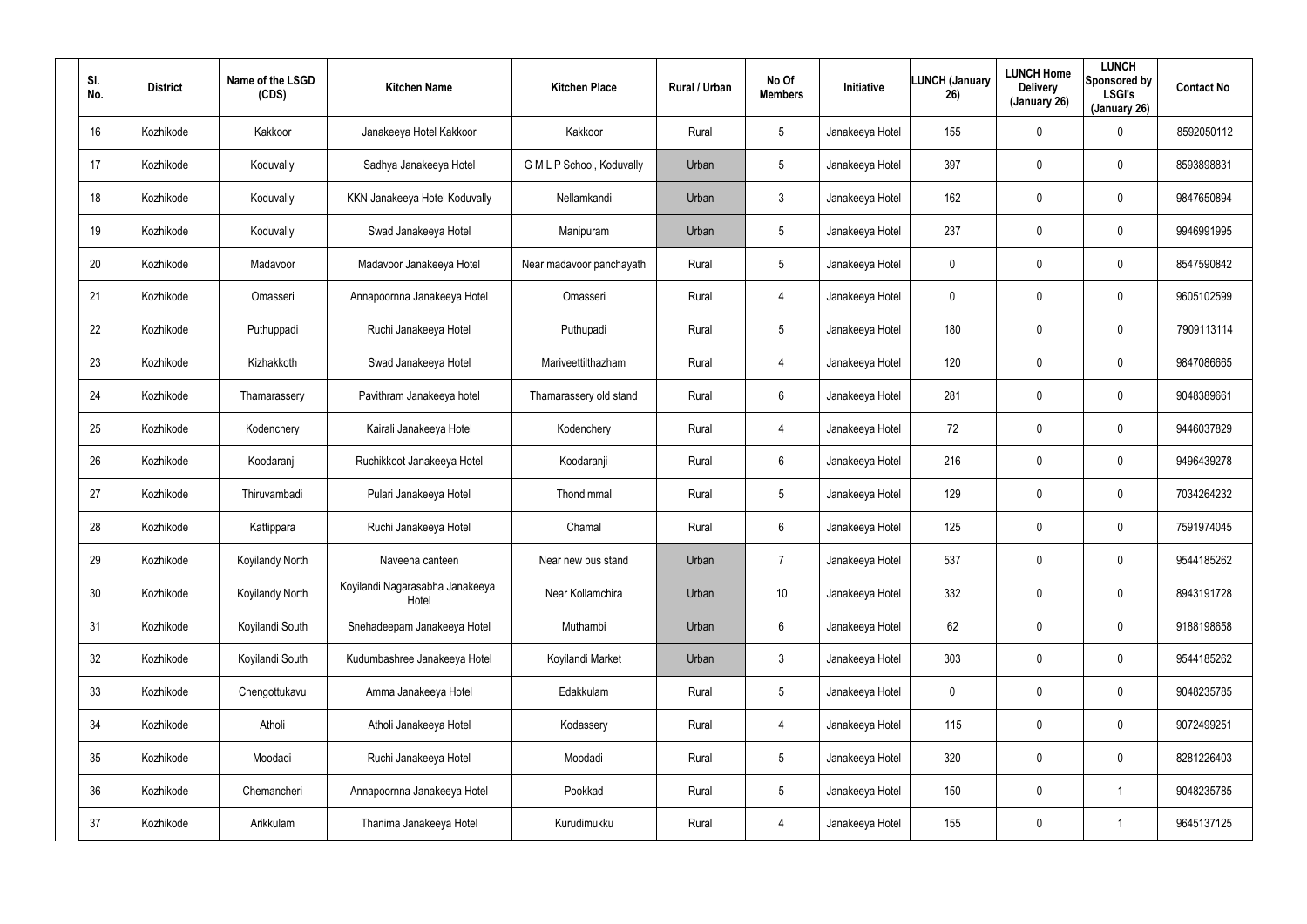| Sl. No. | District | Name of the LSGD (CDS) | Kitchen Name | Kitchen Place | Rural / Urban | No Of Members | Initiative | LUNCH (January 26) | LUNCH Home Delivery (January 26) | LUNCH Sponsored by LSGI's (January 26) | Contact No |
|---|---|---|---|---|---|---|---|---|---|---|---|
| 16 | Kozhikode | Kakkoor | Janakeeya Hotel Kakkoor | Kakkoor | Rural | 5 | Janakeeya Hotel | 155 | 0 | 0 | 8592050112 |
| 17 | Kozhikode | Koduvally | Sadhya Janakeeya Hotel | G M L P School, Koduvally | Urban | 5 | Janakeeya Hotel | 397 | 0 | 0 | 8593898831 |
| 18 | Kozhikode | Koduvally | KKN Janakeeya Hotel Koduvally | Nellamkandi | Urban | 3 | Janakeeya Hotel | 162 | 0 | 0 | 9847650894 |
| 19 | Kozhikode | Koduvally | Swad Janakeeya Hotel | Manipuram | Urban | 5 | Janakeeya Hotel | 237 | 0 | 0 | 9946991995 |
| 20 | Kozhikode | Madavoor | Madavoor Janakeeya Hotel | Near madavoor panchayath | Rural | 5 | Janakeeya Hotel | 0 | 0 | 0 | 8547590842 |
| 21 | Kozhikode | Omasseri | Annapoornna Janakeeya Hotel | Omasseri | Rural | 4 | Janakeeya Hotel | 0 | 0 | 0 | 9605102599 |
| 22 | Kozhikode | Puthuppadi | Ruchi Janakeeya Hotel | Puthupadi | Rural | 5 | Janakeeya Hotel | 180 | 0 | 0 | 7909113114 |
| 23 | Kozhikode | Kizhakkoth | Swad Janakeeya Hotel | Mariveettilthazham | Rural | 4 | Janakeeya Hotel | 120 | 0 | 0 | 9847086665 |
| 24 | Kozhikode | Thamarassery | Pavithram Janakeeya hotel | Thamarassery old stand | Rural | 6 | Janakeeya Hotel | 281 | 0 | 0 | 9048389661 |
| 25 | Kozhikode | Kodenchery | Kairali Janakeeya Hotel | Kodenchery | Rural | 4 | Janakeeya Hotel | 72 | 0 | 0 | 9446037829 |
| 26 | Kozhikode | Koodaranji | Ruchikkoot Janakeeya Hotel | Koodaranji | Rural | 6 | Janakeeya Hotel | 216 | 0 | 0 | 9496439278 |
| 27 | Kozhikode | Thiruvambadi | Pulari Janakeeya Hotel | Thondimmal | Rural | 5 | Janakeeya Hotel | 129 | 0 | 0 | 7034264232 |
| 28 | Kozhikode | Kattippara | Ruchi Janakeeya Hotel | Chamal | Rural | 6 | Janakeeya Hotel | 125 | 0 | 0 | 7591974045 |
| 29 | Kozhikode | Koyilandy North | Naveena canteen | Near new bus stand | Urban | 7 | Janakeeya Hotel | 537 | 0 | 0 | 9544185262 |
| 30 | Kozhikode | Koyilandy North | Koyilandi Nagarasabha Janakeeya Hotel | Near Kollamchira | Urban | 10 | Janakeeya Hotel | 332 | 0 | 0 | 8943191728 |
| 31 | Kozhikode | Koyilandi South | Snehadeepam Janakeeya Hotel | Muthambi | Urban | 6 | Janakeeya Hotel | 62 | 0 | 0 | 9188198658 |
| 32 | Kozhikode | Koyilandi South | Kudumbashree Janakeeya Hotel | Koyilandi Market | Urban | 3 | Janakeeya Hotel | 303 | 0 | 0 | 9544185262 |
| 33 | Kozhikode | Chengottukavu | Amma Janakeeya Hotel | Edakkulam | Rural | 5 | Janakeeya Hotel | 0 | 0 | 0 | 9048235785 |
| 34 | Kozhikode | Atholi | Atholi Janakeeya Hotel | Kodassery | Rural | 4 | Janakeeya Hotel | 115 | 0 | 0 | 9072499251 |
| 35 | Kozhikode | Moodadi | Ruchi Janakeeya Hotel | Moodadi | Rural | 5 | Janakeeya Hotel | 320 | 0 | 0 | 8281226403 |
| 36 | Kozhikode | Chemancheri | Annapoornna Janakeeya Hotel | Pookkad | Rural | 5 | Janakeeya Hotel | 150 | 0 | 1 | 9048235785 |
| 37 | Kozhikode | Arikkulam | Thanima Janakeeya Hotel | Kurudimukku | Rural | 4 | Janakeeya Hotel | 155 | 0 | 1 | 9645137125 |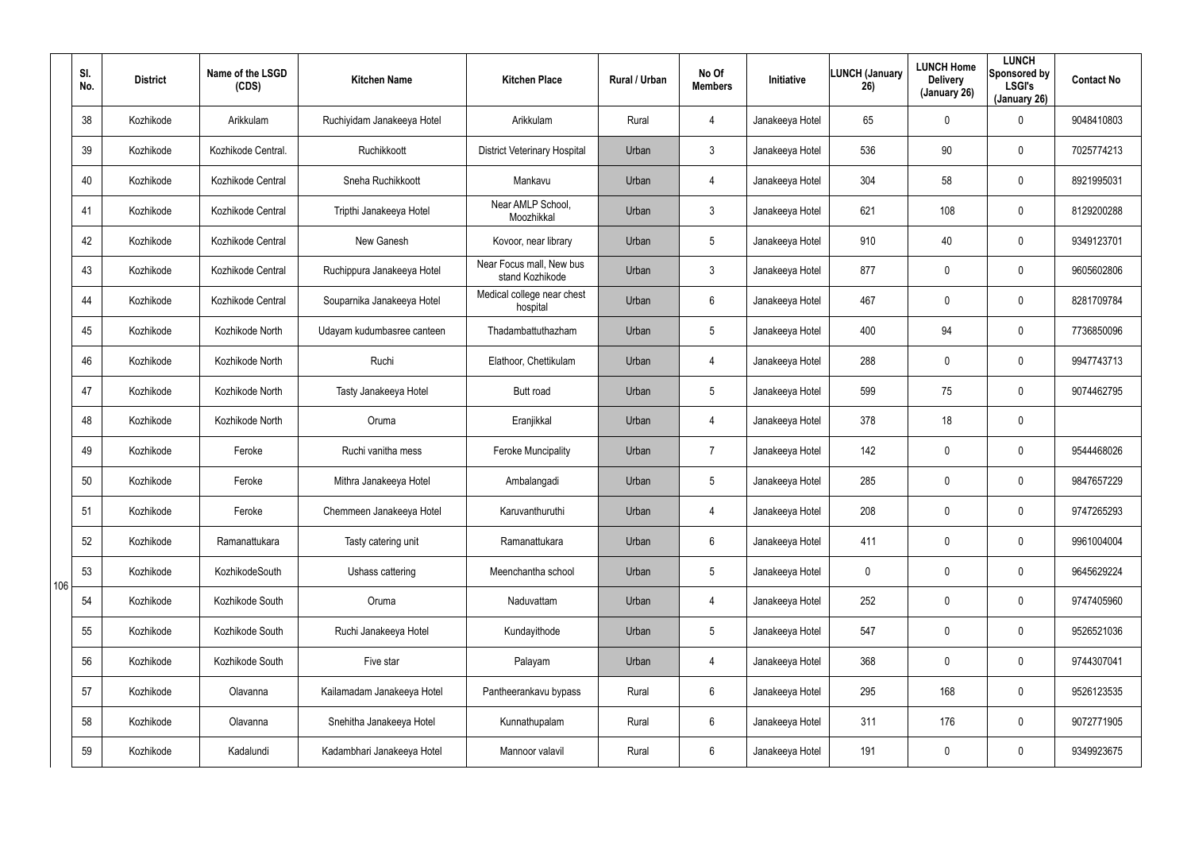| Sl. No. | District | Name of the LSGD (CDS) | Kitchen Name | Kitchen Place | Rural / Urban | No Of Members | Initiative | LUNCH (January 26) | LUNCH Home Delivery (January 26) | LUNCH Sponsored by LSGI's (January 26) | Contact No |
|---|---|---|---|---|---|---|---|---|---|---|---|
| 38 | Kozhikode | Arikkulam | Ruchiyidam Janakeeya Hotel | Arikkulam | Rural | 4 | Janakeeya Hotel | 65 | 0 | 0 | 9048410803 |
| 39 | Kozhikode | Kozhikode Central. | Ruchikkoott | District Veterinary Hospital | Urban | 3 | Janakeeya Hotel | 536 | 90 | 0 | 7025774213 |
| 40 | Kozhikode | Kozhikode Central | Sneha Ruchikkoott | Mankavu | Urban | 4 | Janakeeya Hotel | 304 | 58 | 0 | 8921995031 |
| 41 | Kozhikode | Kozhikode Central | Tripthi Janakeeya Hotel | Near AMLP School, Moozhikkal | Urban | 3 | Janakeeya Hotel | 621 | 108 | 0 | 8129200288 |
| 42 | Kozhikode | Kozhikode Central | New Ganesh | Kovoor, near library | Urban | 5 | Janakeeya Hotel | 910 | 40 | 0 | 9349123701 |
| 43 | Kozhikode | Kozhikode Central | Ruchippura Janakeeya Hotel | Near Focus mall, New bus stand Kozhikode | Urban | 3 | Janakeeya Hotel | 877 | 0 | 0 | 9605602806 |
| 44 | Kozhikode | Kozhikode Central | Souparnika Janakeeya Hotel | Medical college near chest hospital | Urban | 6 | Janakeeya Hotel | 467 | 0 | 0 | 8281709784 |
| 45 | Kozhikode | Kozhikode North | Udayam kudumbasree canteen | Thadambattuthazham | Urban | 5 | Janakeeya Hotel | 400 | 94 | 0 | 7736850096 |
| 46 | Kozhikode | Kozhikode North | Ruchi | Elathoor, Chettikulam | Urban | 4 | Janakeeya Hotel | 288 | 0 | 0 | 9947743713 |
| 47 | Kozhikode | Kozhikode North | Tasty Janakeeya Hotel | Butt road | Urban | 5 | Janakeeya Hotel | 599 | 75 | 0 | 9074462795 |
| 48 | Kozhikode | Kozhikode North | Oruma | Eranjikkal | Urban | 4 | Janakeeya Hotel | 378 | 18 | 0 | |
| 49 | Kozhikode | Feroke | Ruchi vanitha mess | Feroke Muncipality | Urban | 7 | Janakeeya Hotel | 142 | 0 | 0 | 9544468026 |
| 50 | Kozhikode | Feroke | Mithra Janakeeya Hotel | Ambalangadi | Urban | 5 | Janakeeya Hotel | 285 | 0 | 0 | 9847657229 |
| 51 | Kozhikode | Feroke | Chemmeen Janakeeya Hotel | Karuvanthuruthi | Urban | 4 | Janakeeya Hotel | 208 | 0 | 0 | 9747265293 |
| 52 | Kozhikode | Ramanattukara | Tasty catering unit | Ramanattukara | Urban | 6 | Janakeeya Hotel | 411 | 0 | 0 | 9961004004 |
| 53 | Kozhikode | KozhikodeSouth | Ushass cattering | Meenchantha school | Urban | 5 | Janakeeya Hotel | 0 | 0 | 0 | 9645629224 |
| 54 | Kozhikode | Kozhikode South | Oruma | Naduvattam | Urban | 4 | Janakeeya Hotel | 252 | 0 | 0 | 9747405960 |
| 55 | Kozhikode | Kozhikode South | Ruchi Janakeeya Hotel | Kundayithode | Urban | 5 | Janakeeya Hotel | 547 | 0 | 0 | 9526521036 |
| 56 | Kozhikode | Kozhikode South | Five star | Palayam | Urban | 4 | Janakeeya Hotel | 368 | 0 | 0 | 9744307041 |
| 57 | Kozhikode | Olavanna | Kailamadam Janakeeya Hotel | Pantheerankavu bypass | Rural | 6 | Janakeeya Hotel | 295 | 168 | 0 | 9526123535 |
| 58 | Kozhikode | Olavanna | Snehitha Janakeeya Hotel | Kunnathupalam | Rural | 6 | Janakeeya Hotel | 311 | 176 | 0 | 9072771905 |
| 59 | Kozhikode | Kadalundi | Kadambhari Janakeeya Hotel | Mannoor valavil | Rural | 6 | Janakeeya Hotel | 191 | 0 | 0 | 9349923675 |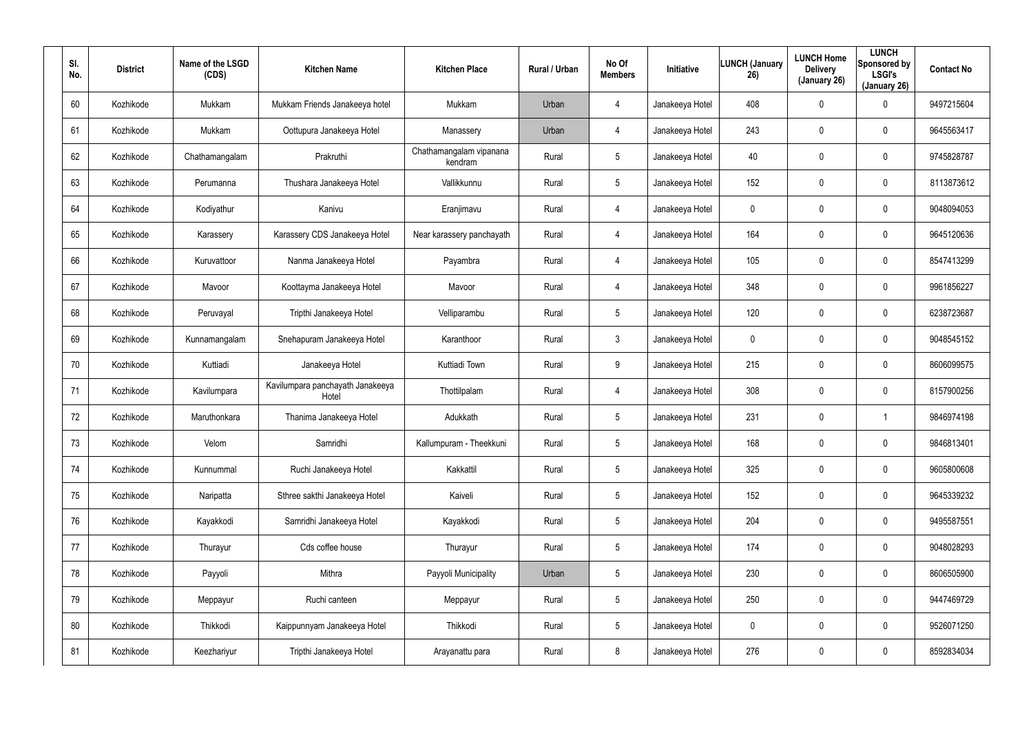| Sl. No. | District | Name of the LSGD (CDS) | Kitchen Name | Kitchen Place | Rural / Urban | No Of Members | Initiative | LUNCH (January 26) | LUNCH Home Delivery (January 26) | LUNCH Sponsored by LSGI's (January 26) | Contact No |
|---|---|---|---|---|---|---|---|---|---|---|---|
| 60 | Kozhikode | Mukkam | Mukkam Friends Janakeeya hotel | Mukkam | Urban | 4 | Janakeeya Hotel | 408 | 0 | 0 | 9497215604 |
| 61 | Kozhikode | Mukkam | Oottupura Janakeeya Hotel | Manassery | Urban | 4 | Janakeeya Hotel | 243 | 0 | 0 | 9645563417 |
| 62 | Kozhikode | Chathamangalam | Prakruthi | Chathamangalam vipanana kendram | Rural | 5 | Janakeeya Hotel | 40 | 0 | 0 | 9745828787 |
| 63 | Kozhikode | Perumanna | Thushara Janakeeya Hotel | Vallikkunnu | Rural | 5 | Janakeeya Hotel | 152 | 0 | 0 | 8113873612 |
| 64 | Kozhikode | Kodiyathur | Kanivu | Eranjimavu | Rural | 4 | Janakeeya Hotel | 0 | 0 | 0 | 9048094053 |
| 65 | Kozhikode | Karassery | Karassery CDS Janakeeya Hotel | Near karassery panchayath | Rural | 4 | Janakeeya Hotel | 164 | 0 | 0 | 9645120636 |
| 66 | Kozhikode | Kuruvattoor | Nanma Janakeeya Hotel | Payambra | Rural | 4 | Janakeeya Hotel | 105 | 0 | 0 | 8547413299 |
| 67 | Kozhikode | Mavoor | Koottayma Janakeeya Hotel | Mavoor | Rural | 4 | Janakeeya Hotel | 348 | 0 | 0 | 9961856227 |
| 68 | Kozhikode | Peruvayal | Tripthi Janakeeya Hotel | Velliparambu | Rural | 5 | Janakeeya Hotel | 120 | 0 | 0 | 6238723687 |
| 69 | Kozhikode | Kunnamangalam | Snehapuram Janakeeya Hotel | Karanthoor | Rural | 3 | Janakeeya Hotel | 0 | 0 | 0 | 9048545152 |
| 70 | Kozhikode | Kuttiadi | Janakeeya Hotel | Kuttiadi Town | Rural | 9 | Janakeeya Hotel | 215 | 0 | 0 | 8606099575 |
| 71 | Kozhikode | Kavilumpara | Kavilumpara panchayath Janakeeya Hotel | Thottilpalam | Rural | 4 | Janakeeya Hotel | 308 | 0 | 0 | 8157900256 |
| 72 | Kozhikode | Maruthonkara | Thanima Janakeeya Hotel | Adukkath | Rural | 5 | Janakeeya Hotel | 231 | 0 | 1 | 9846974198 |
| 73 | Kozhikode | Velom | Samridhi | Kallumpuram - Theekkuni | Rural | 5 | Janakeeya Hotel | 168 | 0 | 0 | 9846813401 |
| 74 | Kozhikode | Kunnummal | Ruchi Janakeeya Hotel | Kakkattil | Rural | 5 | Janakeeya Hotel | 325 | 0 | 0 | 9605800608 |
| 75 | Kozhikode | Naripatta | Sthree sakthi Janakeeya Hotel | Kaiveli | Rural | 5 | Janakeeya Hotel | 152 | 0 | 0 | 9645339232 |
| 76 | Kozhikode | Kayakkodi | Samridhi Janakeeya Hotel | Kayakkodi | Rural | 5 | Janakeeya Hotel | 204 | 0 | 0 | 9495587551 |
| 77 | Kozhikode | Thurayur | Cds coffee house | Thurayur | Rural | 5 | Janakeeya Hotel | 174 | 0 | 0 | 9048028293 |
| 78 | Kozhikode | Payyoli | Mithra | Payyoli Municipality | Urban | 5 | Janakeeya Hotel | 230 | 0 | 0 | 8606505900 |
| 79 | Kozhikode | Meppayur | Ruchi canteen | Meppayur | Rural | 5 | Janakeeya Hotel | 250 | 0 | 0 | 9447469729 |
| 80 | Kozhikode | Thikkodi | Kaippunnyam Janakeeya Hotel | Thikkodi | Rural | 5 | Janakeeya Hotel | 0 | 0 | 0 | 9526071250 |
| 81 | Kozhikode | Keezhariyur | Tripthi Janakeeya Hotel | Arayanattu para | Rural | 8 | Janakeeya Hotel | 276 | 0 | 0 | 8592834034 |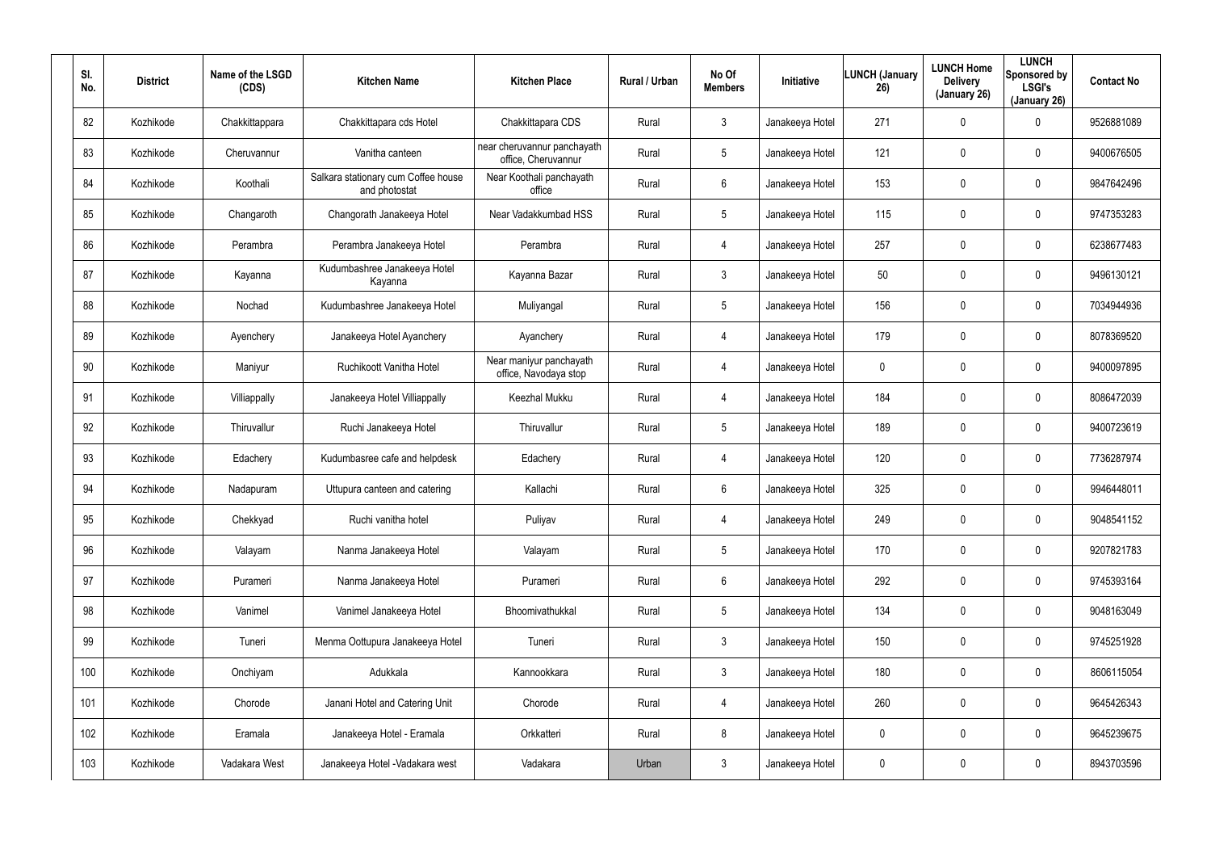| Sl. No. | District | Name of the LSGD (CDS) | Kitchen Name | Kitchen Place | Rural / Urban | No Of Members | Initiative | LUNCH (January 26) | LUNCH Home Delivery (January 26) | LUNCH Sponsored by LSGI's (January 26) | Contact No |
|---|---|---|---|---|---|---|---|---|---|---|---|
| 82 | Kozhikode | Chakkittappara | Chakkittapara cds Hotel | Chakkittapara CDS | Rural | 3 | Janakeeya Hotel | 271 | 0 | 0 | 9526881089 |
| 83 | Kozhikode | Cheruvannur | Vanitha canteen | near cheruvannur panchayath office, Cheruvannur | Rural | 5 | Janakeeya Hotel | 121 | 0 | 0 | 9400676505 |
| 84 | Kozhikode | Koothali | Salkara stationary cum Coffee house and photostat | Near Koothali panchayath office | Rural | 6 | Janakeeya Hotel | 153 | 0 | 0 | 9847642496 |
| 85 | Kozhikode | Changaroth | Changorath Janakeeya Hotel | Near Vadakkumbad HSS | Rural | 5 | Janakeeya Hotel | 115 | 0 | 0 | 9747353283 |
| 86 | Kozhikode | Perambra | Perambra Janakeeya Hotel | Perambra | Rural | 4 | Janakeeya Hotel | 257 | 0 | 0 | 6238677483 |
| 87 | Kozhikode | Kayanna | Kudumbashree Janakeeya Hotel Kayanna | Kayanna Bazar | Rural | 3 | Janakeeya Hotel | 50 | 0 | 0 | 9496130121 |
| 88 | Kozhikode | Nochad | Kudumbashree Janakeeya Hotel | Muliyangal | Rural | 5 | Janakeeya Hotel | 156 | 0 | 0 | 7034944936 |
| 89 | Kozhikode | Ayenchery | Janakeeya Hotel Ayanchery | Ayanchery | Rural | 4 | Janakeeya Hotel | 179 | 0 | 0 | 8078369520 |
| 90 | Kozhikode | Maniyur | Ruchikoott Vanitha Hotel | Near maniyur panchayath office, Navodaya stop | Rural | 4 | Janakeeya Hotel | 0 | 0 | 0 | 9400097895 |
| 91 | Kozhikode | Villiappally | Janakeeya Hotel Villiappally | Keezhal Mukku | Rural | 4 | Janakeeya Hotel | 184 | 0 | 0 | 8086472039 |
| 92 | Kozhikode | Thiruvallur | Ruchi Janakeeya Hotel | Thiruvallur | Rural | 5 | Janakeeya Hotel | 189 | 0 | 0 | 9400723619 |
| 93 | Kozhikode | Edachery | Kudumbasree cafe and helpdesk | Edachery | Rural | 4 | Janakeeya Hotel | 120 | 0 | 0 | 7736287974 |
| 94 | Kozhikode | Nadapuram | Uttupura canteen and catering | Kallachi | Rural | 6 | Janakeeya Hotel | 325 | 0 | 0 | 9946448011 |
| 95 | Kozhikode | Chekkyad | Ruchi vanitha hotel | Puliyav | Rural | 4 | Janakeeya Hotel | 249 | 0 | 0 | 9048541152 |
| 96 | Kozhikode | Valayam | Nanma Janakeeya Hotel | Valayam | Rural | 5 | Janakeeya Hotel | 170 | 0 | 0 | 9207821783 |
| 97 | Kozhikode | Purameri | Nanma Janakeeya Hotel | Purameri | Rural | 6 | Janakeeya Hotel | 292 | 0 | 0 | 9745393164 |
| 98 | Kozhikode | Vanimel | Vanimel Janakeeya Hotel | Bhoomivathukkal | Rural | 5 | Janakeeya Hotel | 134 | 0 | 0 | 9048163049 |
| 99 | Kozhikode | Tuneri | Menma Oottupura Janakeeya Hotel | Tuneri | Rural | 3 | Janakeeya Hotel | 150 | 0 | 0 | 9745251928 |
| 100 | Kozhikode | Onchiyam | Adukkala | Kannookkara | Rural | 3 | Janakeeya Hotel | 180 | 0 | 0 | 8606115054 |
| 101 | Kozhikode | Chorode | Janani Hotel and Catering Unit | Chorode | Rural | 4 | Janakeeya Hotel | 260 | 0 | 0 | 9645426343 |
| 102 | Kozhikode | Eramala | Janakeeya Hotel - Eramala | Orkkatteri | Rural | 8 | Janakeeya Hotel | 0 | 0 | 0 | 9645239675 |
| 103 | Kozhikode | Vadakara West | Janakeeya Hotel -Vadakara west | Vadakara | Urban | 3 | Janakeeya Hotel | 0 | 0 | 0 | 8943703596 |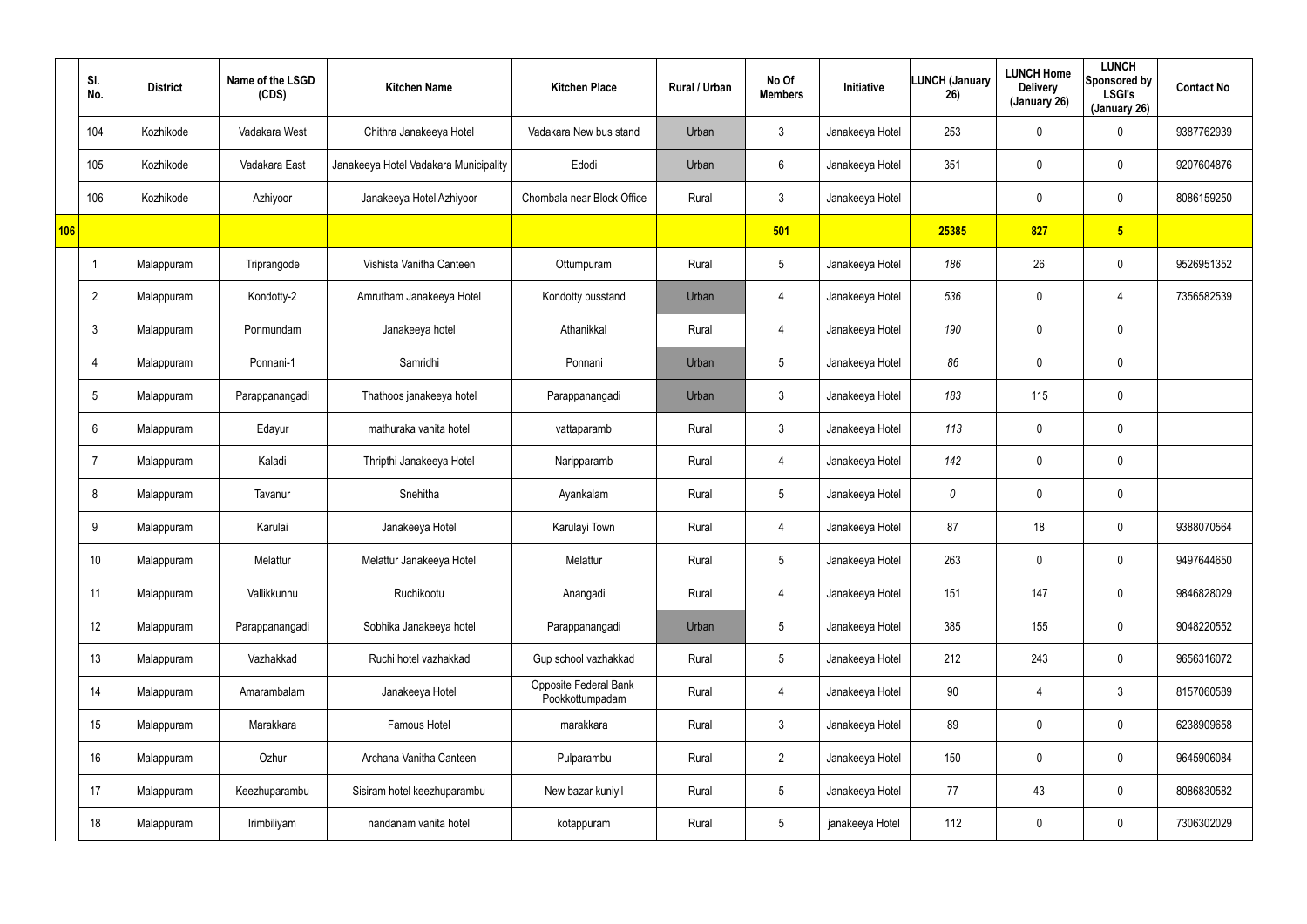| | Sl. No. | District | Name of the LSGD (CDS) | Kitchen Name | Kitchen Place | Rural / Urban | No Of Members | Initiative | LUNCH (January 26) | LUNCH Home Delivery (January 26) | LUNCH Sponsored by LSGI's (January 26) | Contact No |
|---|---|---|---|---|---|---|---|---|---|---|---|---|
| | 104 | Kozhikode | Vadakara West | Chithra Janakeeya Hotel | Vadakara New bus stand | Urban | 3 | Janakeeya Hotel | 253 | 0 | 0 | 9387762939 |
| | 105 | Kozhikode | Vadakara East | Janakeeya Hotel Vadakara Municipality | Edodi | Urban | 6 | Janakeeya Hotel | 351 | 0 | 0 | 9207604876 |
| | 106 | Kozhikode | Azhiyoor | Janakeeya Hotel Azhiyoor | Chombala near Block Office | Rural | 3 | Janakeeya Hotel | | 0 | 0 | 8086159250 |
| 106 | | | | | | | 501 | | 25385 | 827 | 5 | |
| | 1 | Malappuram | Triprangode | Vishista Vanitha Canteen | Ottumpuram | Rural | 5 | Janakeeya Hotel | 186 | 26 | 0 | 9526951352 |
| | 2 | Malappuram | Kondotty-2 | Amrutham Janakeeya Hotel | Kondotty busstand | Urban | 4 | Janakeeya Hotel | 536 | 0 | 4 | 7356582539 |
| | 3 | Malappuram | Ponmundam | Janakeeya hotel | Athanikkal | Rural | 4 | Janakeeya Hotel | 190 | 0 | 0 | |
| | 4 | Malappuram | Ponnani-1 | Samridhi | Ponnani | Urban | 5 | Janakeeya Hotel | 86 | 0 | 0 | |
| | 5 | Malappuram | Parappanangadi | Thathoos janakeeya hotel | Parappanangadi | Urban | 3 | Janakeeya Hotel | 183 | 115 | 0 | |
| | 6 | Malappuram | Edayur | mathuraka vanita hotel | vattaparamb | Rural | 3 | Janakeeya Hotel | 113 | 0 | 0 | |
| | 7 | Malappuram | Kaladi | Thripthi Janakeeya Hotel | Naripparamb | Rural | 4 | Janakeeya Hotel | 142 | 0 | 0 | |
| | 8 | Malappuram | Tavanur | Snehitha | Ayankalam | Rural | 5 | Janakeeya Hotel | 0 | 0 | 0 | |
| | 9 | Malappuram | Karulai | Janakeeya Hotel | Karulayi Town | Rural | 4 | Janakeeya Hotel | 87 | 18 | 0 | 9388070564 |
| | 10 | Malappuram | Melattur | Melattur Janakeeya Hotel | Melattur | Rural | 5 | Janakeeya Hotel | 263 | 0 | 0 | 9497644650 |
| | 11 | Malappuram | Vallikkunnu | Ruchikootu | Anangadi | Rural | 4 | Janakeeya Hotel | 151 | 147 | 0 | 9846828029 |
| | 12 | Malappuram | Parappanangadi | Sobhika Janakeeya hotel | Parappanangadi | Urban | 5 | Janakeeya Hotel | 385 | 155 | 0 | 9048220552 |
| | 13 | Malappuram | Vazhakkad | Ruchi hotel vazhakkad | Gup school vazhakkad | Rural | 5 | Janakeeya Hotel | 212 | 243 | 0 | 9656316072 |
| | 14 | Malappuram | Amarambalam | Janakeeya Hotel | Opposite Federal Bank Pookkottumpadam | Rural | 4 | Janakeeya Hotel | 90 | 4 | 3 | 8157060589 |
| | 15 | Malappuram | Marakkara | Famous Hotel | marakkara | Rural | 3 | Janakeeya Hotel | 89 | 0 | 0 | 6238909658 |
| | 16 | Malappuram | Ozhur | Archana Vanitha Canteen | Pulparambu | Rural | 2 | Janakeeya Hotel | 150 | 0 | 0 | 9645906084 |
| | 17 | Malappuram | Keezhuparambu | Sisiram hotel keezhuparambu | New bazar kuniyil | Rural | 5 | Janakeeya Hotel | 77 | 43 | 0 | 8086830582 |
| | 18 | Malappuram | Irimbiliyam | nandanam vanita hotel | kotappuram | Rural | 5 | janakeeya Hotel | 112 | 0 | 0 | 7306302029 |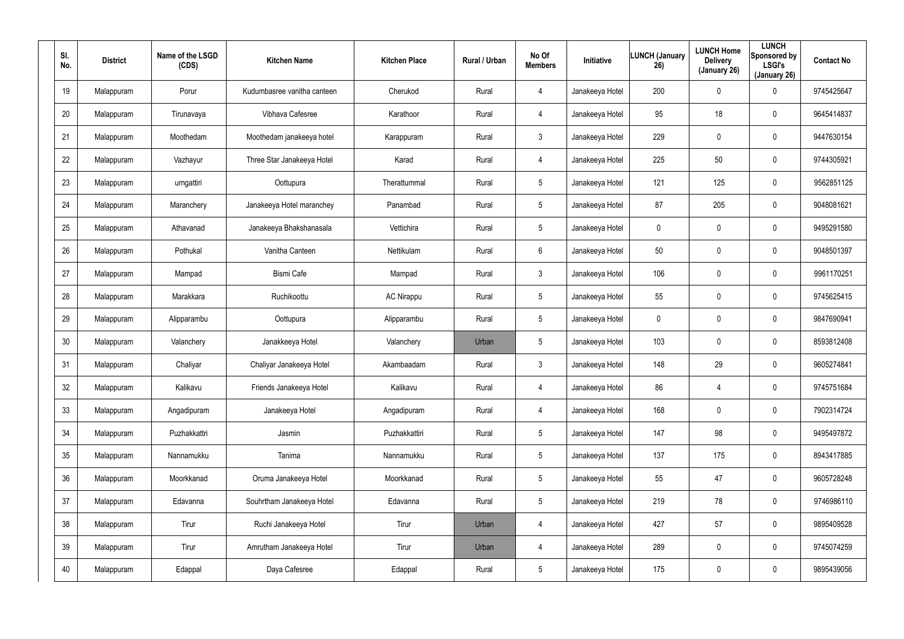| Sl. No. | District | Name of the LSGD (CDS) | Kitchen Name | Kitchen Place | Rural / Urban | No Of Members | Initiative | LUNCH (January 26) | LUNCH Home Delivery (January 26) | LUNCH Sponsored by LSGI's (January 26) | Contact No |
|---|---|---|---|---|---|---|---|---|---|---|---|
| 19 | Malappuram | Porur | Kudumbasree vanitha canteen | Cherukod | Rural | 4 | Janakeeya Hotel | 200 | 0 | 0 | 9745425647 |
| 20 | Malappuram | Tirunavaya | Vibhava Cafesree | Karathoor | Rural | 4 | Janakeeya Hotel | 95 | 18 | 0 | 9645414837 |
| 21 | Malappuram | Moothedam | Moothedam janakeeya hotel | Karappuram | Rural | 3 | Janakeeya Hotel | 229 | 0 | 0 | 9447630154 |
| 22 | Malappuram | Vazhayur | Three Star Janakeeya Hotel | Karad | Rural | 4 | Janakeeya Hotel | 225 | 50 | 0 | 9744305921 |
| 23 | Malappuram | urngattiri | Oottupura | Therattummal | Rural | 5 | Janakeeya Hotel | 121 | 125 | 0 | 9562851125 |
| 24 | Malappuram | Maranchery | Janakeeya Hotel maranchey | Panambad | Rural | 5 | Janakeeya Hotel | 87 | 205 | 0 | 9048081621 |
| 25 | Malappuram | Athavanad | Janakeeya Bhakshanasala | Vettichira | Rural | 5 | Janakeeya Hotel | 0 | 0 | 0 | 9495291580 |
| 26 | Malappuram | Pothukal | Vanitha Canteen | Nettikulam | Rural | 6 | Janakeeya Hotel | 50 | 0 | 0 | 9048501397 |
| 27 | Malappuram | Mampad | Bismi Cafe | Mampad | Rural | 3 | Janakeeya Hotel | 106 | 0 | 0 | 9961170251 |
| 28 | Malappuram | Marakkara | Ruchikoottu | AC Nirappu | Rural | 5 | Janakeeya Hotel | 55 | 0 | 0 | 9745625415 |
| 29 | Malappuram | Alipparambu | Oottupura | Alipparambu | Rural | 5 | Janakeeya Hotel | 0 | 0 | 0 | 9847690941 |
| 30 | Malappuram | Valanchery | Janakkeeya Hotel | Valanchery | Urban | 5 | Janakeeya Hotel | 103 | 0 | 0 | 8593812408 |
| 31 | Malappuram | Chaliyar | Chaliyar Janakeeya Hotel | Akambaadam | Rural | 3 | Janakeeya Hotel | 148 | 29 | 0 | 9605274841 |
| 32 | Malappuram | Kalikavu | Friends Janakeeya Hotel | Kalikavu | Rural | 4 | Janakeeya Hotel | 86 | 4 | 0 | 9745751684 |
| 33 | Malappuram | Angadipuram | Janakeeya Hotel | Angadipuram | Rural | 4 | Janakeeya Hotel | 168 | 0 | 0 | 7902314724 |
| 34 | Malappuram | Puzhakkattri | Jasmin | Puzhakkattiri | Rural | 5 | Janakeeya Hotel | 147 | 98 | 0 | 9495497872 |
| 35 | Malappuram | Nannamukku | Tanima | Nannamukku | Rural | 5 | Janakeeya Hotel | 137 | 175 | 0 | 8943417885 |
| 36 | Malappuram | Moorkkanad | Oruma Janakeeya Hotel | Moorkkanad | Rural | 5 | Janakeeya Hotel | 55 | 47 | 0 | 9605728248 |
| 37 | Malappuram | Edavanna | Souhrtham Janakeeya Hotel | Edavanna | Rural | 5 | Janakeeya Hotel | 219 | 78 | 0 | 9746986110 |
| 38 | Malappuram | Tirur | Ruchi Janakeeya Hotel | Tirur | Urban | 4 | Janakeeya Hotel | 427 | 57 | 0 | 9895409528 |
| 39 | Malappuram | Tirur | Amrutham Janakeeya Hotel | Tirur | Urban | 4 | Janakeeya Hotel | 289 | 0 | 0 | 9745074259 |
| 40 | Malappuram | Edappal | Daya Cafesree | Edappal | Rural | 5 | Janakeeya Hotel | 175 | 0 | 0 | 9895439056 |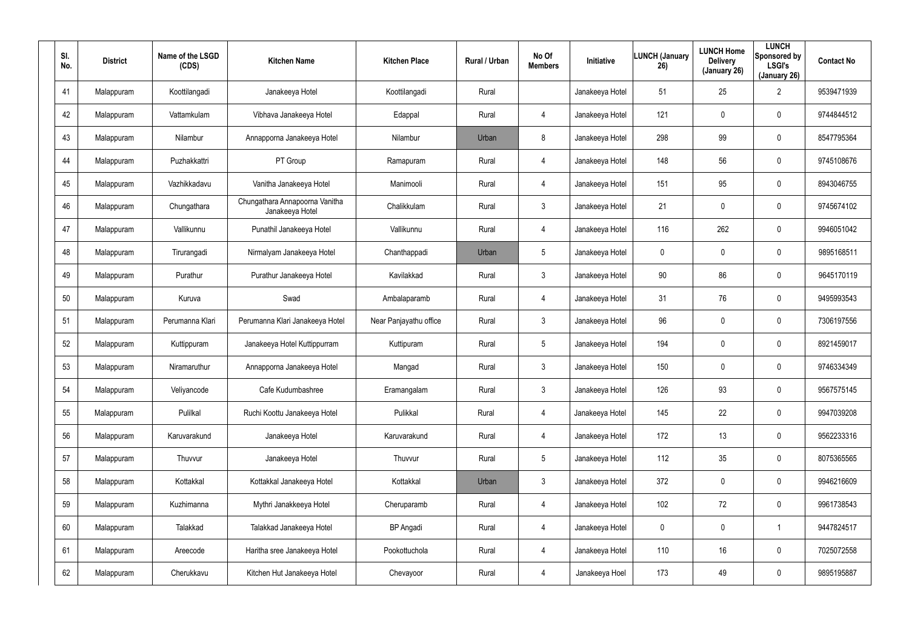| Sl. No. | District | Name of the LSGD (CDS) | Kitchen Name | Kitchen Place | Rural / Urban | No Of Members | Initiative | LUNCH (January 26) | LUNCH Home Delivery (January 26) | LUNCH Sponsored by LSGI's (January 26) | Contact No |
|---|---|---|---|---|---|---|---|---|---|---|---|
| 41 | Malappuram | Koottilangadi | Janakeeya Hotel | Koottilangadi | Rural | | Janakeeya Hotel | 51 | 25 | 2 | 9539471939 |
| 42 | Malappuram | Vattamkulam | Vibhava Janakeeya Hotel | Edappal | Rural | 4 | Janakeeya Hotel | 121 | 0 | 0 | 9744844512 |
| 43 | Malappuram | Nilambur | Annapporna Janakeeya Hotel | Nilambur | Urban | 8 | Janakeeya Hotel | 298 | 99 | 0 | 8547795364 |
| 44 | Malappuram | Puzhakkattri | PT Group | Ramapuram | Rural | 4 | Janakeeya Hotel | 148 | 56 | 0 | 9745108676 |
| 45 | Malappuram | Vazhikkadavu | Vanitha Janakeeya Hotel | Manimooli | Rural | 4 | Janakeeya Hotel | 151 | 95 | 0 | 8943046755 |
| 46 | Malappuram | Chungathara | Chungathara Annapoorna Vanitha Janakeeya Hotel | Chalikkulam | Rural | 3 | Janakeeya Hotel | 21 | 0 | 0 | 9745674102 |
| 47 | Malappuram | Vallikunnu | Punathil Janakeeya Hotel | Vallikunnu | Rural | 4 | Janakeeya Hotel | 116 | 262 | 0 | 9946051042 |
| 48 | Malappuram | Tirurangadi | Nirmalyam Janakeeya Hotel | Chanthappadi | Urban | 5 | Janakeeya Hotel | 0 | 0 | 0 | 9895168511 |
| 49 | Malappuram | Purathur | Purathur Janakeeya Hotel | Kavilakkad | Rural | 3 | Janakeeya Hotel | 90 | 86 | 0 | 9645170119 |
| 50 | Malappuram | Kuruva | Swad | Ambalaparamb | Rural | 4 | Janakeeya Hotel | 31 | 76 | 0 | 9495993543 |
| 51 | Malappuram | Perumanna Klari | Perumanna Klari Janakeeya Hotel | Near Panjayathu office | Rural | 3 | Janakeeya Hotel | 96 | 0 | 0 | 7306197556 |
| 52 | Malappuram | Kuttippuram | Janakeeya Hotel Kuttippurram | Kuttipuram | Rural | 5 | Janakeeya Hotel | 194 | 0 | 0 | 8921459017 |
| 53 | Malappuram | Niramaruthur | Annapporna Janakeeya Hotel | Mangad | Rural | 3 | Janakeeya Hotel | 150 | 0 | 0 | 9746334349 |
| 54 | Malappuram | Veliyancode | Cafe Kudumbashree | Eramangalam | Rural | 3 | Janakeeya Hotel | 126 | 93 | 0 | 9567575145 |
| 55 | Malappuram | Pulilkal | Ruchi Koottu Janakeeya Hotel | Pulikkal | Rural | 4 | Janakeeya Hotel | 145 | 22 | 0 | 9947039208 |
| 56 | Malappuram | Karuvarakund | Janakeeya Hotel | Karuvarakund | Rural | 4 | Janakeeya Hotel | 172 | 13 | 0 | 9562233316 |
| 57 | Malappuram | Thuvvur | Janakeeya Hotel | Thuvvur | Rural | 5 | Janakeeya Hotel | 112 | 35 | 0 | 8075365565 |
| 58 | Malappuram | Kottakkal | Kottakkal Janakeeya Hotel | Kottakkal | Urban | 3 | Janakeeya Hotel | 372 | 0 | 0 | 9946216609 |
| 59 | Malappuram | Kuzhimanna | Mythri Janakkeeya Hotel | Cheruparamb | Rural | 4 | Janakeeya Hotel | 102 | 72 | 0 | 9961738543 |
| 60 | Malappuram | Talakkad | Talakkad Janakeeya Hotel | BP Angadi | Rural | 4 | Janakeeya Hotel | 0 | 0 | 1 | 9447824517 |
| 61 | Malappuram | Areecode | Haritha sree Janakeeya Hotel | Pookottuchola | Rural | 4 | Janakeeya Hotel | 110 | 16 | 0 | 7025072558 |
| 62 | Malappuram | Cherukkavu | Kitchen Hut Janakeeya Hotel | Chevayoor | Rural | 4 | Janakeeya Hoel | 173 | 49 | 0 | 9895195887 |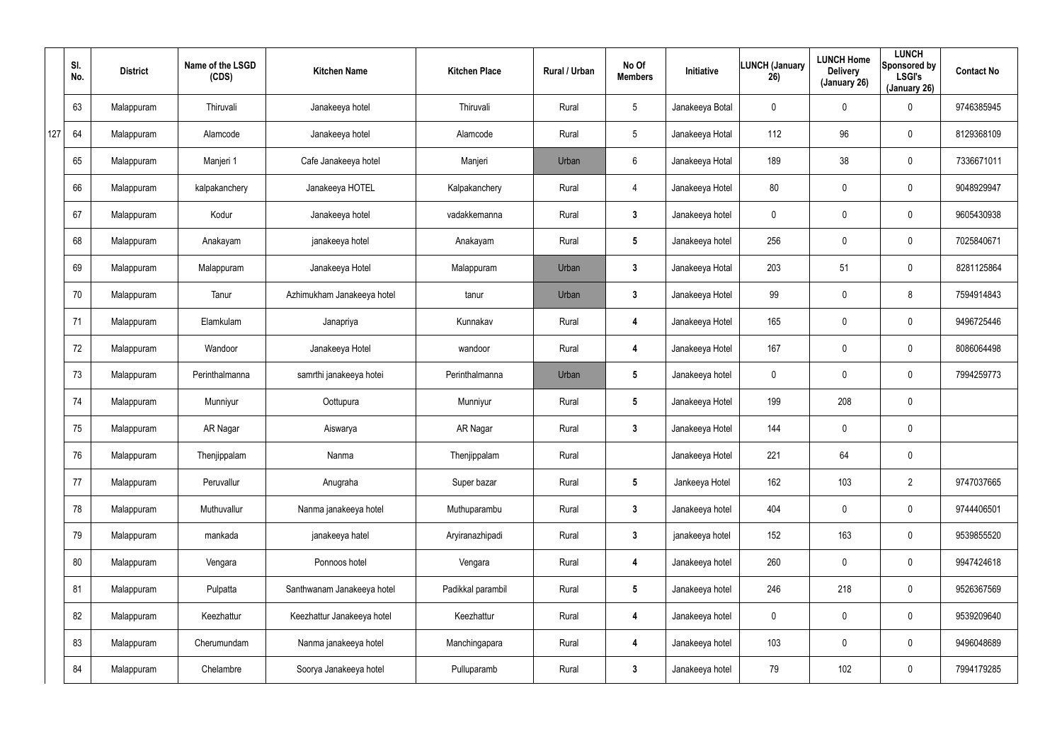| | Sl. No. | District | Name of the LSGD (CDS) | Kitchen Name | Kitchen Place | Rural / Urban | No Of Members | Initiative | LUNCH (January 26) | LUNCH Home Delivery (January 26) | LUNCH Sponsored by LSGI's (January 26) | Contact No |
|---|---|---|---|---|---|---|---|---|---|---|---|---|
| | 63 | Malappuram | Thiruvali | Janakeeya hotel | Thiruvali | Rural | 5 | Janakeeya Botal | 0 | 0 | 0 | 9746385945 |
| 127 | 64 | Malappuram | Alamcode | Janakeeya hotel | Alamcode | Rural | 5 | Janakeeya Hotal | 112 | 96 | 0 | 8129368109 |
| | 65 | Malappuram | Manjeri 1 | Cafe Janakeeya hotel | Manjeri | Urban | 6 | Janakeeya Hotal | 189 | 38 | 0 | 7336671011 |
| | 66 | Malappuram | kalpakanchery | Janakeeya HOTEL | Kalpakanchery | Rural | 4 | Janakeeya Hotel | 80 | 0 | 0 | 9048929947 |
| | 67 | Malappuram | Kodur | Janakeeya hotel | vadakkemanna | Rural | 3 | Janakeeya hotel | 0 | 0 | 0 | 9605430938 |
| | 68 | Malappuram | Anakayam | janakeeya hotel | Anakayam | Rural | 5 | Janakeeya hotel | 256 | 0 | 0 | 7025840671 |
| | 69 | Malappuram | Malappuram | Janakeeya Hotel | Malappuram | Urban | 3 | Janakeeya Hotal | 203 | 51 | 0 | 8281125864 |
| | 70 | Malappuram | Tanur | Azhimukham Janakeeya hotel | tanur | Urban | 3 | Janakeeya Hotel | 99 | 0 | 8 | 7594914843 |
| | 71 | Malappuram | Elamkulam | Janapriya | Kunnakav | Rural | 4 | Janakeeya Hotel | 165 | 0 | 0 | 9496725446 |
| | 72 | Malappuram | Wandoor | Janakeeya Hotel | wandoor | Rural | 4 | Janakeeya Hotel | 167 | 0 | 0 | 8086064498 |
| | 73 | Malappuram | Perinthalmanna | samrthi janakeeya hotei | Perinthalmanna | Urban | 5 | Janakeeya hotel | 0 | 0 | 0 | 7994259773 |
| | 74 | Malappuram | Munniyur | Oottupura | Munniyur | Rural | 5 | Janakeeya Hotel | 199 | 208 | 0 | |
| | 75 | Malappuram | AR Nagar | Aiswarya | AR Nagar | Rural | 3 | Janakeeya Hotel | 144 | 0 | 0 | |
| | 76 | Malappuram | Thenjippalam | Nanma | Thenjippalam | Rural | | Janakeeya Hotel | 221 | 64 | 0 | |
| | 77 | Malappuram | Peruvallur | Anugraha | Super bazar | Rural | 5 | Jankeeya Hotel | 162 | 103 | 2 | 9747037665 |
| | 78 | Malappuram | Muthuvallur | Nanma janakeeya hotel | Muthuparambu | Rural | 3 | Janakeeya hotel | 404 | 0 | 0 | 9744406501 |
| | 79 | Malappuram | mankada | janakeeya hatel | Aryiranazhipadi | Rural | 3 | janakeeya hotel | 152 | 163 | 0 | 9539855520 |
| | 80 | Malappuram | Vengara | Ponnoos hotel | Vengara | Rural | 4 | Janakeeya hotel | 260 | 0 | 0 | 9947424618 |
| | 81 | Malappuram | Pulpatta | Santhwanam Janakeeya hotel | Padikkal parambil | Rural | 5 | Janakeeya hotel | 246 | 218 | 0 | 9526367569 |
| | 82 | Malappuram | Keezhattur | Keezhattur Janakeeya hotel | Keezhattur | Rural | 4 | Janakeeya hotel | 0 | 0 | 0 | 9539209640 |
| | 83 | Malappuram | Cherumundam | Nanma janakeeya hotel | Manchingapara | Rural | 4 | Janakeeya hotel | 103 | 0 | 0 | 9496048689 |
| | 84 | Malappuram | Chelambre | Soorya Janakeeya hotel | Pulluparamb | Rural | 3 | Janakeeya hotel | 79 | 102 | 0 | 7994179285 |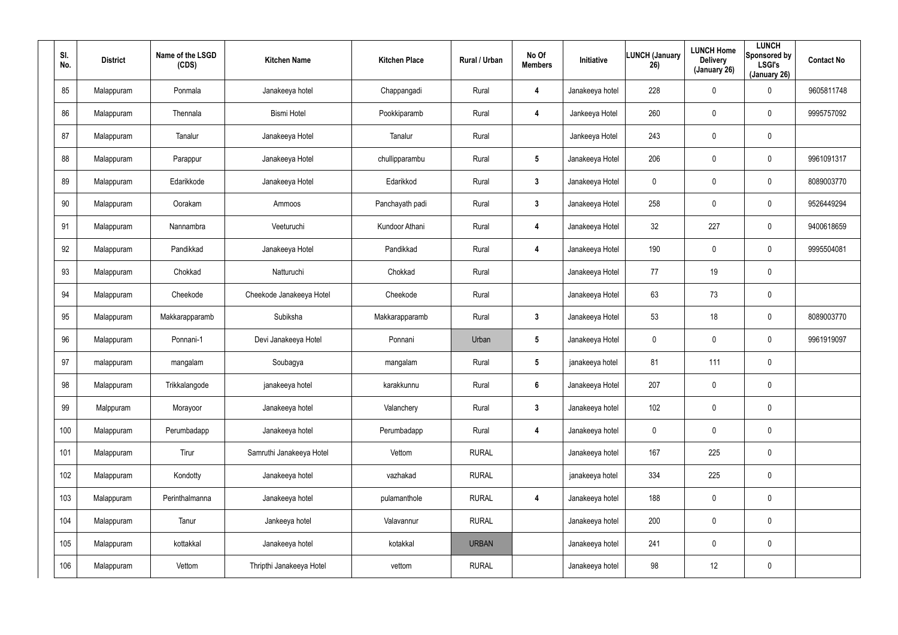| Sl. No. | District | Name of the LSGD (CDS) | Kitchen Name | Kitchen Place | Rural / Urban | No Of Members | Initiative | LUNCH (January 26) | LUNCH Home Delivery (January 26) | LUNCH Sponsored by LSGI's (January 26) | Contact No |
|---|---|---|---|---|---|---|---|---|---|---|---|
| 85 | Malappuram | Ponmala | Janakeeya hotel | Chappangadi | Rural | 4 | Janakeeya hotel | 228 | 0 | 0 | 9605811748 |
| 86 | Malappuram | Thennala | Bismi Hotel | Pookkiparamb | Rural | 4 | Jankeeya Hotel | 260 | 0 | 0 | 9995757092 |
| 87 | Malappuram | Tanalur | Janakeeya Hotel | Tanalur | Rural | | Jankeeya Hotel | 243 | 0 | 0 | |
| 88 | Malappuram | Parappur | Janakeeya Hotel | chullipparambu | Rural | 5 | Janakeeya Hotel | 206 | 0 | 0 | 9961091317 |
| 89 | Malappuram | Edarikkode | Janakeeya Hotel | Edarikkod | Rural | 3 | Janakeeya Hotel | 0 | 0 | 0 | 8089003770 |
| 90 | Malappuram | Oorakam | Ammoos | Panchayath padi | Rural | 3 | Janakeeya Hotel | 258 | 0 | 0 | 9526449294 |
| 91 | Malappuram | Nannambra | Veeturuchi | Kundoor Athani | Rural | 4 | Janakeeya Hotel | 32 | 227 | 0 | 9400618659 |
| 92 | Malappuram | Pandikkad | Janakeeya Hotel | Pandikkad | Rural | 4 | Janakeeya Hotel | 190 | 0 | 0 | 9995504081 |
| 93 | Malappuram | Chokkad | Natturuchi | Chokkad | Rural | | Janakeeya Hotel | 77 | 19 | 0 | |
| 94 | Malappuram | Cheekode | Cheekode Janakeeya Hotel | Cheekode | Rural | | Janakeeya Hotel | 63 | 73 | 0 | |
| 95 | Malappuram | Makkarapparamb | Subiksha | Makkarapparamb | Rural | 3 | Janakeeya Hotel | 53 | 18 | 0 | 8089003770 |
| 96 | Malappuram | Ponnani-1 | Devi Janakeeya Hotel | Ponnani | Urban | 5 | Janakeeya Hotel | 0 | 0 | 0 | 9961919097 |
| 97 | malappuram | mangalam | Soubagya | mangalam | Rural | 5 | janakeeya hotel | 81 | 111 | 0 | |
| 98 | Malappuram | Trikkalangode | janakeeya hotel | karakkunnu | Rural | 6 | Janakeeya Hotel | 207 | 0 | 0 | |
| 99 | Malppuram | Morayoor | Janakeeya hotel | Valanchery | Rural | 3 | Janakeeya hotel | 102 | 0 | 0 | |
| 100 | Malappuram | Perumbadapp | Janakeeya hotel | Perumbadapp | Rural | 4 | Janakeeya hotel | 0 | 0 | 0 | |
| 101 | Malappuram | Tirur | Samruthi Janakeeya Hotel | Vettom | RURAL | | Janakeeya hotel | 167 | 225 | 0 | |
| 102 | Malappuram | Kondotty | Janakeeya hotel | vazhakad | RURAL | | janakeeya hotel | 334 | 225 | 0 | |
| 103 | Malappuram | Perinthalmanna | Janakeeya hotel | pulamanthole | RURAL | 4 | Janakeeya hotel | 188 | 0 | 0 | |
| 104 | Malappuram | Tanur | Jankeeya hotel | Valavannur | RURAL | | Janakeeya hotel | 200 | 0 | 0 | |
| 105 | Malappuram | kottakkal | Janakeeya hotel | kotakkal | URBAN | | Janakeeya hotel | 241 | 0 | 0 | |
| 106 | Malappuram | Vettom | Thripthi Janakeeya Hotel | vettom | RURAL | | Janakeeya hotel | 98 | 12 | 0 | |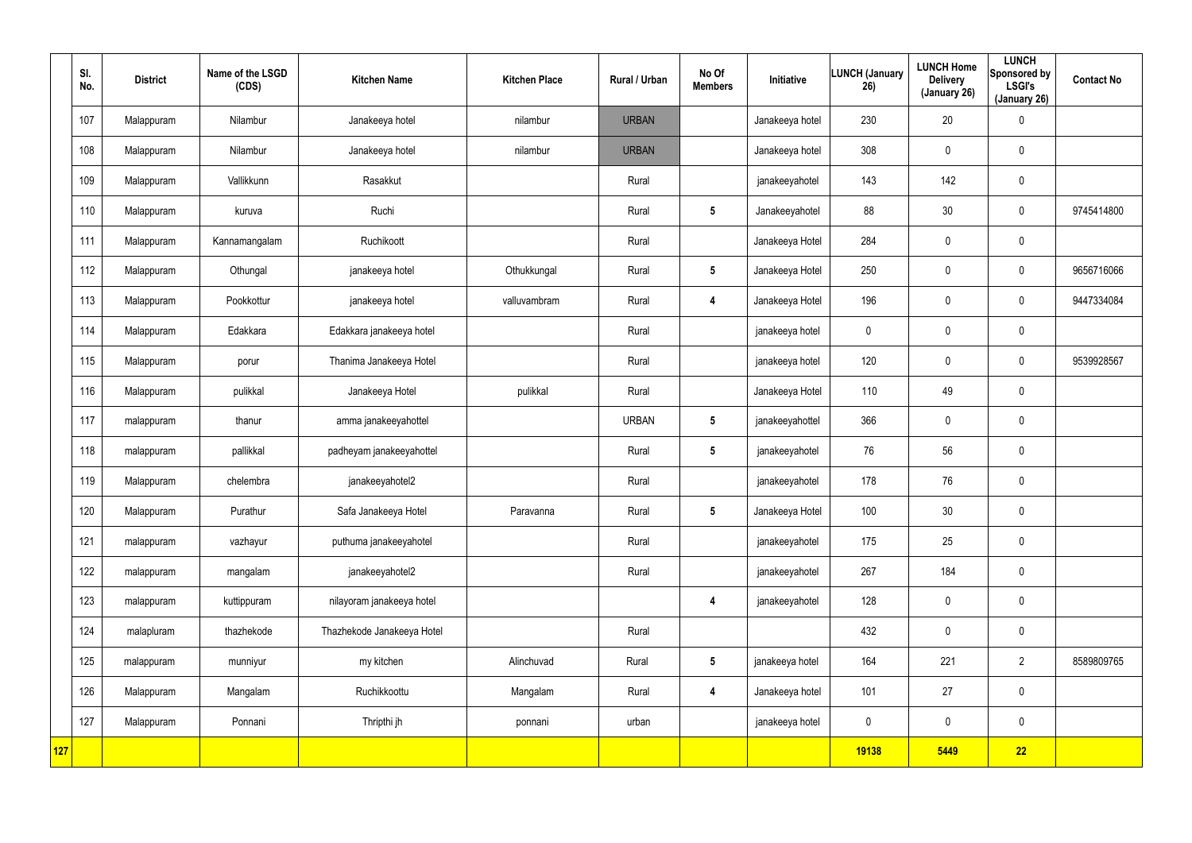| | Sl. No. | District | Name of the LSGD (CDS) | Kitchen Name | Kitchen Place | Rural / Urban | No Of Members | Initiative | LUNCH (January 26) | LUNCH Home Delivery (January 26) | LUNCH Sponsored by LSGI's (January 26) | Contact No |
|---|---|---|---|---|---|---|---|---|---|---|---|---|
| | 107 | Malappuram | Nilambur | Janakeeya hotel | nilambur | URBAN | | Janakeeya hotel | 230 | 20 | 0 | |
| | 108 | Malappuram | Nilambur | Janakeeya hotel | nilambur | URBAN | | Janakeeya hotel | 308 | 0 | 0 | |
| | 109 | Malappuram | Vallikkunn | Rasakkut | | Rural | | janakeeyahotel | 143 | 142 | 0 | |
| | 110 | Malappuram | kuruva | Ruchi | | Rural | 5 | Janakeeyahotel | 88 | 30 | 0 | 9745414800 |
| | 111 | Malappuram | Kannamangalam | Ruchikoott | | Rural | | Janakeeya Hotel | 284 | 0 | 0 | |
| | 112 | Malappuram | Othungal | janakeeya hotel | Othukkungal | Rural | 5 | Janakeeya Hotel | 250 | 0 | 0 | 9656716066 |
| | 113 | Malappuram | Pookkottur | janakeeya hotel | valluvambram | Rural | 4 | Janakeeya Hotel | 196 | 0 | 0 | 9447334084 |
| | 114 | Malappuram | Edakkara | Edakkara janakeeya hotel | | Rural | | janakeeya hotel | 0 | 0 | 0 | |
| | 115 | Malappuram | porur | Thanima Janakeeya Hotel | | Rural | | janakeeya hotel | 120 | 0 | 0 | 9539928567 |
| | 116 | Malappuram | pulikkal | Janakeeya Hotel | pulikkal | Rural | | Janakeeya Hotel | 110 | 49 | 0 | |
| | 117 | malappuram | thanur | amma janakeeyahottel | | URBAN | 5 | janakeeyahottel | 366 | 0 | 0 | |
| | 118 | malappuram | pallikkal | padheyam janakeeyahottel | | Rural | 5 | janakeeyahotel | 76 | 56 | 0 | |
| | 119 | Malappuram | chelembra | janakeeyahotel2 | | Rural | | janakeeyahotel | 178 | 76 | 0 | |
| | 120 | Malappuram | Purathur | Safa Janakeeya Hotel | Paravanna | Rural | 5 | Janakeeya Hotel | 100 | 30 | 0 | |
| | 121 | malappuram | vazhayur | puthuma janakeeyahotel | | Rural | | janakeeyahotel | 175 | 25 | 0 | |
| | 122 | malappuram | mangalam | janakeeyahotel2 | | Rural | | janakeeyahotel | 267 | 184 | 0 | |
| | 123 | malappuram | kuttippuram | nilayoram janakeeya hotel | | | 4 | janakeeyahotel | 128 | 0 | 0 | |
| | 124 | malapluram | thazhekode | Thazhekode Janakeeya Hotel | | Rural | | | 432 | 0 | 0 | |
| | 125 | malappuram | munniyur | my kitchen | Alinchuvad | Rural | 5 | janakeeya hotel | 164 | 221 | 2 | 8589809765 |
| | 126 | Malappuram | Mangalam | Ruchikkoottu | Mangalam | Rural | 4 | Janakeeya hotel | 101 | 27 | 0 | |
| | 127 | Malappuram | Ponnani | Thripthi jh | ponnani | urban | | janakeeya hotel | 0 | 0 | 0 | |
| 127 | | | | | | | | | 19138 | 5449 | 22 | |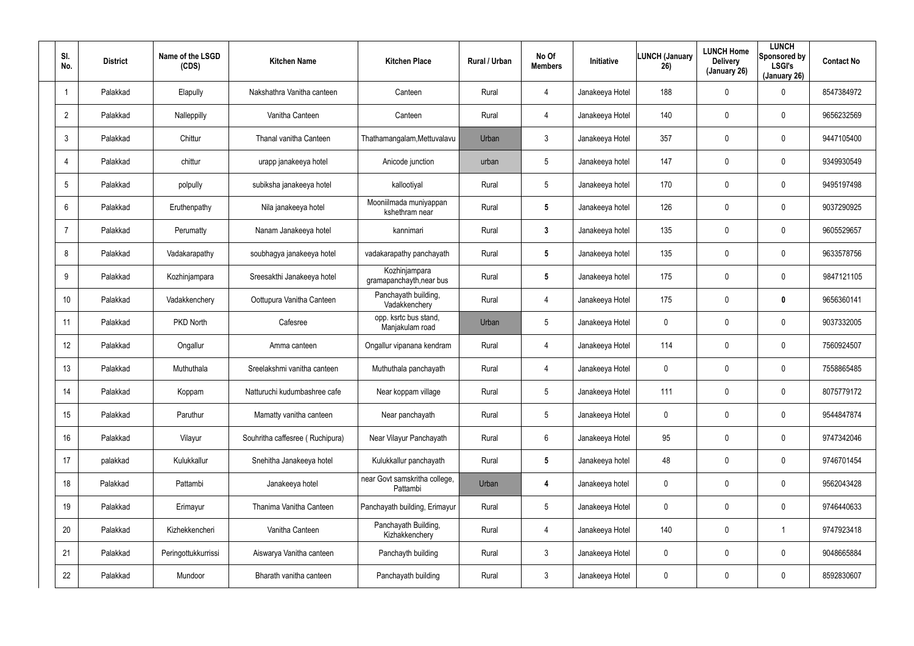| Sl. No. | District | Name of the LSGD (CDS) | Kitchen Name | Kitchen Place | Rural / Urban | No Of Members | Initiative | LUNCH (January 26) | LUNCH Home Delivery (January 26) | LUNCH Sponsored by LSGI's (January 26) | Contact No |
|---|---|---|---|---|---|---|---|---|---|---|---|
| 1 | Palakkad | Elapully | Nakshathra Vanitha canteen | Canteen | Rural | 4 | Janakeeya Hotel | 188 | 0 | 0 | 8547384972 |
| 2 | Palakkad | Nalleppilly | Vanitha Canteen | Canteen | Rural | 4 | Janakeeya Hotel | 140 | 0 | 0 | 9656232569 |
| 3 | Palakkad | Chittur | Thanal vanitha Canteen | Thathamangalam,Mettuvalavu | Urban | 3 | Janakeeya Hotel | 357 | 0 | 0 | 9447105400 |
| 4 | Palakkad | chittur | urapp janakeeya hotel | Anicode junction | urban | 5 | Janakeeya hotel | 147 | 0 | 0 | 9349930549 |
| 5 | Palakkad | polpully | subiksha janakeeya hotel | kallootiyal | Rural | 5 | Janakeeya hotel | 170 | 0 | 0 | 9495197498 |
| 6 | Palakkad | Eruthenpathy | Nila janakeeya hotel | Mooniilmada muniyappan kshethram near | Rural | 5 | Janakeeya hotel | 126 | 0 | 0 | 9037290925 |
| 7 | Palakkad | Perumatty | Nanam Janakeeya hotel | kannimari | Rural | 3 | Janakeeya hotel | 135 | 0 | 0 | 9605529657 |
| 8 | Palakkad | Vadakarapathy | soubhagya janakeeya hotel | vadakarapathy panchayath | Rural | 5 | Janakeeya hotel | 135 | 0 | 0 | 9633578756 |
| 9 | Palakkad | Kozhinjampara | Sreesakthi Janakeeya hotel | Kozhinjampara gramapanchayth,near bus | Rural | 5 | Janakeeya hotel | 175 | 0 | 0 | 9847121105 |
| 10 | Palakkad | Vadakkenchery | Oottupura Vanitha Canteen | Panchayath building, Vadakkenchery | Rural | 4 | Janakeeya Hotel | 175 | 0 | 0 | 9656360141 |
| 11 | Palakkad | PKD North | Cafesree | opp. ksrtc bus stand, Manjakulam road | Urban | 5 | Janakeeya Hotel | 0 | 0 | 0 | 9037332005 |
| 12 | Palakkad | Ongallur | Amma canteen | Ongallur vipanana kendram | Rural | 4 | Janakeeya Hotel | 114 | 0 | 0 | 7560924507 |
| 13 | Palakkad | Muthuthala | Sreelakshmi vanitha canteen | Muthuthala panchayath | Rural | 4 | Janakeeya Hotel | 0 | 0 | 0 | 7558865485 |
| 14 | Palakkad | Koppam | Natturuchi kudumbashree cafe | Near koppam village | Rural | 5 | Janakeeya Hotel | 111 | 0 | 0 | 8075779172 |
| 15 | Palakkad | Paruthur | Mamatty vanitha canteen | Near panchayath | Rural | 5 | Janakeeya Hotel | 0 | 0 | 0 | 9544847874 |
| 16 | Palakkad | Vilayur | Souhritha caffesree ( Ruchipura) | Near Vilayur Panchayath | Rural | 6 | Janakeeya Hotel | 95 | 0 | 0 | 9747342046 |
| 17 | palakkad | Kulukkallur | Snehitha Janakeeya hotel | Kulukkallur panchayath | Rural | 5 | Janakeeya hotel | 48 | 0 | 0 | 9746701454 |
| 18 | Palakkad | Pattambi | Janakeeya hotel | near Govt samskritha college, Pattambi | Urban | 4 | Janakeeya hotel | 0 | 0 | 0 | 9562043428 |
| 19 | Palakkad | Erimayur | Thanima Vanitha Canteen | Panchayath building, Erimayur | Rural | 5 | Janakeeya Hotel | 0 | 0 | 0 | 9746440633 |
| 20 | Palakkad | Kizhekkencheri | Vanitha Canteen | Panchayath Building, Kizhakkenchery | Rural | 4 | Janakeeya Hotel | 140 | 0 | 1 | 9747923418 |
| 21 | Palakkad | Peringottukkurrissi | Aiswarya Vanitha canteen | Panchayth building | Rural | 3 | Janakeeya Hotel | 0 | 0 | 0 | 9048665884 |
| 22 | Palakkad | Mundoor | Bharath vanitha canteen | Panchayath building | Rural | 3 | Janakeeya Hotel | 0 | 0 | 0 | 8592830607 |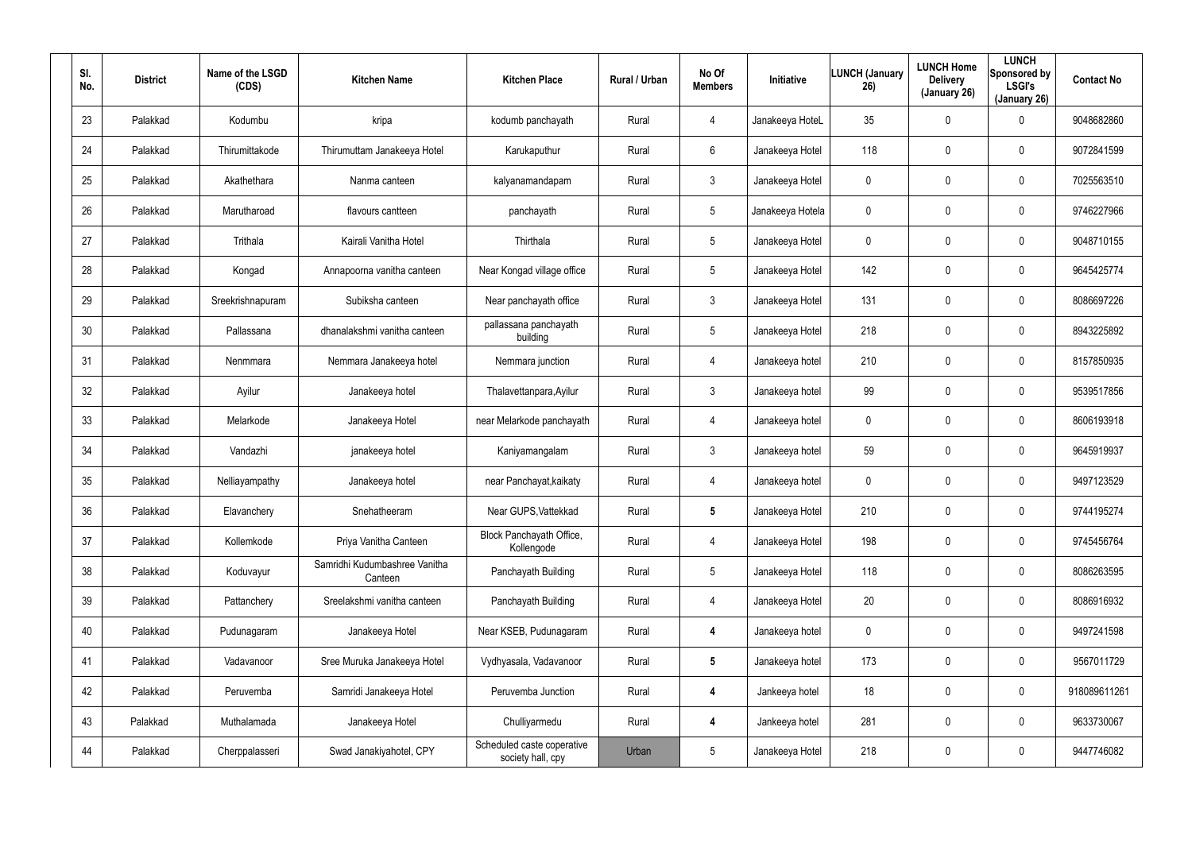| Sl. No. | District | Name of the LSGD (CDS) | Kitchen Name | Kitchen Place | Rural / Urban | No Of Members | Initiative | LUNCH (January 26) | LUNCH Home Delivery (January 26) | LUNCH Sponsored by LSGI's (January 26) | Contact No |
|---|---|---|---|---|---|---|---|---|---|---|---|
| 23 | Palakkad | Kodumbu | kripa | kodumb panchayath | Rural | 4 | Janakeeya HoteL | 35 | 0 | 0 | 9048682860 |
| 24 | Palakkad | Thirumittakode | Thirumuttam Janakeeya Hotel | Karukaputhur | Rural | 6 | Janakeeya Hotel | 118 | 0 | 0 | 9072841599 |
| 25 | Palakkad | Akathethara | Nanma canteen | kalyanamandapam | Rural | 3 | Janakeeya Hotel | 0 | 0 | 0 | 7025563510 |
| 26 | Palakkad | Marutharoad | flavours cantteen | panchayath | Rural | 5 | Janakeeya Hotela | 0 | 0 | 0 | 9746227966 |
| 27 | Palakkad | Trithala | Kairali Vanitha Hotel | Thirthala | Rural | 5 | Janakeeya Hotel | 0 | 0 | 0 | 9048710155 |
| 28 | Palakkad | Kongad | Annapoorna vanitha canteen | Near Kongad village office | Rural | 5 | Janakeeya Hotel | 142 | 0 | 0 | 9645425774 |
| 29 | Palakkad | Sreekrishnapuram | Subiksha canteen | Near panchayath office | Rural | 3 | Janakeeya Hotel | 131 | 0 | 0 | 8086697226 |
| 30 | Palakkad | Pallassana | dhanalakshmi vanitha canteen | pallassana panchayath building | Rural | 5 | Janakeeya Hotel | 218 | 0 | 0 | 8943225892 |
| 31 | Palakkad | Nenmmara | Nemmara Janakeeya hotel | Nemmara junction | Rural | 4 | Janakeeya hotel | 210 | 0 | 0 | 8157850935 |
| 32 | Palakkad | Ayilur | Janakeeya hotel | Thalavettanpara,Ayilur | Rural | 3 | Janakeeya hotel | 99 | 0 | 0 | 9539517856 |
| 33 | Palakkad | Melarkode | Janakeeya Hotel | near Melarkode panchayath | Rural | 4 | Janakeeya hotel | 0 | 0 | 0 | 8606193918 |
| 34 | Palakkad | Vandazhi | janakeeya hotel | Kaniyamangalam | Rural | 3 | Janakeeya hotel | 59 | 0 | 0 | 9645919937 |
| 35 | Palakkad | Nelliayampathy | Janakeeya hotel | near Panchayat,kaikaty | Rural | 4 | Janakeeya hotel | 0 | 0 | 0 | 9497123529 |
| 36 | Palakkad | Elavanchery | Snehatheeram | Near GUPS,Vattekkad | Rural | **5** | Janakeeya Hotel | 210 | 0 | 0 | 9744195274 |
| 37 | Palakkad | Kollemkode | Priya Vanitha Canteen | Block Panchayath Office, Kollengode | Rural | 4 | Janakeeya Hotel | 198 | 0 | 0 | 9745456764 |
| 38 | Palakkad | Koduvayur | Samridhi Kudumbashree Vanitha Canteen | Panchayath Building | Rural | 5 | Janakeeya Hotel | 118 | 0 | 0 | 8086263595 |
| 39 | Palakkad | Pattanchery | Sreelakshmi vanitha canteen | Panchayath Building | Rural | 4 | Janakeeya Hotel | 20 | 0 | 0 | 8086916932 |
| 40 | Palakkad | Pudunagaram | Janakeeya Hotel | Near KSEB, Pudunagaram | Rural | **4** | Janakeeya hotel | 0 | 0 | 0 | 9497241598 |
| 41 | Palakkad | Vadavanoor | Sree Muruka Janakeeya Hotel | Vydhyasala, Vadavanoor | Rural | **5** | Janakeeya hotel | 173 | 0 | 0 | 9567011729 |
| 42 | Palakkad | Peruvemba | Samridi Janakeeya Hotel | Peruvemba Junction | Rural | **4** | Jankeeya hotel | 18 | 0 | 0 | 918089611261 |
| 43 | Palakkad | Muthalamada | Janakeeya Hotel | Chulliyarmedu | Rural | **4** | Jankeeya hotel | 281 | 0 | 0 | 9633730067 |
| 44 | Palakkad | Cherppalasseri | Swad Janakiyahotel, CPY | Scheduled caste coperative society hall, cpy | Urban | 5 | Janakeeya Hotel | 218 | 0 | 0 | 9447746082 |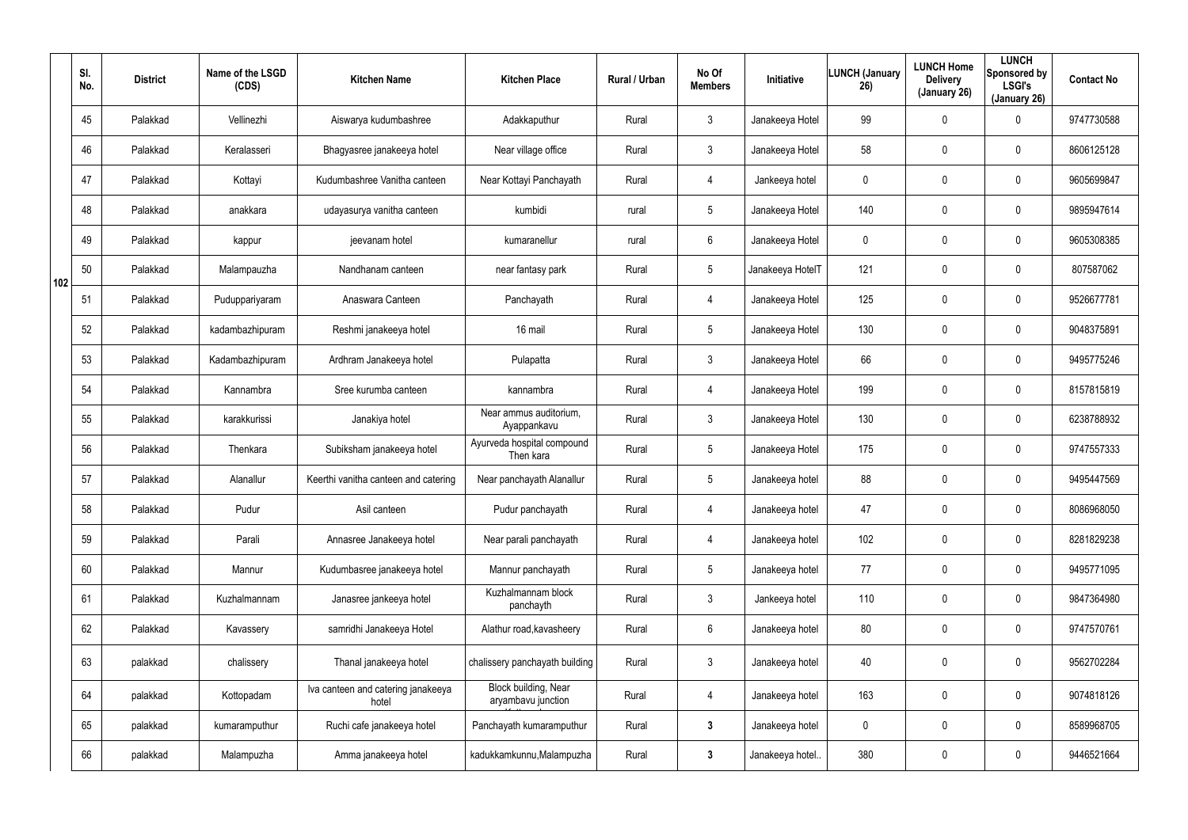| | Sl. No. | District | Name of the LSGD (CDS) | Kitchen Name | Kitchen Place | Rural / Urban | No Of Members | Initiative | LUNCH (January 26) | LUNCH Home Delivery (January 26) | LUNCH Sponsored by LSGI's (January 26) | Contact No |
|---|---|---|---|---|---|---|---|---|---|---|---|---|
| 102 | 45 | Palakkad | Vellinezhi | Aiswarya kudumbashree | Adakkaputhur | Rural | 3 | Janakeeya Hotel | 99 | 0 | 0 | 9747730588 |
| | 46 | Palakkad | Keralasseri | Bhagyasree janakeeya hotel | Near village office | Rural | 3 | Janakeeya Hotel | 58 | 0 | 0 | 8606125128 |
| | 47 | Palakkad | Kottayi | Kudumbashree Vanitha canteen | Near Kottayi Panchayath | Rural | 4 | Jankeeya hotel | 0 | 0 | 0 | 9605699847 |
| | 48 | Palakkad | anakkara | udayasurya vanitha canteen | kumbidi | rural | 5 | Janakeeya Hotel | 140 | 0 | 0 | 9895947614 |
| | 49 | Palakkad | kappur | jeevanam hotel | kumaranellur | rural | 6 | Janakeeya Hotel | 0 | 0 | 0 | 9605308385 |
| | 50 | Palakkad | Malampauzha | Nandhanam canteen | near fantasy park | Rural | 5 | Janakeeya HotelT | 121 | 0 | 0 | 807587062 |
| | 51 | Palakkad | Puduppariyaram | Anaswara Canteen | Panchayath | Rural | 4 | Janakeeya Hotel | 125 | 0 | 0 | 9526677781 |
| | 52 | Palakkad | kadambazhipuram | Reshmi janakeeya hotel | 16 mail | Rural | 5 | Janakeeya Hotel | 130 | 0 | 0 | 9048375891 |
| | 53 | Palakkad | Kadambazhipuram | Ardhram Janakeeya hotel | Pulapatta | Rural | 3 | Janakeeya Hotel | 66 | 0 | 0 | 9495775246 |
| | 54 | Palakkad | Kannambra | Sree kurumba canteen | kannambra | Rural | 4 | Janakeeya Hotel | 199 | 0 | 0 | 8157815819 |
| | 55 | Palakkad | karakkurissi | Janakiya hotel | Near ammus auditorium, Ayappankavu | Rural | 3 | Janakeeya Hotel | 130 | 0 | 0 | 6238788932 |
| | 56 | Palakkad | Thenkara | Subiksham janakeeya hotel | Ayurveda hospital compound Then kara | Rural | 5 | Janakeeya Hotel | 175 | 0 | 0 | 9747557333 |
| | 57 | Palakkad | Alanallur | Keerthi vanitha canteen and catering | Near panchayath Alanallur | Rural | 5 | Janakeeya hotel | 88 | 0 | 0 | 9495447569 |
| | 58 | Palakkad | Pudur | Asil canteen | Pudur panchayath | Rural | 4 | Janakeeya hotel | 47 | 0 | 0 | 8086968050 |
| | 59 | Palakkad | Parali | Annasree Janakeeya hotel | Near parali panchayath | Rural | 4 | Janakeeya hotel | 102 | 0 | 0 | 8281829238 |
| | 60 | Palakkad | Mannur | Kudumbasree janakeeya hotel | Mannur panchayath | Rural | 5 | Janakeeya hotel | 77 | 0 | 0 | 9495771095 |
| | 61 | Palakkad | Kuzhalmannam | Janasree jankeeya hotel | Kuzhalmannam block panchayth | Rural | 3 | Jankeeya hotel | 110 | 0 | 0 | 9847364980 |
| | 62 | Palakkad | Kavassery | samridhi Janakeeya Hotel | Alathur road,kavasheery | Rural | 6 | Janakeeya hotel | 80 | 0 | 0 | 9747570761 |
| | 63 | palakkad | chalissery | Thanal janakeeya hotel | chalissery panchayath building | Rural | 3 | Janakeeya hotel | 40 | 0 | 0 | 9562702284 |
| | 64 | palakkad | Kottopadam | Iva canteen and catering janakeeya hotel | Block building, Near aryambavu junction | Rural | 4 | Janakeeya hotel | 163 | 0 | 0 | 9074818126 |
| | 65 | palakkad | kumaramputhur | Ruchi cafe janakeeya hotel | Panchayath kumaramputhur | Rural | **3** | Janakeeya hotel | 0 | 0 | 0 | 8589968705 |
| | 66 | palakkad | Malampuzha | Amma janakeeya hotel | kadukkamkunnu,Malampuzha | Rural | **3** | Janakeeya hotel.. | 380 | 0 | 0 | 9446521664 |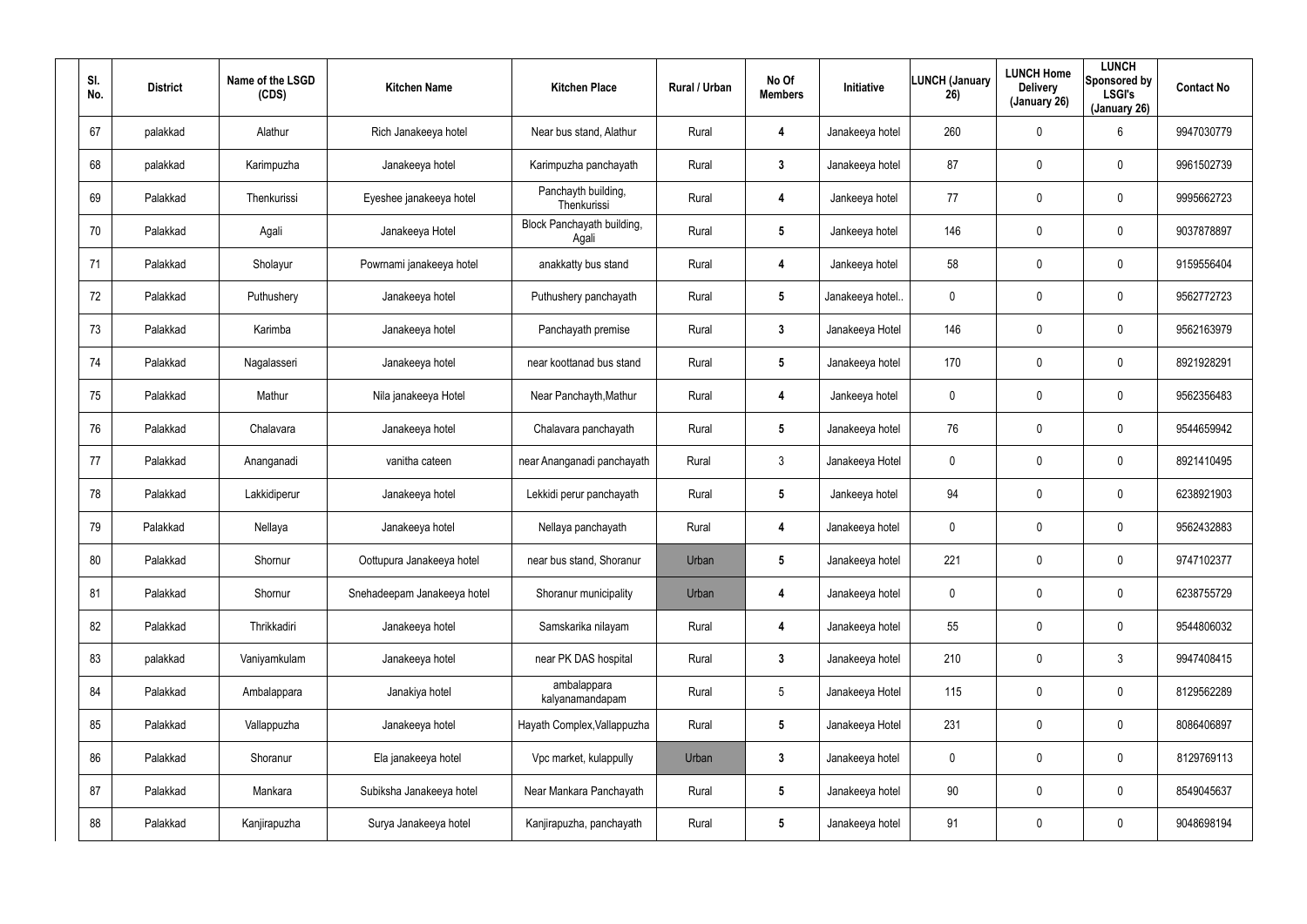| Sl. No. | District | Name of the LSGD (CDS) | Kitchen Name | Kitchen Place | Rural / Urban | No Of Members | Initiative | LUNCH (January 26) | LUNCH Home Delivery (January 26) | LUNCH Sponsored by LSGI's (January 26) | Contact No |
|---|---|---|---|---|---|---|---|---|---|---|---|
| 67 | palakkad | Alathur | Rich Janakeeya hotel | Near bus stand, Alathur | Rural | 4 | Janakeeya hotel | 260 | 0 | 6 | 9947030779 |
| 68 | palakkad | Karimpuzha | Janakeeya hotel | Karimpuzha panchayath | Rural | 3 | Janakeeya hotel | 87 | 0 | 0 | 9961502739 |
| 69 | Palakkad | Thenkurissi | Eyeshee janakeeya hotel | Panchayth building, Thenkurissi | Rural | 4 | Jankeeya hotel | 77 | 0 | 0 | 9995662723 |
| 70 | Palakkad | Agali | Janakeeya Hotel | Block Panchayath building, Agali | Rural | 5 | Jankeeya hotel | 146 | 0 | 0 | 9037878897 |
| 71 | Palakkad | Sholayur | Powrnami janakeeya hotel | anakkatty bus stand | Rural | 4 | Jankeeya hotel | 58 | 0 | 0 | 9159556404 |
| 72 | Palakkad | Puthushery | Janakeeya hotel | Puthushery panchayath | Rural | 5 | Janakeeya hotel.. | 0 | 0 | 0 | 9562772723 |
| 73 | Palakkad | Karimba | Janakeeya hotel | Panchayath premise | Rural | 3 | Janakeeya Hotel | 146 | 0 | 0 | 9562163979 |
| 74 | Palakkad | Nagalasseri | Janakeeya hotel | near koottanad bus stand | Rural | 5 | Janakeeya hotel | 170 | 0 | 0 | 8921928291 |
| 75 | Palakkad | Mathur | Nila janakeeya Hotel | Near Panchayth,Mathur | Rural | 4 | Jankeeya hotel | 0 | 0 | 0 | 9562356483 |
| 76 | Palakkad | Chalavara | Janakeeya hotel | Chalavara panchayath | Rural | 5 | Janakeeya hotel | 76 | 0 | 0 | 9544659942 |
| 77 | Palakkad | Ananganadi | vanitha cateen | near Ananganadi panchayath | Rural | 3 | Janakeeya Hotel | 0 | 0 | 0 | 8921410495 |
| 78 | Palakkad | Lakkidiperur | Janakeeya hotel | Lekkidi perur panchayath | Rural | 5 | Jankeeya hotel | 94 | 0 | 0 | 6238921903 |
| 79 | Palakkad | Nellaya | Janakeeya hotel | Nellaya panchayath | Rural | 4 | Janakeeya hotel | 0 | 0 | 0 | 9562432883 |
| 80 | Palakkad | Shornur | Oottupura Janakeeya hotel | near bus stand, Shoranur | Urban | 5 | Janakeeya hotel | 221 | 0 | 0 | 9747102377 |
| 81 | Palakkad | Shornur | Snehadeepam Janakeeya hotel | Shoranur municipality | Urban | 4 | Janakeeya hotel | 0 | 0 | 0 | 6238755729 |
| 82 | Palakkad | Thrikkadiri | Janakeeya hotel | Samskarika nilayam | Rural | 4 | Janakeeya hotel | 55 | 0 | 0 | 9544806032 |
| 83 | palakkad | Vaniyamkulam | Janakeeya hotel | near PK DAS hospital | Rural | 3 | Janakeeya hotel | 210 | 0 | 3 | 9947408415 |
| 84 | Palakkad | Ambalappara | Janakiya hotel | ambalappara kalyanamandapam | Rural | 5 | Janakeeya Hotel | 115 | 0 | 0 | 8129562289 |
| 85 | Palakkad | Vallappuzha | Janakeeya hotel | Hayath Complex,Vallappuzha | Rural | 5 | Janakeeya Hotel | 231 | 0 | 0 | 8086406897 |
| 86 | Palakkad | Shoranur | Ela janakeeya hotel | Vpc market, kulappully | Urban | 3 | Janakeeya hotel | 0 | 0 | 0 | 8129769113 |
| 87 | Palakkad | Mankara | Subiksha Janakeeya hotel | Near Mankara Panchayath | Rural | 5 | Janakeeya hotel | 90 | 0 | 0 | 8549045637 |
| 88 | Palakkad | Kanjirapuzha | Surya Janakeeya hotel | Kanjirapuzha, panchayath | Rural | 5 | Janakeeya hotel | 91 | 0 | 0 | 9048698194 |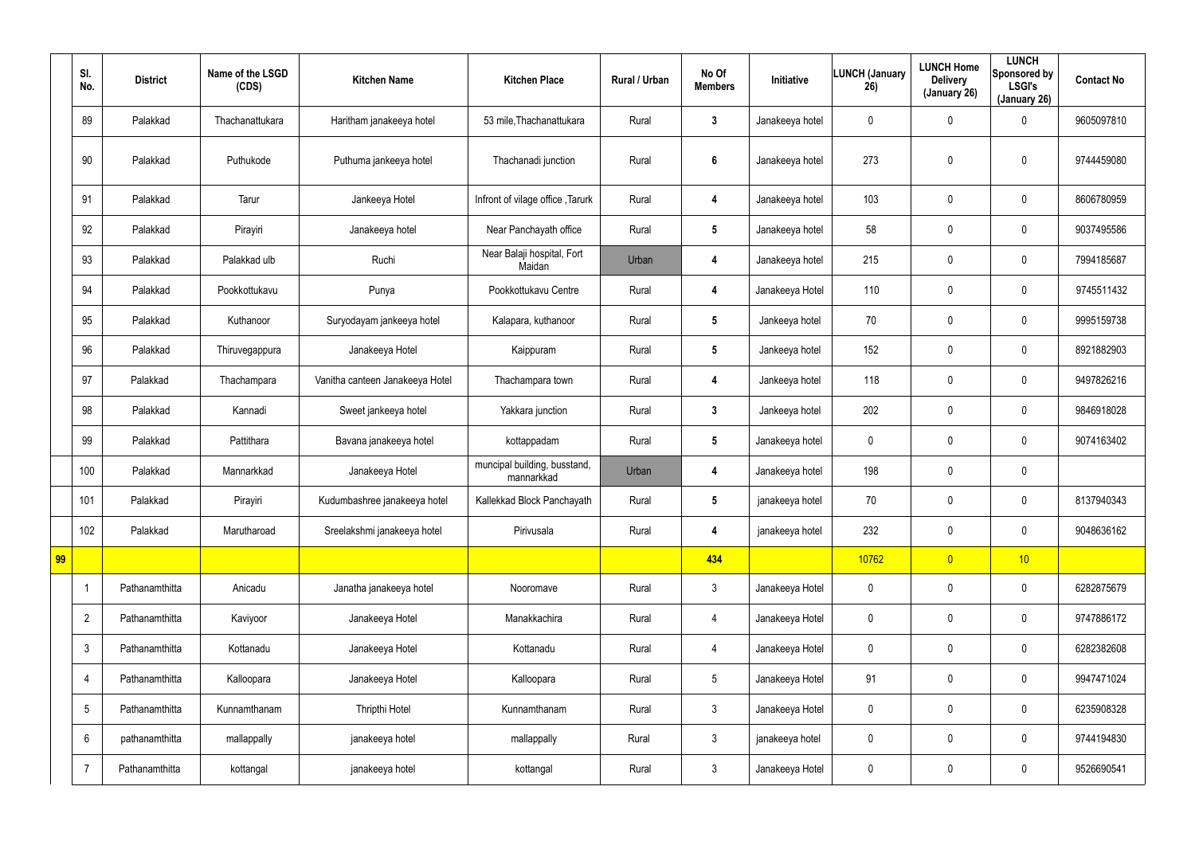| | Sl. No. | District | Name of the LSGD (CDS) | Kitchen Name | Kitchen Place | Rural / Urban | No Of Members | Initiative | LUNCH (January 26) | LUNCH Home Delivery (January 26) | LUNCH Sponsored by LSGI's (January 26) | Contact No |
|---|---|---|---|---|---|---|---|---|---|---|---|---|
| | 89 | Palakkad | Thachanattukara | Haritham janakeeya hotel | 53 mile,Thachanattukara | Rural | 3 | Janakeeya hotel | 0 | 0 | 0 | 9605097810 |
| | 90 | Palakkad | Puthukode | Puthuma jankeeya hotel | Thachanadi junction | Rural | 6 | Janakeeya hotel | 273 | 0 | 0 | 9744459080 |
| | 91 | Palakkad | Tarur | Jankeeya Hotel | Infront of vilage office ,Tarurk | Rural | 4 | Janakeeya hotel | 103 | 0 | 0 | 8606780959 |
| | 92 | Palakkad | Pirayiri | Janakeeya hotel | Near Panchayath office | Rural | 5 | Janakeeya hotel | 58 | 0 | 0 | 9037495586 |
| | 93 | Palakkad | Palakkad ulb | Ruchi | Near Balaji hospital, Fort Maidan | Urban | 4 | Janakeeya hotel | 215 | 0 | 0 | 7994185687 |
| | 94 | Palakkad | Pookkottukavu | Punya | Pookkottukavu Centre | Rural | 4 | Janakeeya Hotel | 110 | 0 | 0 | 9745511432 |
| | 95 | Palakkad | Kuthanoor | Suryodayam jankeeya hotel | Kalapara, kuthanoor | Rural | 5 | Jankeeya hotel | 70 | 0 | 0 | 9995159738 |
| | 96 | Palakkad | Thiruvegappura | Janakeeya Hotel | Kaippuram | Rural | 5 | Jankeeya hotel | 152 | 0 | 0 | 8921882903 |
| | 97 | Palakkad | Thachampara | Vanitha canteen Janakeeya Hotel | Thachampara town | Rural | 4 | Jankeeya hotel | 118 | 0 | 0 | 9497826216 |
| | 98 | Palakkad | Kannadi | Sweet jankeeya hotel | Yakkara junction | Rural | 3 | Jankeeya hotel | 202 | 0 | 0 | 9846918028 |
| | 99 | Palakkad | Pattithara | Bavana janakeeya hotel | kottappadam | Rural | 5 | Janakeeya hotel | 0 | 0 | 0 | 9074163402 |
| | 100 | Palakkad | Mannarkkad | Janakeeya Hotel | muncipal building, busstand, mannarkkad | Urban | 4 | Janakeeya hotel | 198 | 0 | 0 | |
| | 101 | Palakkad | Pirayiri | Kudumbashree janakeeya hotel | Kallekkad Block Panchayath | Rural | 5 | janakeeya hotel | 70 | 0 | 0 | 8137940343 |
| | 102 | Palakkad | Marutharoad | Sreelakshmi janakeeya hotel | Pirivusala | Rural | 4 | janakeeya hotel | 232 | 0 | 0 | 9048636162 |
| 99 | | | | | | | 434 | | 10762 | 0 | 10 | |
| | 1 | Pathanamthitta | Anicadu | Janatha janakeeya hotel | Nooromave | Rural | 3 | Janakeeya Hotel | 0 | 0 | 0 | 6282875679 |
| | 2 | Pathanamthitta | Kaviyoor | Janakeeya Hotel | Manakkachira | Rural | 4 | Janakeeya Hotel | 0 | 0 | 0 | 9747886172 |
| | 3 | Pathanamthitta | Kottanadu | Janakeeya Hotel | Kottanadu | Rural | 4 | Janakeeya Hotel | 0 | 0 | 0 | 6282382608 |
| | 4 | Pathanamthitta | Kalloopara | Janakeeya Hotel | Kalloopara | Rural | 5 | Janakeeya Hotel | 91 | 0 | 0 | 9947471024 |
| | 5 | Pathanamthitta | Kunnamthanam | Thripthi Hotel | Kunnamthanam | Rural | 3 | Janakeeya Hotel | 0 | 0 | 0 | 6235908328 |
| | 6 | pathanamthitta | mallappally | janakeeya hotel | mallappally | Rural | 3 | janakeeya hotel | 0 | 0 | 0 | 9744194830 |
| | 7 | Pathanamthitta | kottangal | janakeeya hotel | kottangal | Rural | 3 | Janakeeya Hotel | 0 | 0 | 0 | 9526690541 |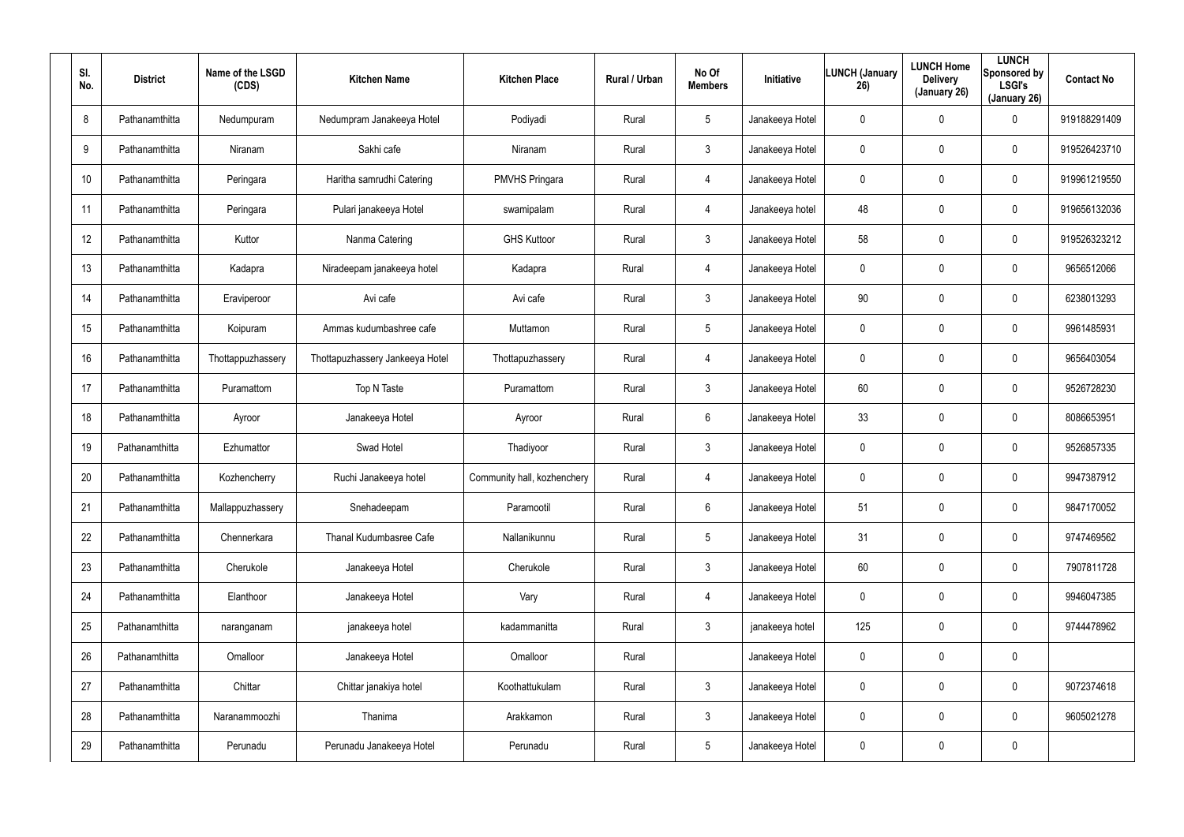| Sl. No. | District | Name of the LSGD (CDS) | Kitchen Name | Kitchen Place | Rural / Urban | No Of Members | Initiative | LUNCH (January 26) | LUNCH Home Delivery (January 26) | LUNCH Sponsored by LSGI's (January 26) | Contact No |
|---|---|---|---|---|---|---|---|---|---|---|---|
| 8 | Pathanamthitta | Nedumpuram | Nedumpram Janakeeya Hotel | Podiyadi | Rural | 5 | Janakeeya Hotel | 0 | 0 | 0 | 919188291409 |
| 9 | Pathanamthitta | Niranam | Sakhi cafe | Niranam | Rural | 3 | Janakeeya Hotel | 0 | 0 | 0 | 919526423710 |
| 10 | Pathanamthitta | Peringara | Haritha samrudhi Catering | PMVHS Pringara | Rural | 4 | Janakeeya Hotel | 0 | 0 | 0 | 919961219550 |
| 11 | Pathanamthitta | Peringara | Pulari janakeeya Hotel | swamipalam | Rural | 4 | Janakeeya hotel | 48 | 0 | 0 | 919656132036 |
| 12 | Pathanamthitta | Kuttor | Nanma Catering | GHS Kuttoor | Rural | 3 | Janakeeya Hotel | 58 | 0 | 0 | 919526323212 |
| 13 | Pathanamthitta | Kadapra | Niradeepam janakeeya hotel | Kadapra | Rural | 4 | Janakeeya Hotel | 0 | 0 | 0 | 9656512066 |
| 14 | Pathanamthitta | Eraviperoor | Avi cafe | Avi cafe | Rural | 3 | Janakeeya Hotel | 90 | 0 | 0 | 6238013293 |
| 15 | Pathanamthitta | Koipuram | Ammas kudumbashree cafe | Muttamon | Rural | 5 | Janakeeya Hotel | 0 | 0 | 0 | 9961485931 |
| 16 | Pathanamthitta | Thottappuzhassery | Thottapuzhassery Jankeeya Hotel | Thottapuzhassery | Rural | 4 | Janakeeya Hotel | 0 | 0 | 0 | 9656403054 |
| 17 | Pathanamthitta | Puramattom | Top N Taste | Puramattom | Rural | 3 | Janakeeya Hotel | 60 | 0 | 0 | 9526728230 |
| 18 | Pathanamthitta | Ayroor | Janakeeya Hotel | Ayroor | Rural | 6 | Janakeeya Hotel | 33 | 0 | 0 | 8086653951 |
| 19 | Pathanamthitta | Ezhumattor | Swad Hotel | Thadiyoor | Rural | 3 | Janakeeya Hotel | 0 | 0 | 0 | 9526857335 |
| 20 | Pathanamthitta | Kozhencherry | Ruchi Janakeeya hotel | Community hall, kozhenchery | Rural | 4 | Janakeeya Hotel | 0 | 0 | 0 | 9947387912 |
| 21 | Pathanamthitta | Mallappuzhassery | Snehadeepam | Paramootil | Rural | 6 | Janakeeya Hotel | 51 | 0 | 0 | 9847170052 |
| 22 | Pathanamthitta | Chennerkara | Thanal Kudumbasree Cafe | Nallanikunnu | Rural | 5 | Janakeeya Hotel | 31 | 0 | 0 | 9747469562 |
| 23 | Pathanamthitta | Cherukole | Janakeeya Hotel | Cherukole | Rural | 3 | Janakeeya Hotel | 60 | 0 | 0 | 7907811728 |
| 24 | Pathanamthitta | Elanthoor | Janakeeya Hotel | Vary | Rural | 4 | Janakeeya Hotel | 0 | 0 | 0 | 9946047385 |
| 25 | Pathanamthitta | naranganam | janakeeya hotel | kadammanitta | Rural | 3 | janakeeya hotel | 125 | 0 | 0 | 9744478962 |
| 26 | Pathanamthitta | Omalloor | Janakeeya Hotel | Omalloor | Rural | | Janakeeya Hotel | 0 | 0 | 0 | |
| 27 | Pathanamthitta | Chittar | Chittar janakiya hotel | Koothattukulam | Rural | 3 | Janakeeya Hotel | 0 | 0 | 0 | 9072374618 |
| 28 | Pathanamthitta | Naranammoozhi | Thanima | Arakkamon | Rural | 3 | Janakeeya Hotel | 0 | 0 | 0 | 9605021278 |
| 29 | Pathanamthitta | Perunadu | Perunadu Janakeeya Hotel | Perunadu | Rural | 5 | Janakeeya Hotel | 0 | 0 | 0 | |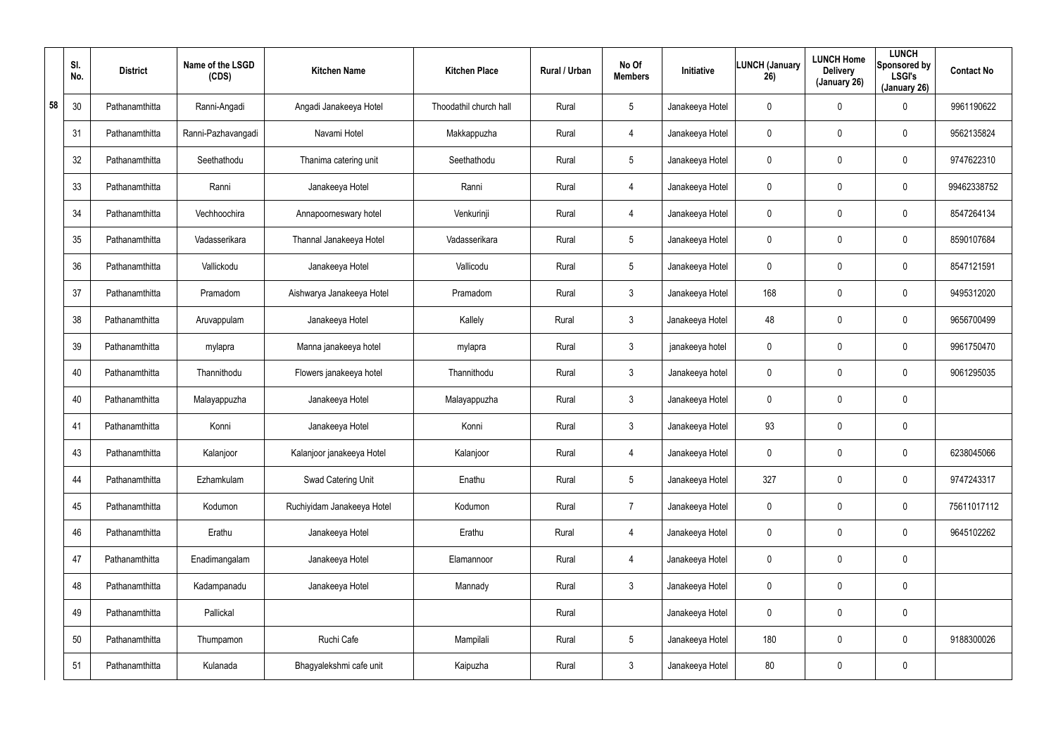| | Sl. No. | District | Name of the LSGD (CDS) | Kitchen Name | Kitchen Place | Rural / Urban | No Of Members | Initiative | LUNCH (January 26) | LUNCH Home Delivery (January 26) | LUNCH Sponsored by LSGI's (January 26) | Contact No |
|---|---|---|---|---|---|---|---|---|---|---|---|---|
| 58 | 30 | Pathanamthitta | Ranni-Angadi | Angadi Janakeeya Hotel | Thoodathil church hall | Rural | 5 | Janakeeya Hotel | 0 | 0 | 0 | 9961190622 |
| | 31 | Pathanamthitta | Ranni-Pazhavangadi | Navami Hotel | Makkappuzha | Rural | 4 | Janakeeya Hotel | 0 | 0 | 0 | 9562135824 |
| | 32 | Pathanamthitta | Seethathodu | Thanima catering unit | Seethathodu | Rural | 5 | Janakeeya Hotel | 0 | 0 | 0 | 9747622310 |
| | 33 | Pathanamthitta | Ranni | Janakeeya Hotel | Ranni | Rural | 4 | Janakeeya Hotel | 0 | 0 | 0 | 99462338752 |
| | 34 | Pathanamthitta | Vechhoochira | Annapoorneswary hotel | Venkurinji | Rural | 4 | Janakeeya Hotel | 0 | 0 | 0 | 8547264134 |
| | 35 | Pathanamthitta | Vadasserikara | Thannal Janakeeya Hotel | Vadasserikara | Rural | 5 | Janakeeya Hotel | 0 | 0 | 0 | 8590107684 |
| | 36 | Pathanamthitta | Vallickodu | Janakeeya Hotel | Vallicodu | Rural | 5 | Janakeeya Hotel | 0 | 0 | 0 | 8547121591 |
| | 37 | Pathanamthitta | Pramadom | Aishwarya Janakeeya Hotel | Pramadom | Rural | 3 | Janakeeya Hotel | 168 | 0 | 0 | 9495312020 |
| | 38 | Pathanamthitta | Aruvappulam | Janakeeya Hotel | Kallely | Rural | 3 | Janakeeya Hotel | 48 | 0 | 0 | 9656700499 |
| | 39 | Pathanamthitta | mylapra | Manna janakeeya hotel | mylapra | Rural | 3 | janakeeya hotel | 0 | 0 | 0 | 9961750470 |
| | 40 | Pathanamthitta | Thannithodu | Flowers janakeeya hotel | Thannithodu | Rural | 3 | Janakeeya hotel | 0 | 0 | 0 | 9061295035 |
| | 40 | Pathanamthitta | Malayappuzha | Janakeeya Hotel | Malayappuzha | Rural | 3 | Janakeeya Hotel | 0 | 0 | 0 | |
| | 41 | Pathanamthitta | Konni | Janakeeya Hotel | Konni | Rural | 3 | Janakeeya Hotel | 93 | 0 | 0 | |
| | 43 | Pathanamthitta | Kalanjoor | Kalanjoor janakeeya Hotel | Kalanjoor | Rural | 4 | Janakeeya Hotel | 0 | 0 | 0 | 6238045066 |
| | 44 | Pathanamthitta | Ezhamkulam | Swad Catering Unit | Enathu | Rural | 5 | Janakeeya Hotel | 327 | 0 | 0 | 9747243317 |
| | 45 | Pathanamthitta | Kodumon | Ruchiyidam Janakeeya Hotel | Kodumon | Rural | 7 | Janakeeya Hotel | 0 | 0 | 0 | 75611017112 |
| | 46 | Pathanamthitta | Erathu | Janakeeya Hotel | Erathu | Rural | 4 | Janakeeya Hotel | 0 | 0 | 0 | 9645102262 |
| | 47 | Pathanamthitta | Enadimangalam | Janakeeya Hotel | Elamannoor | Rural | 4 | Janakeeya Hotel | 0 | 0 | 0 | |
| | 48 | Pathanamthitta | Kadampanadu | Janakeeya Hotel | Mannady | Rural | 3 | Janakeeya Hotel | 0 | 0 | 0 | |
| | 49 | Pathanamthitta | Pallickal | | | Rural | | Janakeeya Hotel | 0 | 0 | 0 | |
| | 50 | Pathanamthitta | Thumpamon | Ruchi Cafe | Mampilali | Rural | 5 | Janakeeya Hotel | 180 | 0 | 0 | 9188300026 |
| | 51 | Pathanamthitta | Kulanada | Bhagyalekshmi cafe unit | Kaipuzha | Rural | 3 | Janakeeya Hotel | 80 | 0 | 0 | |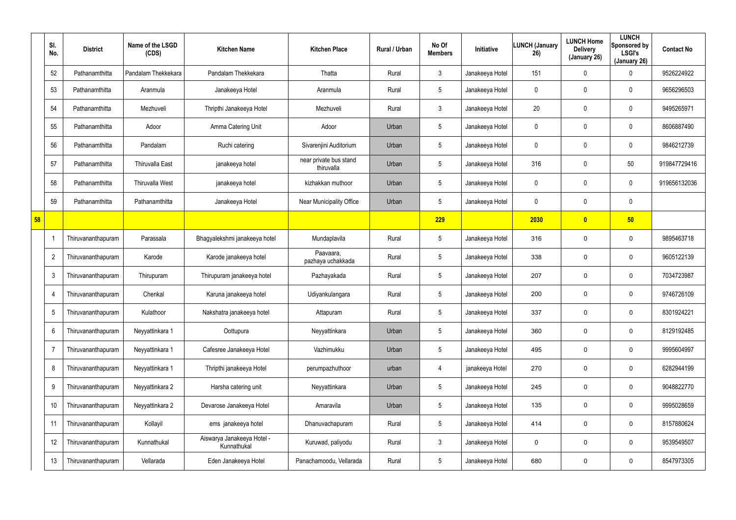| | Sl. No. | District | Name of the LSGD (CDS) | Kitchen Name | Kitchen Place | Rural / Urban | No Of Members | Initiative | LUNCH (January 26) | LUNCH Home Delivery (January 26) | LUNCH Sponsored by LSGI's (January 26) | Contact No |
|---|---|---|---|---|---|---|---|---|---|---|---|---|
| | 52 | Pathanamthitta | Pandalam Thekkekara | Pandalam Thekkekara | Thatta | Rural | 3 | Janakeeya Hotel | 151 | 0 | 0 | 9526224922 |
| | 53 | Pathanamthitta | Aranmula | Janakeeya Hotel | Aranmula | Rural | 5 | Janakeeya Hotel | 0 | 0 | 0 | 9656296503 |
| | 54 | Pathanamthitta | Mezhuveli | Thripthi Janakeeya Hotel | Mezhuveli | Rural | 3 | Janakeeya Hotel | 20 | 0 | 0 | 9495265971 |
| | 55 | Pathanamthitta | Adoor | Amma Catering Unit | Adoor | Urban | 5 | Janakeeya Hotel | 0 | 0 | 0 | 8606887490 |
| | 56 | Pathanamthitta | Pandalam | Ruchi catering | Sivarenjini Auditorium | Urban | 5 | Janakeeya Hotel | 0 | 0 | 0 | 9846212739 |
| | 57 | Pathanamthitta | Thiruvalla East | janakeeya hotel | near private bus stand thiruvalla | Urban | 5 | Janakeeya Hotel | 316 | 0 | 50 | 919847729416 |
| | 58 | Pathanamthitta | Thiruvalla West | janakeeya hotel | kizhakkan muthoor | Urban | 5 | Janakeeya Hotel | 0 | 0 | 0 | 919656132036 |
| | 59 | Pathanamthitta | Pathanamthitta | Janakeeya Hotel | Near Municipality Office | Urban | 5 | Janakeeya Hotel | 0 | 0 | 0 | |
| **58** | | | | | | | **229** | | **2030** | **0** | **50** | |
| | 1 | Thiruvananthapuram | Parassala | Bhagyalekshmi janakeeya hotel | Mundaplavila | Rural | 5 | Janakeeya Hotel | 316 | 0 | 0 | 9895463718 |
| | 2 | Thiruvananthapuram | Karode | Karode janakeeya hotel | Paavaara, pazhaya uchakkada | Rural | 5 | Janakeeya Hotel | 338 | 0 | 0 | 9605122139 |
| | 3 | Thiruvananthapuram | Thirupuram | Thirupuram janakeeya hotel | Pazhayakada | Rural | 5 | Janakeeya Hotel | 207 | 0 | 0 | 7034723987 |
| | 4 | Thiruvananthapuram | Chenkal | Karuna janakeeya hotel | Udiyankulangara | Rural | 5 | Janakeeya Hotel | 200 | 0 | 0 | 9746726109 |
| | 5 | Thiruvananthapuram | Kulathoor | Nakshatra janakeeya hotel | Attapuram | Rural | 5 | Janakeeya Hotel | 337 | 0 | 0 | 8301924221 |
| | 6 | Thiruvananthapuram | Neyyattinkara 1 | Oottupura | Neyyattinkara | Urban | 5 | Janakeeya Hotel | 360 | 0 | 0 | 8129192485 |
| | 7 | Thiruvananthapuram | Neyyattinkara 1 | Cafesree Janakeeya Hotel | Vazhimukku | Urban | 5 | Janakeeya Hotel | 495 | 0 | 0 | 9995604997 |
| | 8 | Thiruvananthapuram | Neyyattinkara 1 | Thripthi janakeeya Hotel | perumpazhuthoor | urban | 4 | janakeeya Hotel | 270 | 0 | 0 | 6282944199 |
| | 9 | Thiruvananthapuram | Neyyattinkara 2 | Harsha catering unit | Neyyattinkara | Urban | 5 | Janakeeya Hotel | 245 | 0 | 0 | 9048822770 |
| | 10 | Thiruvananthapuram | Neyyattinkara 2 | Devarose Janakeeya Hotel | Amaravila | Urban | 5 | Janakeeya Hotel | 135 | 0 | 0 | 9995028659 |
| | 11 | Thiruvananthapuram | Kollayil | ems janakeeya hotel | Dhanuvachapuram | Rural | 5 | Janakeeya Hotel | 414 | 0 | 0 | 8157880624 |
| | 12 | Thiruvananthapuram | Kunnathukal | Aiswarya Janakeeya Hotel - Kunnathukal | Kuruwad, paliyodu | Rural | 3 | Janakeeya Hotel | 0 | 0 | 0 | 9539549507 |
| | 13 | Thiruvananthapuram | Vellarada | Eden Janakeeya Hotel | Panachamoodu, Vellarada | Rural | 5 | Janakeeya Hotel | 680 | 0 | 0 | 8547973305 |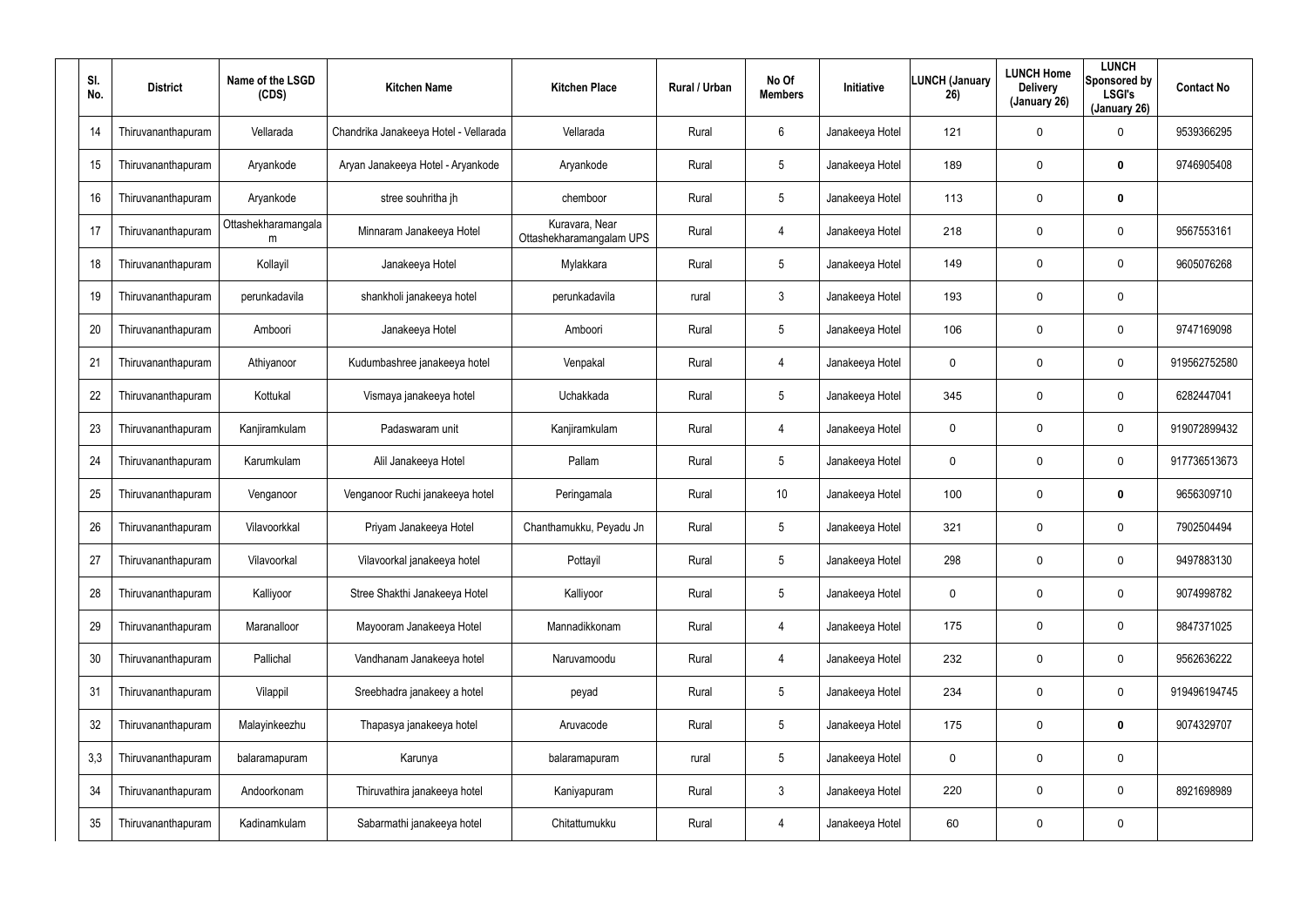| Sl. No. | District | Name of the LSGD (CDS) | Kitchen Name | Kitchen Place | Rural / Urban | No Of Members | Initiative | LUNCH (January 26) | LUNCH Home Delivery (January 26) | LUNCH Sponsored by LSGI's (January 26) | Contact No |
|---|---|---|---|---|---|---|---|---|---|---|---|
| 14 | Thiruvananthapuram | Vellarada | Chandrika Janakeeya Hotel - Vellarada | Vellarada | Rural | 6 | Janakeeya Hotel | 121 | 0 | 0 | 9539366295 |
| 15 | Thiruvananthapuram | Aryankode | Aryan Janakeeya Hotel - Aryankode | Aryankode | Rural | 5 | Janakeeya Hotel | 189 | 0 | **0** | 9746905408 |
| 16 | Thiruvananthapuram | Aryankode | stree souhritha jh | chemboor | Rural | 5 | Janakeeya Hotel | 113 | 0 | **0** | |
| 17 | Thiruvananthapuram | Ottashekharamangalam | Minnaram Janakeeya Hotel | Kuravara, Near Ottashekharamangalam UPS | Rural | 4 | Janakeeya Hotel | 218 | 0 | 0 | 9567553161 |
| 18 | Thiruvananthapuram | Kollayil | Janakeeya Hotel | Mylakkara | Rural | 5 | Janakeeya Hotel | 149 | 0 | 0 | 9605076268 |
| 19 | Thiruvananthapuram | perunkadavila | shankholi janakeeya hotel | perunkadavila | rural | 3 | Janakeeya Hotel | 193 | 0 | 0 | |
| 20 | Thiruvananthapuram | Amboori | Janakeeya Hotel | Amboori | Rural | 5 | Janakeeya Hotel | 106 | 0 | 0 | 9747169098 |
| 21 | Thiruvananthapuram | Athiyanoor | Kudumbashree janakeeya hotel | Venpakal | Rural | 4 | Janakeeya Hotel | 0 | 0 | 0 | 919562752580 |
| 22 | Thiruvananthapuram | Kottukal | Vismaya janakeeya hotel | Uchakkada | Rural | 5 | Janakeeya Hotel | 345 | 0 | 0 | 6282447041 |
| 23 | Thiruvananthapuram | Kanjiramkulam | Padaswaram unit | Kanjiramkulam | Rural | 4 | Janakeeya Hotel | 0 | 0 | 0 | 919072899432 |
| 24 | Thiruvananthapuram | Karumkulam | Alil Janakeeya Hotel | Pallam | Rural | 5 | Janakeeya Hotel | 0 | 0 | 0 | 917736513673 |
| 25 | Thiruvananthapuram | Venganoor | Venganoor Ruchi janakeeya hotel | Peringamala | Rural | 10 | Janakeeya Hotel | 100 | 0 | **0** | 9656309710 |
| 26 | Thiruvananthapuram | Vilavoorkkal | Priyam Janakeeya Hotel | Chanthamukku, Peyadu Jn | Rural | 5 | Janakeeya Hotel | 321 | 0 | 0 | 7902504494 |
| 27 | Thiruvananthapuram | Vilavoorkal | Vilavoorkal janakeeya hotel | Pottayil | Rural | 5 | Janakeeya Hotel | 298 | 0 | 0 | 9497883130 |
| 28 | Thiruvananthapuram | Kalliyoor | Stree Shakthi Janakeeya Hotel | Kalliyoor | Rural | 5 | Janakeeya Hotel | 0 | 0 | 0 | 9074998782 |
| 29 | Thiruvananthapuram | Maranalloor | Mayooram Janakeeya Hotel | Mannadikkonam | Rural | 4 | Janakeeya Hotel | 175 | 0 | 0 | 9847371025 |
| 30 | Thiruvananthapuram | Pallichal | Vandhanam Janakeeya hotel | Naruvamoodu | Rural | 4 | Janakeeya Hotel | 232 | 0 | 0 | 9562636222 |
| 31 | Thiruvananthapuram | Vilappil | Sreebhadra janakeey a hotel | peyad | Rural | 5 | Janakeeya Hotel | 234 | 0 | 0 | 919496194745 |
| 32 | Thiruvananthapuram | Malayinkeezhu | Thapasya janakeeya hotel | Aruvacode | Rural | 5 | Janakeeya Hotel | 175 | 0 | **0** | 9074329707 |
| 3,3 | Thiruvananthapuram | balaramapuram | Karunya | balaramapuram | rural | 5 | Janakeeya Hotel | 0 | 0 | 0 | |
| 34 | Thiruvananthapuram | Andoorkonam | Thiruvathira janakeeya hotel | Kaniyapuram | Rural | 3 | Janakeeya Hotel | 220 | 0 | 0 | 8921698989 |
| 35 | Thiruvananthapuram | Kadinamkulam | Sabarmathi janakeeya hotel | Chitattumukku | Rural | 4 | Janakeeya Hotel | 60 | 0 | 0 | |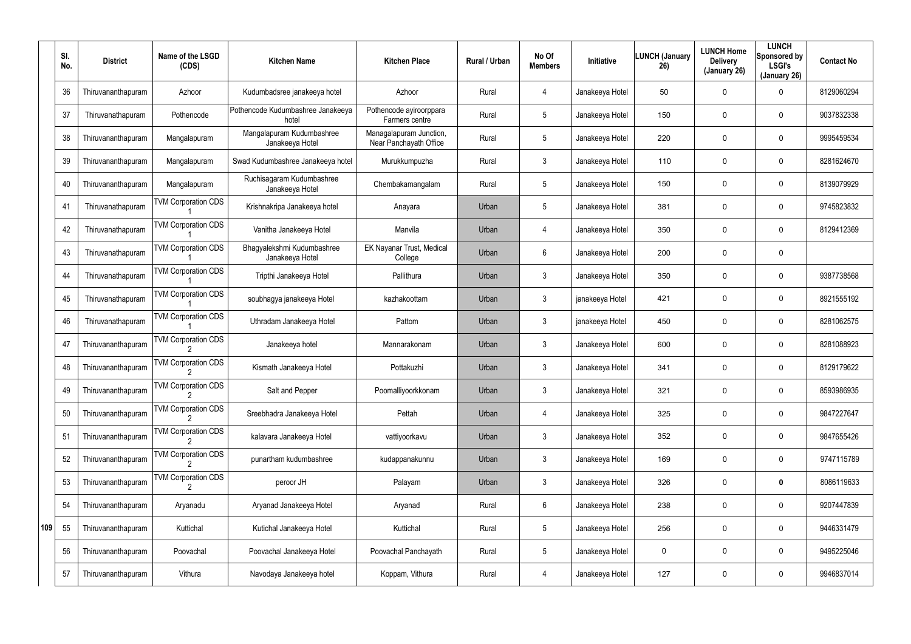| | Sl. No. | District | Name of the LSGD (CDS) | Kitchen Name | Kitchen Place | Rural / Urban | No Of Members | Initiative | LUNCH (January 26) | LUNCH Home Delivery (January 26) | LUNCH Sponsored by LSGI's (January 26) | Contact No |
|---|---|---|---|---|---|---|---|---|---|---|---|---|
| | 36 | Thiruvananthapuram | Azhoor | Kudumbadsree janakeeya hotel | Azhoor | Rural | 4 | Janakeeya Hotel | 50 | 0 | 0 | 8129060294 |
| | 37 | Thiruvanathapuram | Pothencode | Pothencode Kudumbashree Janakeeya hotel | Pothencode ayiroorppara Farmers centre | Rural | 5 | Janakeeya Hotel | 150 | 0 | 0 | 9037832338 |
| | 38 | Thiruvananthapuram | Mangalapuram | Mangalapuram Kudumbashree Janakeeya Hotel | Managalapuram Junction, Near Panchayath Office | Rural | 5 | Janakeeya Hotel | 220 | 0 | 0 | 9995459534 |
| | 39 | Thiruvananthapuram | Mangalapuram | Swad Kudumbashree Janakeeya hotel | Murukkumpuzha | Rural | 3 | Janakeeya Hotel | 110 | 0 | 0 | 8281624670 |
| | 40 | Thiruvananthapuram | Mangalapuram | Ruchisagaram Kudumbashree Janakeeya Hotel | Chembakamangalam | Rural | 5 | Janakeeya Hotel | 150 | 0 | 0 | 8139079929 |
| | 41 | Thiruvanathapuram | TVM Corporation CDS 1 | Krishnakripa Janakeeya hotel | Anayara | Urban | 5 | Janakeeya Hotel | 381 | 0 | 0 | 9745823832 |
| | 42 | Thiruvanathapuram | TVM Corporation CDS 1 | Vanitha Janakeeya Hotel | Manvila | Urban | 4 | Janakeeya Hotel | 350 | 0 | 0 | 8129412369 |
| | 43 | Thiruvanathapuram | TVM Corporation CDS 1 | Bhagyalekshmi Kudumbashree Janakeeya Hotel | EK Nayanar Trust, Medical College | Urban | 6 | Janakeeya Hotel | 200 | 0 | 0 | |
| | 44 | Thiruvanathapuram | TVM Corporation CDS 1 | Tripthi Janakeeya Hotel | Pallithura | Urban | 3 | Janakeeya Hotel | 350 | 0 | 0 | 9387738568 |
| | 45 | Thiruvanathapuram | TVM Corporation CDS 1 | soubhagya janakeeya Hotel | kazhakoottam | Urban | 3 | janakeeya Hotel | 421 | 0 | 0 | 8921555192 |
| | 46 | Thiruvanathapuram | TVM Corporation CDS 1 | Uthradam Janakeeya Hotel | Pattom | Urban | 3 | janakeeya Hotel | 450 | 0 | 0 | 8281062575 |
| | 47 | Thiruvananthapuram | TVM Corporation CDS 2 | Janakeeya hotel | Mannarakonam | Urban | 3 | Janakeeya Hotel | 600 | 0 | 0 | 8281088923 |
| | 48 | Thiruvananthapuram | TVM Corporation CDS 2 | Kismath Janakeeya Hotel | Pottakuzhi | Urban | 3 | Janakeeya Hotel | 341 | 0 | 0 | 8129179622 |
| | 49 | Thiruvananthapuram | TVM Corporation CDS 2 | Salt and Pepper | Poomalliyoorkkonam | Urban | 3 | Janakeeya Hotel | 321 | 0 | 0 | 8593986935 |
| | 50 | Thiruvananthapuram | TVM Corporation CDS 2 | Sreebhadra Janakeeya Hotel | Pettah | Urban | 4 | Janakeeya Hotel | 325 | 0 | 0 | 9847227647 |
| | 51 | Thiruvananthapuram | TVM Corporation CDS 2 | kalavara Janakeeya Hotel | vattiyoorkavu | Urban | 3 | Janakeeya Hotel | 352 | 0 | 0 | 9847655426 |
| | 52 | Thiruvananthapuram | TVM Corporation CDS 2 | punartham kudumbashree | kudappanakunnu | Urban | 3 | Janakeeya Hotel | 169 | 0 | 0 | 9747115789 |
| | 53 | Thiruvananthapuram | TVM Corporation CDS 2 | peroor JH | Palayam | Urban | 3 | Janakeeya Hotel | 326 | 0 | **0** | 8086119633 |
| | 54 | Thiruvananthapuram | Aryanadu | Aryanad Janakeeya Hotel | Aryanad | Rural | 6 | Janakeeya Hotel | 238 | 0 | 0 | 9207447839 |
| 109 | 55 | Thiruvananthapuram | Kuttichal | Kutichal Janakeeya Hotel | Kuttichal | Rural | 5 | Janakeeya Hotel | 256 | 0 | 0 | 9446331479 |
| | 56 | Thiruvananthapuram | Poovachal | Poovachal Janakeeya Hotel | Poovachal Panchayath | Rural | 5 | Janakeeya Hotel | 0 | 0 | 0 | 9495225046 |
| | 57 | Thiruvananthapuram | Vithura | Navodaya Janakeeya hotel | Koppam, Vithura | Rural | 4 | Janakeeya Hotel | 127 | 0 | 0 | 9946837014 |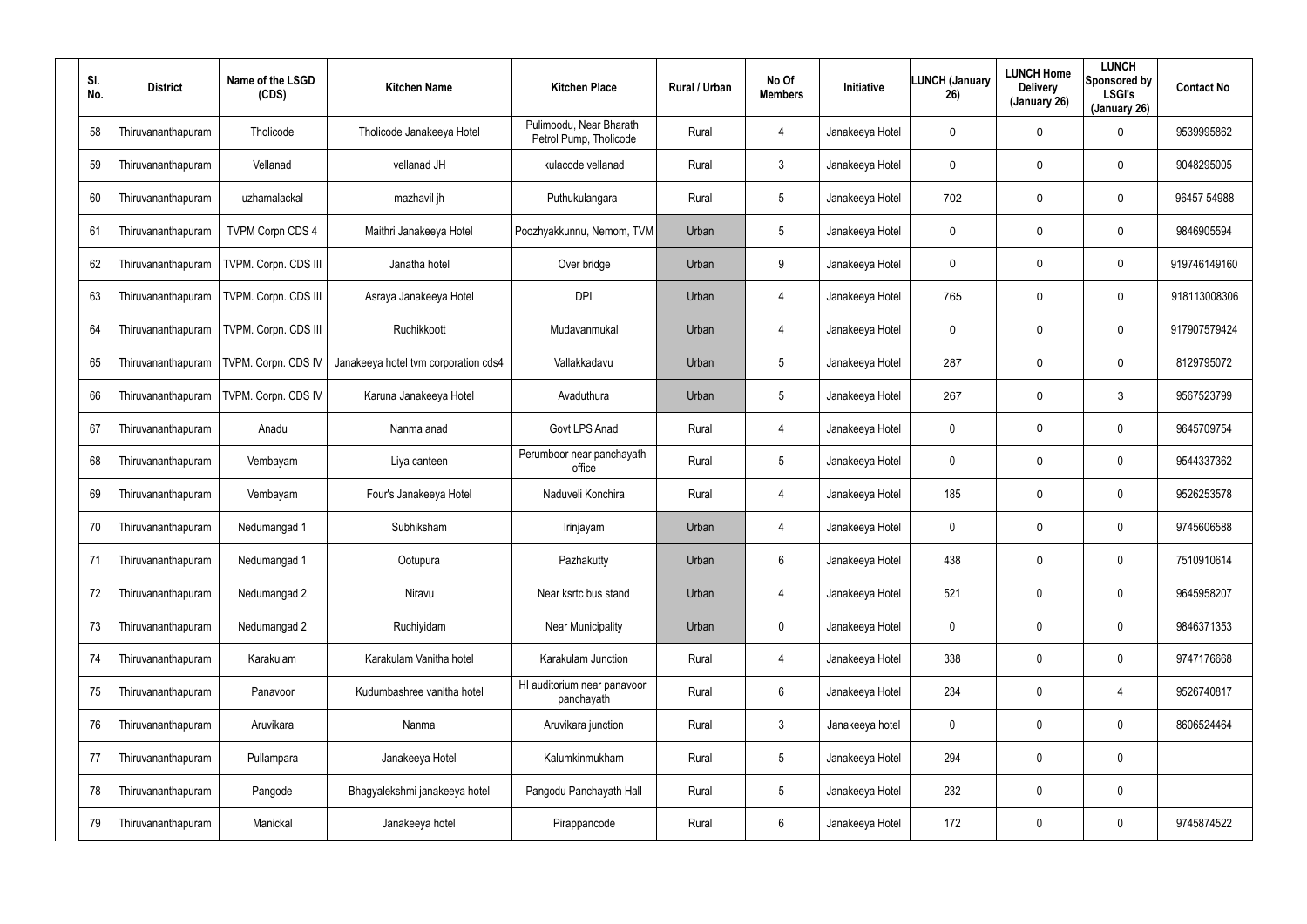| Sl. No. | District | Name of the LSGD (CDS) | Kitchen Name | Kitchen Place | Rural / Urban | No Of Members | Initiative | LUNCH (January 26) | LUNCH Home Delivery (January 26) | LUNCH Sponsored by LSGI's (January 26) | Contact No |
|---|---|---|---|---|---|---|---|---|---|---|---|
| 58 | Thiruvananthapuram | Tholicode | Tholicode Janakeeya Hotel | Pulimoodu, Near Bharath Petrol Pump, Tholicode | Rural | 4 | Janakeeya Hotel | 0 | 0 | 0 | 9539995862 |
| 59 | Thiruvananthapuram | Vellanad | vellanad JH | kulacode vellanad | Rural | 3 | Janakeeya Hotel | 0 | 0 | 0 | 9048295005 |
| 60 | Thiruvananthapuram | uzhamalackal | mazhavil jh | Puthukulangara | Rural | 5 | Janakeeya Hotel | 702 | 0 | 0 | 96457 54988 |
| 61 | Thiruvananthapuram | TVPM Corpn CDS 4 | Maithri Janakeeya Hotel | Poozhyakkunnu, Nemom, TVM | Urban | 5 | Janakeeya Hotel | 0 | 0 | 0 | 9846905594 |
| 62 | Thiruvananthapuram | TVPM. Corpn. CDS III | Janatha hotel | Over bridge | Urban | 9 | Janakeeya Hotel | 0 | 0 | 0 | 919746149160 |
| 63 | Thiruvananthapuram | TVPM. Corpn. CDS III | Asraya Janakeeya Hotel | DPI | Urban | 4 | Janakeeya Hotel | 765 | 0 | 0 | 918113008306 |
| 64 | Thiruvananthapuram | TVPM. Corpn. CDS III | Ruchikkoott | Mudavanmukal | Urban | 4 | Janakeeya Hotel | 0 | 0 | 0 | 917907579424 |
| 65 | Thiruvananthapuram | TVPM. Corpn. CDS IV | Janakeeya hotel tvm corporation cds4 | Vallakkadavu | Urban | 5 | Janakeeya Hotel | 287 | 0 | 0 | 8129795072 |
| 66 | Thiruvananthapuram | TVPM. Corpn. CDS IV | Karuna Janakeeya Hotel | Avaduthura | Urban | 5 | Janakeeya Hotel | 267 | 0 | 3 | 9567523799 |
| 67 | Thiruvananthapuram | Anadu | Nanma anad | Govt LPS Anad | Rural | 4 | Janakeeya Hotel | 0 | 0 | 0 | 9645709754 |
| 68 | Thiruvananthapuram | Vembayam | Liya canteen | Perumboor near panchayath office | Rural | 5 | Janakeeya Hotel | 0 | 0 | 0 | 9544337362 |
| 69 | Thiruvananthapuram | Vembayam | Four's Janakeeya Hotel | Naduveli Konchira | Rural | 4 | Janakeeya Hotel | 185 | 0 | 0 | 9526253578 |
| 70 | Thiruvananthapuram | Nedumangad 1 | Subhiksham | Irinjayam | Urban | 4 | Janakeeya Hotel | 0 | 0 | 0 | 9745606588 |
| 71 | Thiruvananthapuram | Nedumangad 1 | Ootupura | Pazhakutty | Urban | 6 | Janakeeya Hotel | 438 | 0 | 0 | 7510910614 |
| 72 | Thiruvananthapuram | Nedumangad 2 | Niravu | Near ksrtc bus stand | Urban | 4 | Janakeeya Hotel | 521 | 0 | 0 | 9645958207 |
| 73 | Thiruvananthapuram | Nedumangad 2 | Ruchiyidam | Near Municipality | Urban | 0 | Janakeeya Hotel | 0 | 0 | 0 | 9846371353 |
| 74 | Thiruvananthapuram | Karakulam | Karakulam Vanitha hotel | Karakulam Junction | Rural | 4 | Janakeeya Hotel | 338 | 0 | 0 | 9747176668 |
| 75 | Thiruvananthapuram | Panavoor | Kudumbashree vanitha hotel | Hl auditorium near panavoor panchayath | Rural | 6 | Janakeeya Hotel | 234 | 0 | 4 | 9526740817 |
| 76 | Thiruvananthapuram | Aruvikara | Nanma | Aruvikara junction | Rural | 3 | Janakeeya hotel | 0 | 0 | 0 | 8606524464 |
| 77 | Thiruvananthapuram | Pullampara | Janakeeya Hotel | Kalumkinmukham | Rural | 5 | Janakeeya Hotel | 294 | 0 | 0 | |
| 78 | Thiruvananthapuram | Pangode | Bhagyalekshmi janakeeya hotel | Pangodu Panchayath Hall | Rural | 5 | Janakeeya Hotel | 232 | 0 | 0 | |
| 79 | Thiruvananthapuram | Manickal | Janakeeya hotel | Pirappancode | Rural | 6 | Janakeeya Hotel | 172 | 0 | 0 | 9745874522 |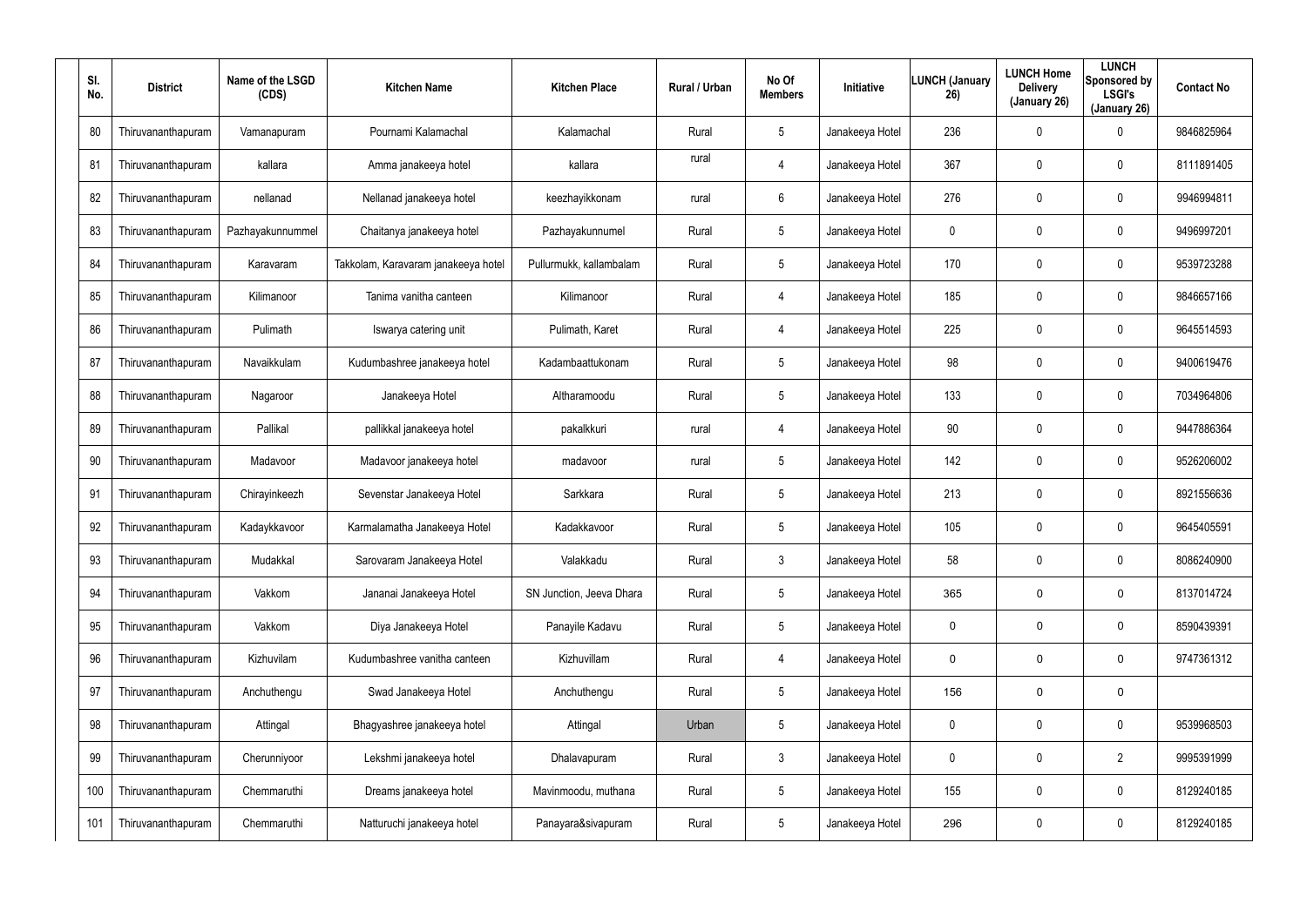| Sl. No. | District | Name of the LSGD (CDS) | Kitchen Name | Kitchen Place | Rural / Urban | No Of Members | Initiative | LUNCH (January 26) | LUNCH Home Delivery (January 26) | LUNCH Sponsored by LSGI's (January 26) | Contact No |
|---|---|---|---|---|---|---|---|---|---|---|---|
| 80 | Thiruvananthapuram | Vamanapuram | Pournami Kalamachal | Kalamachal | Rural | 5 | Janakeeya Hotel | 236 | 0 | 0 | 9846825964 |
| 81 | Thiruvananthapuram | kallara | Amma janakeeya hotel | kallara | rural | 4 | Janakeeya Hotel | 367 | 0 | 0 | 8111891405 |
| 82 | Thiruvananthapuram | nellanad | Nellanad janakeeya hotel | keezhayikkonam | rural | 6 | Janakeeya Hotel | 276 | 0 | 0 | 9946994811 |
| 83 | Thiruvananthapuram | Pazhayakunnummel | Chaitanya janakeeya hotel | Pazhayakunnumel | Rural | 5 | Janakeeya Hotel | 0 | 0 | 0 | 9496997201 |
| 84 | Thiruvananthapuram | Karavaram | Takkolam, Karavaram janakeeya hotel | Pullurmukk, kallambalam | Rural | 5 | Janakeeya Hotel | 170 | 0 | 0 | 9539723288 |
| 85 | Thiruvananthapuram | Kilimanoor | Tanima vanitha canteen | Kilimanoor | Rural | 4 | Janakeeya Hotel | 185 | 0 | 0 | 9846657166 |
| 86 | Thiruvananthapuram | Pulimath | Iswarya catering unit | Pulimath, Karet | Rural | 4 | Janakeeya Hotel | 225 | 0 | 0 | 9645514593 |
| 87 | Thiruvananthapuram | Navaikkulam | Kudumbashree janakeeya hotel | Kadambaattukonam | Rural | 5 | Janakeeya Hotel | 98 | 0 | 0 | 9400619476 |
| 88 | Thiruvananthapuram | Nagaroor | Janakeeya Hotel | Altharamoodu | Rural | 5 | Janakeeya Hotel | 133 | 0 | 0 | 7034964806 |
| 89 | Thiruvananthapuram | Pallikal | pallikkal janakeeya hotel | pakalkkuri | rural | 4 | Janakeeya Hotel | 90 | 0 | 0 | 9447886364 |
| 90 | Thiruvananthapuram | Madavoor | Madavoor janakeeya hotel | madavoor | rural | 5 | Janakeeya Hotel | 142 | 0 | 0 | 9526206002 |
| 91 | Thiruvananthapuram | Chirayinkeezh | Sevenstar Janakeeya Hotel | Sarkkara | Rural | 5 | Janakeeya Hotel | 213 | 0 | 0 | 8921556636 |
| 92 | Thiruvananthapuram | Kadaykkavoor | Karmalamatha Janakeeya Hotel | Kadakkavoor | Rural | 5 | Janakeeya Hotel | 105 | 0 | 0 | 9645405591 |
| 93 | Thiruvananthapuram | Mudakkal | Sarovaram Janakeeya Hotel | Valakkadu | Rural | 3 | Janakeeya Hotel | 58 | 0 | 0 | 8086240900 |
| 94 | Thiruvananthapuram | Vakkom | Jananai Janakeeya Hotel | SN Junction, Jeeva Dhara | Rural | 5 | Janakeeya Hotel | 365 | 0 | 0 | 8137014724 |
| 95 | Thiruvananthapuram | Vakkom | Diya Janakeeya Hotel | Panayile Kadavu | Rural | 5 | Janakeeya Hotel | 0 | 0 | 0 | 8590439391 |
| 96 | Thiruvananthapuram | Kizhuvilam | Kudumbashree vanitha canteen | Kizhuvillam | Rural | 4 | Janakeeya Hotel | 0 | 0 | 0 | 9747361312 |
| 97 | Thiruvananthapuram | Anchuthengu | Swad Janakeeya Hotel | Anchuthengu | Rural | 5 | Janakeeya Hotel | 156 | 0 | 0 | |
| 98 | Thiruvananthapuram | Attingal | Bhagyashree janakeeya hotel | Attingal | Urban | 5 | Janakeeya Hotel | 0 | 0 | 0 | 9539968503 |
| 99 | Thiruvananthapuram | Cherunniyoor | Lekshmi janakeeya hotel | Dhalavapuram | Rural | 3 | Janakeeya Hotel | 0 | 0 | 2 | 9995391999 |
| 100 | Thiruvananthapuram | Chemmaruthi | Dreams janakeeya hotel | Mavinmoodu, muthana | Rural | 5 | Janakeeya Hotel | 155 | 0 | 0 | 8129240185 |
| 101 | Thiruvananthapuram | Chemmaruthi | Natturuchi janakeeya hotel | Panayara&sivapuram | Rural | 5 | Janakeeya Hotel | 296 | 0 | 0 | 8129240185 |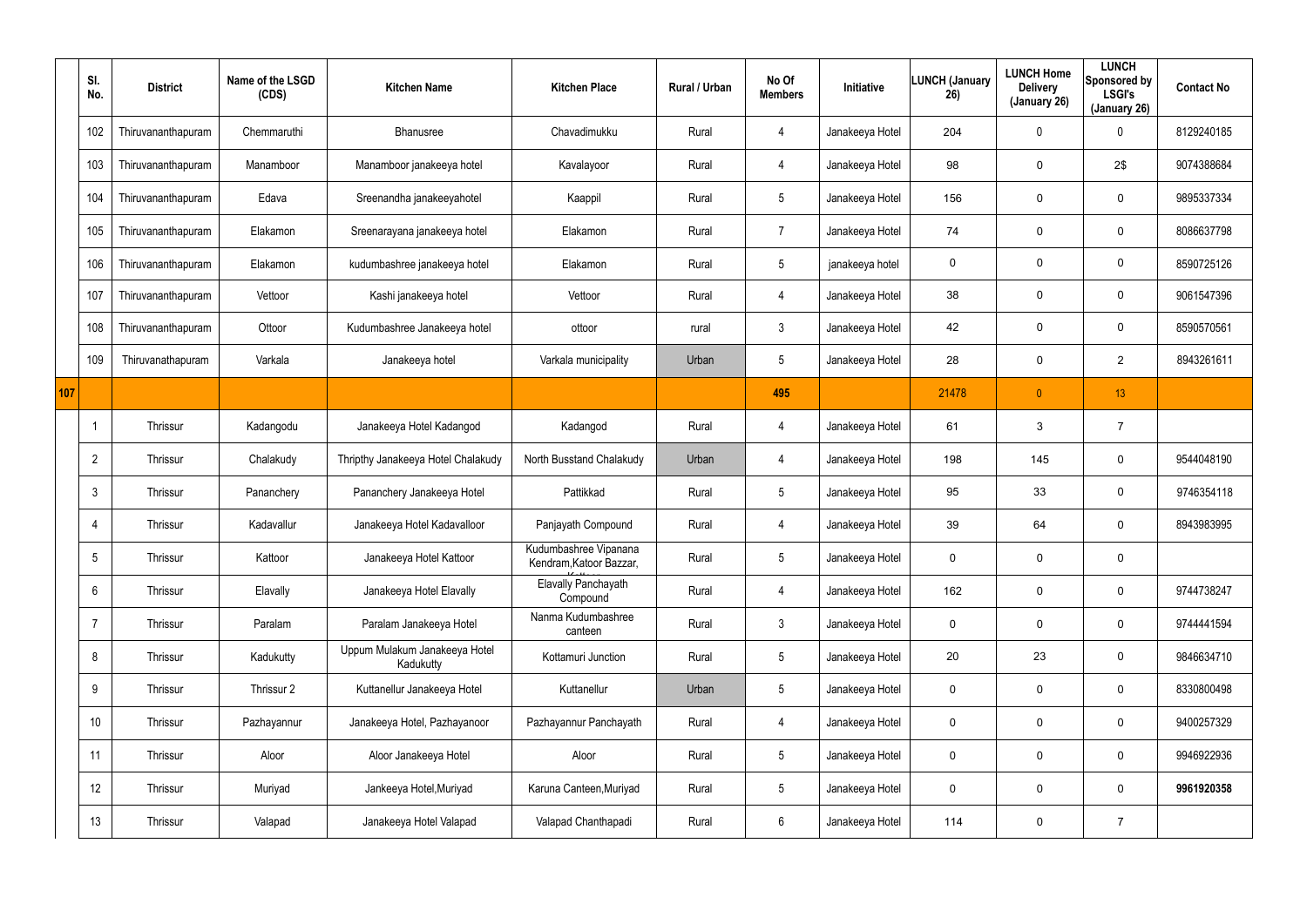| | Sl. No. | District | Name of the LSGD (CDS) | Kitchen Name | Kitchen Place | Rural / Urban | No Of Members | Initiative | LUNCH (January 26) | LUNCH Home Delivery (January 26) | LUNCH Sponsored by LSGI's (January 26) | Contact No |
|---|---|---|---|---|---|---|---|---|---|---|---|---|
| | 102 | Thiruvananthapuram | Chemmaruthi | Bhanusree | Chavadimukku | Rural | 4 | Janakeeya Hotel | 204 | 0 | 0 | 8129240185 |
| | 103 | Thiruvananthapuram | Manamboor | Manamboor janakeeya hotel | Kavalayoor | Rural | 4 | Janakeeya Hotel | 98 | 0 | 2$ | 9074388684 |
| | 104 | Thiruvananthapuram | Edava | Sreenandha janakeeyahotel | Kaappil | Rural | 5 | Janakeeya Hotel | 156 | 0 | 0 | 9895337334 |
| | 105 | Thiruvananthapuram | Elakamon | Sreenarayana janakeeya hotel | Elakamon | Rural | 7 | Janakeeya Hotel | 74 | 0 | 0 | 8086637798 |
| | 106 | Thiruvananthapuram | Elakamon | kudumbashree janakeeya hotel | Elakamon | Rural | 5 | janakeeya hotel | 0 | 0 | 0 | 8590725126 |
| | 107 | Thiruvananthapuram | Vettoor | Kashi janakeeya hotel | Vettoor | Rural | 4 | Janakeeya Hotel | 38 | 0 | 0 | 9061547396 |
| | 108 | Thiruvananthapuram | Ottoor | Kudumbashree Janakeeya hotel | ottoor | rural | 3 | Janakeeya Hotel | 42 | 0 | 0 | 8590570561 |
| | 109 | Thiruvanathapuram | Varkala | Janakeeya hotel | Varkala municipality | Urban | 5 | Janakeeya Hotel | 28 | 0 | 2 | 8943261611 |
| 107 | | | | | | | 495 | | 21478 | 0 | 13 | |
| | 1 | Thrissur | Kadangodu | Janakeeya Hotel Kadangod | Kadangod | Rural | 4 | Janakeeya Hotel | 61 | 3 | 7 | |
| | 2 | Thrissur | Chalakudy | Thripthy Janakeeya Hotel Chalakudy | North Busstand Chalakudy | Urban | 4 | Janakeeya Hotel | 198 | 145 | 0 | 9544048190 |
| | 3 | Thrissur | Pananchery | Pananchery Janakeeya Hotel | Pattikkad | Rural | 5 | Janakeeya Hotel | 95 | 33 | 0 | 9746354118 |
| | 4 | Thrissur | Kadavallur | Janakeeya Hotel Kadavalloor | Panjayath Compound | Rural | 4 | Janakeeya Hotel | 39 | 64 | 0 | 8943983995 |
| | 5 | Thrissur | Kattoor | Janakeeya Hotel Kattoor | Kudumbashree Vipanana Kendram,Katoor Bazzar, | Rural | 5 | Janakeeya Hotel | 0 | 0 | 0 | |
| | 6 | Thrissur | Elavally | Janakeeya Hotel Elavally | Elavally Panchayath Compound | Rural | 4 | Janakeeya Hotel | 162 | 0 | 0 | 9744738247 |
| | 7 | Thrissur | Paralam | Paralam Janakeeya Hotel | Nanma Kudumbashree canteen | Rural | 3 | Janakeeya Hotel | 0 | 0 | 0 | 9744441594 |
| | 8 | Thrissur | Kadukutty | Uppum Mulakum Janakeeya Hotel Kadukutty | Kottamuri Junction | Rural | 5 | Janakeeya Hotel | 20 | 23 | 0 | 9846634710 |
| | 9 | Thrissur | Thrissur 2 | Kuttanellur Janakeeya Hotel | Kuttanellur | Urban | 5 | Janakeeya Hotel | 0 | 0 | 0 | 8330800498 |
| | 10 | Thrissur | Pazhayannur | Janakeeya Hotel, Pazhayanoor | Pazhayannur Panchayath | Rural | 4 | Janakeeya Hotel | 0 | 0 | 0 | 9400257329 |
| | 11 | Thrissur | Aloor | Aloor Janakeeya Hotel | Aloor | Rural | 5 | Janakeeya Hotel | 0 | 0 | 0 | 9946922936 |
| | 12 | Thrissur | Muriyad | Jankeeya Hotel,Muriyad | Karuna Canteen,Muriyad | Rural | 5 | Janakeeya Hotel | 0 | 0 | 0 | **9961920358** |
| | 13 | Thrissur | Valapad | Janakeeya Hotel Valapad | Valapad Chanthapadi | Rural | 6 | Janakeeya Hotel | 114 | 0 | 7 | |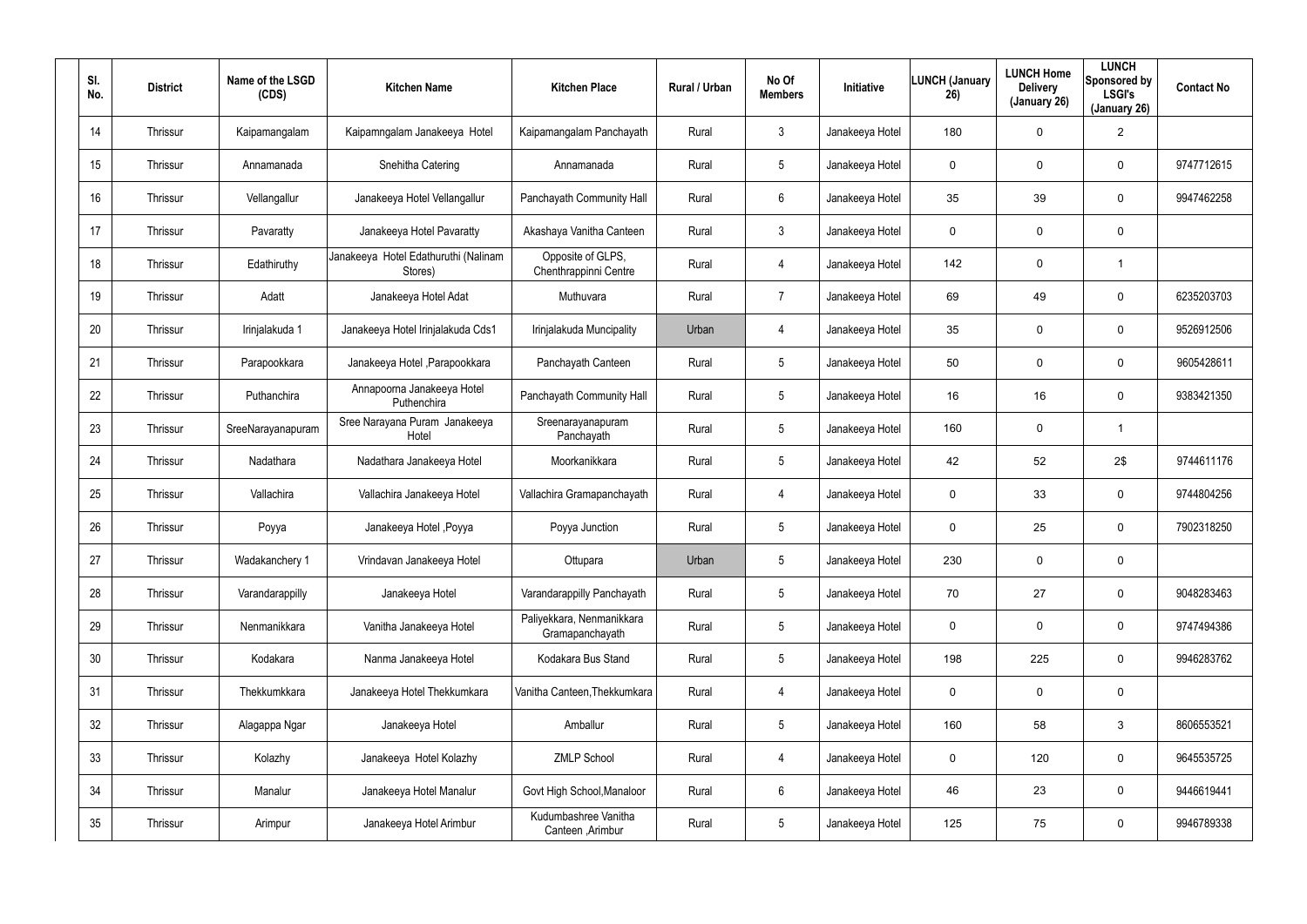| Sl. No. | District | Name of the LSGD (CDS) | Kitchen Name | Kitchen Place | Rural / Urban | No Of Members | Initiative | LUNCH (January 26) | LUNCH Home Delivery (January 26) | LUNCH Sponsored by LSGI's (January 26) | Contact No |
|---|---|---|---|---|---|---|---|---|---|---|---|
| 14 | Thrissur | Kaipamangalam | Kaipamngalam Janakeeya Hotel | Kaipamangalam Panchayath | Rural | 3 | Janakeeya Hotel | 180 | 0 | 2 | |
| 15 | Thrissur | Annamanada | Snehitha Catering | Annamanada | Rural | 5 | Janakeeya Hotel | 0 | 0 | 0 | 9747712615 |
| 16 | Thrissur | Vellangallur | Janakeeya Hotel Vellangallur | Panchayath Community Hall | Rural | 6 | Janakeeya Hotel | 35 | 39 | 0 | 9947462258 |
| 17 | Thrissur | Pavaratty | Janakeeya Hotel Pavaratty | Akashaya Vanitha Canteen | Rural | 3 | Janakeeya Hotel | 0 | 0 | 0 | |
| 18 | Thrissur | Edathiruthy | Janakeeya Hotel Edathuruthi (Nalinam Stores) | Opposite of GLPS, Chenthrappinni Centre | Rural | 4 | Janakeeya Hotel | 142 | 0 | 1 | |
| 19 | Thrissur | Adatt | Janakeeya Hotel Adat | Muthuvara | Rural | 7 | Janakeeya Hotel | 69 | 49 | 0 | 6235203703 |
| 20 | Thrissur | Irinjalakuda 1 | Janakeeya Hotel Irinjalakuda Cds1 | Irinjalakuda Muncipality | Urban | 4 | Janakeeya Hotel | 35 | 0 | 0 | 9526912506 |
| 21 | Thrissur | Parapookkara | Janakeeya Hotel ,Parapookkara | Panchayath Canteen | Rural | 5 | Janakeeya Hotel | 50 | 0 | 0 | 9605428611 |
| 22 | Thrissur | Puthanchira | Annapoorna Janakeeya Hotel Puthenchira | Panchayath Community Hall | Rural | 5 | Janakeeya Hotel | 16 | 16 | 0 | 9383421350 |
| 23 | Thrissur | SreeNarayanapuram | Sree Narayana Puram Janakeeya Hotel | Sreenarayanapuram Panchayath | Rural | 5 | Janakeeya Hotel | 160 | 0 | 1 | |
| 24 | Thrissur | Nadathara | Nadathara Janakeeya Hotel | Moorkanikkara | Rural | 5 | Janakeeya Hotel | 42 | 52 | 2$ | 9744611176 |
| 25 | Thrissur | Vallachira | Vallachira Janakeeya Hotel | Vallachira Gramapanchayath | Rural | 4 | Janakeeya Hotel | 0 | 33 | 0 | 9744804256 |
| 26 | Thrissur | Poyya | Janakeeya Hotel ,Poyya | Poyya Junction | Rural | 5 | Janakeeya Hotel | 0 | 25 | 0 | 7902318250 |
| 27 | Thrissur | Wadakanchery 1 | Vrindavan Janakeeya Hotel | Ottupara | Urban | 5 | Janakeeya Hotel | 230 | 0 | 0 | |
| 28 | Thrissur | Varandarappilly | Janakeeya Hotel | Varandarappilly Panchayath | Rural | 5 | Janakeeya Hotel | 70 | 27 | 0 | 9048283463 |
| 29 | Thrissur | Nenmanikkara | Vanitha Janakeeya Hotel | Paliyekkara, Nenmanikkara Gramapanchayath | Rural | 5 | Janakeeya Hotel | 0 | 0 | 0 | 9747494386 |
| 30 | Thrissur | Kodakara | Nanma Janakeeya Hotel | Kodakara Bus Stand | Rural | 5 | Janakeeya Hotel | 198 | 225 | 0 | 9946283762 |
| 31 | Thrissur | Thekkumkkara | Janakeeya Hotel Thekkumkara | Vanitha Canteen,Thekkumkara | Rural | 4 | Janakeeya Hotel | 0 | 0 | 0 | |
| 32 | Thrissur | Alagappa Ngar | Janakeeya Hotel | Amballur | Rural | 5 | Janakeeya Hotel | 160 | 58 | 3 | 8606553521 |
| 33 | Thrissur | Kolazhy | Janakeeya Hotel Kolazhy | ZMLP School | Rural | 4 | Janakeeya Hotel | 0 | 120 | 0 | 9645535725 |
| 34 | Thrissur | Manalur | Janakeeya Hotel Manalur | Govt High School,Manaloor | Rural | 6 | Janakeeya Hotel | 46 | 23 | 0 | 9446619441 |
| 35 | Thrissur | Arimpur | Janakeeya Hotel Arimbur | Kudumbashree Vanitha Canteen ,Arimbur | Rural | 5 | Janakeeya Hotel | 125 | 75 | 0 | 9946789338 |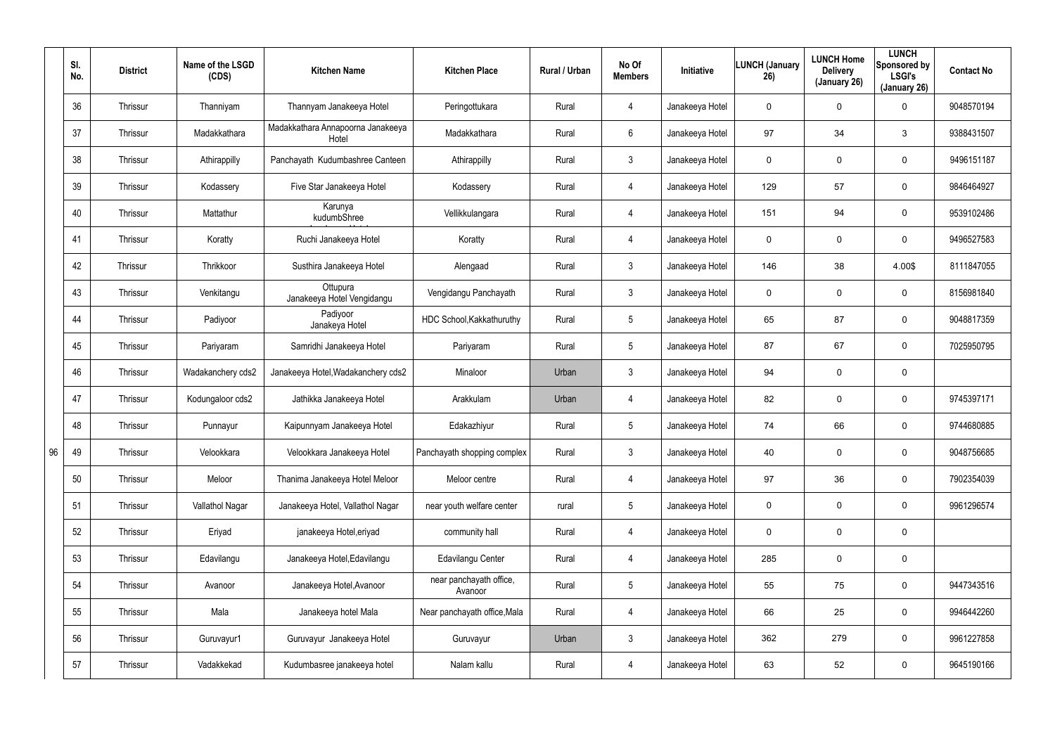| | Sl. No. | District | Name of the LSGD (CDS) | Kitchen Name | Kitchen Place | Rural / Urban | No Of Members | Initiative | LUNCH (January 26) | LUNCH Home Delivery (January 26) | LUNCH Sponsored by LSGI's (January 26) | Contact No |
|---|---|---|---|---|---|---|---|---|---|---|---|---|
| | 36 | Thrissur | Thanniyam | Thannyam Janakeeya Hotel | Peringottukara | Rural | 4 | Janakeeya Hotel | 0 | 0 | 0 | 9048570194 |
| | 37 | Thrissur | Madakkathara | Madakkathara Annapoorna Janakeeya Hotel | Madakkathara | Rural | 6 | Janakeeya Hotel | 97 | 34 | 3 | 9388431507 |
| | 38 | Thrissur | Athirappilly | Panchayath Kudumbashree Canteen | Athirappilly | Rural | 3 | Janakeeya Hotel | 0 | 0 | 0 | 9496151187 |
| | 39 | Thrissur | Kodassery | Five Star Janakeeya Hotel | Kodassery | Rural | 4 | Janakeeya Hotel | 129 | 57 | 0 | 9846464927 |
| | 40 | Thrissur | Mattathur | Karunya kudumbShree | Vellikkulangara | Rural | 4 | Janakeeya Hotel | 151 | 94 | 0 | 9539102486 |
| | 41 | Thrissur | Koratty | Ruchi Janakeeya Hotel | Koratty | Rural | 4 | Janakeeya Hotel | 0 | 0 | 0 | 9496527583 |
| | 42 | Thrissur | Thrikkoor | Susthira Janakeeya Hotel | Alengaad | Rural | 3 | Janakeeya Hotel | 146 | 38 | 4.00$ | 8111847055 |
| | 43 | Thrissur | Venkitangu | Ottupura Janakeeya Hotel Vengidangu | Vengidangu Panchayath | Rural | 3 | Janakeeya Hotel | 0 | 0 | 0 | 8156981840 |
| | 44 | Thrissur | Padiyoor | Padiyoor Janakeya Hotel | HDC School,Kakkathuruthy | Rural | 5 | Janakeeya Hotel | 65 | 87 | 0 | 9048817359 |
| | 45 | Thrissur | Pariyaram | Samridhi Janakeeya Hotel | Pariyaram | Rural | 5 | Janakeeya Hotel | 87 | 67 | 0 | 7025950795 |
| | 46 | Thrissur | Wadakanchery cds2 | Janakeeya Hotel,Wadakanchery cds2 | Minaloor | Urban | 3 | Janakeeya Hotel | 94 | 0 | 0 | |
| | 47 | Thrissur | Kodungaloor cds2 | Jathikka Janakeeya Hotel | Arakkulam | Urban | 4 | Janakeeya Hotel | 82 | 0 | 0 | 9745397171 |
| | 48 | Thrissur | Punnayur | Kaipunnyam Janakeeya Hotel | Edakazhiyur | Rural | 5 | Janakeeya Hotel | 74 | 66 | 0 | 9744680885 |
| 96 | 49 | Thrissur | Velookkara | Velookkara Janakeeya Hotel | Panchayath shopping complex | Rural | 3 | Janakeeya Hotel | 40 | 0 | 0 | 9048756685 |
| | 50 | Thrissur | Meloor | Thanima Janakeeya Hotel Meloor | Meloor centre | Rural | 4 | Janakeeya Hotel | 97 | 36 | 0 | 7902354039 |
| | 51 | Thrissur | Vallathol Nagar | Janakeeya Hotel, Vallathol Nagar | near youth welfare center | rural | 5 | Janakeeya Hotel | 0 | 0 | 0 | 9961296574 |
| | 52 | Thrissur | Eriyad | janakeeya Hotel,eriyad | community hall | Rural | 4 | Janakeeya Hotel | 0 | 0 | 0 | |
| | 53 | Thrissur | Edavilangu | Janakeeya Hotel,Edavilangu | Edavilangu Center | Rural | 4 | Janakeeya Hotel | 285 | 0 | 0 | |
| | 54 | Thrissur | Avanoor | Janakeeya Hotel,Avanoor | near panchayath office, Avanoor | Rural | 5 | Janakeeya Hotel | 55 | 75 | 0 | 9447343516 |
| | 55 | Thrissur | Mala | Janakeeya hotel Mala | Near panchayath office,Mala | Rural | 4 | Janakeeya Hotel | 66 | 25 | 0 | 9946442260 |
| | 56 | Thrissur | Guruvayur1 | Guruvayur Janakeeya Hotel | Guruvayur | Urban | 3 | Janakeeya Hotel | 362 | 279 | 0 | 9961227858 |
| | 57 | Thrissur | Vadakkekad | Kudumbasree janakeeya hotel | Nalam kallu | Rural | 4 | Janakeeya Hotel | 63 | 52 | 0 | 9645190166 |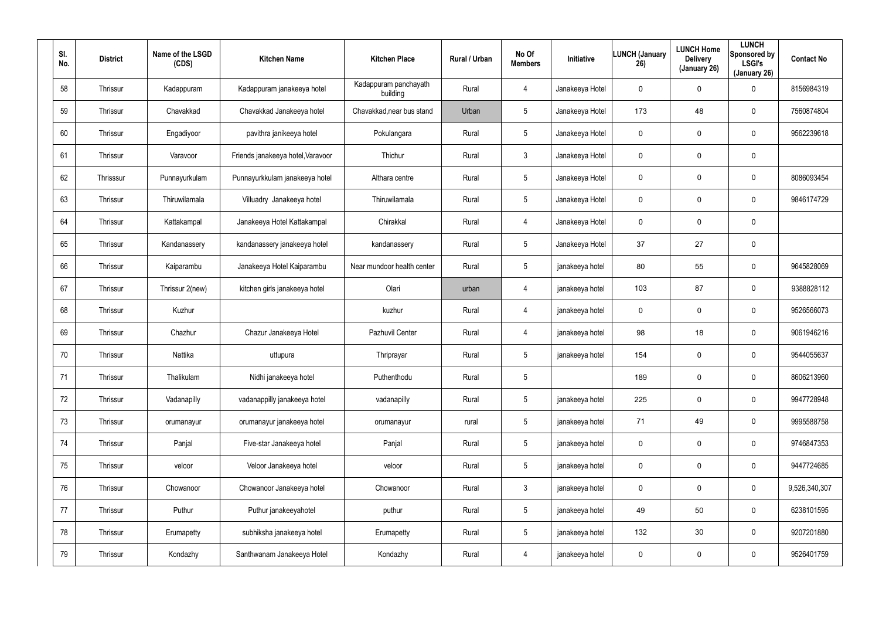| Sl. No. | District | Name of the LSGD (CDS) | Kitchen Name | Kitchen Place | Rural / Urban | No Of Members | Initiative | LUNCH (January 26) | LUNCH Home Delivery (January 26) | LUNCH Sponsored by LSGI's (January 26) | Contact No |
|---|---|---|---|---|---|---|---|---|---|---|---|
| 58 | Thrissur | Kadappuram | Kadappuram janakeeya hotel | Kadappuram panchayath building | Rural | 4 | Janakeeya Hotel | 0 | 0 | 0 | 8156984319 |
| 59 | Thrissur | Chavakkad | Chavakkad Janakeeya hotel | Chavakkad,near bus stand | Urban | 5 | Janakeeya Hotel | 173 | 48 | 0 | 7560874804 |
| 60 | Thrissur | Engadiyoor | pavithra janikeeya hotel | Pokulangara | Rural | 5 | Janakeeya Hotel | 0 | 0 | 0 | 9562239618 |
| 61 | Thrissur | Varavoor | Friends janakeeya hotel,Varavoor | Thichur | Rural | 3 | Janakeeya Hotel | 0 | 0 | 0 | |
| 62 | Thrisssur | Punnayurkulam | Punnayurkkulam janakeeya hotel | Althara centre | Rural | 5 | Janakeeya Hotel | 0 | 0 | 0 | 8086093454 |
| 63 | Thrissur | Thiruwilamala | Villuadry Janakeeya hotel | Thiruwilamala | Rural | 5 | Janakeeya Hotel | 0 | 0 | 0 | 9846174729 |
| 64 | Thrissur | Kattakampal | Janakeeya Hotel Kattakampal | Chirakkal | Rural | 4 | Janakeeya Hotel | 0 | 0 | 0 | |
| 65 | Thrissur | Kandanassery | kandanassery janakeeya hotel | kandanassery | Rural | 5 | Janakeeya Hotel | 37 | 27 | 0 | |
| 66 | Thrissur | Kaiparambu | Janakeeya Hotel Kaiparambu | Near mundoor health center | Rural | 5 | janakeeya hotel | 80 | 55 | 0 | 9645828069 |
| 67 | Thrissur | Thrissur 2(new) | kitchen girls janakeeya hotel | Olari | urban | 4 | janakeeya hotel | 103 | 87 | 0 | 9388828112 |
| 68 | Thrissur | Kuzhur | | kuzhur | Rural | 4 | janakeeya hotel | 0 | 0 | 0 | 9526566073 |
| 69 | Thrissur | Chazhur | Chazur Janakeeya Hotel | Pazhuvil Center | Rural | 4 | janakeeya hotel | 98 | 18 | 0 | 9061946216 |
| 70 | Thrissur | Nattika | uttupura | Thriprayar | Rural | 5 | janakeeya hotel | 154 | 0 | 0 | 9544055637 |
| 71 | Thrissur | Thalikulam | Nidhi janakeeya hotel | Puthenthodu | Rural | 5 | | 189 | 0 | 0 | 8606213960 |
| 72 | Thrissur | Vadanapilly | vadanappilly janakeeya hotel | vadanapilly | Rural | 5 | janakeeya hotel | 225 | 0 | 0 | 9947728948 |
| 73 | Thrissur | orumanayur | orumanayur janakeeya hotel | orumanayur | rural | 5 | janakeeya hotel | 71 | 49 | 0 | 9995588758 |
| 74 | Thrissur | Panjal | Five-star Janakeeya hotel | Panjal | Rural | 5 | janakeeya hotel | 0 | 0 | 0 | 9746847353 |
| 75 | Thrissur | veloor | Veloor Janakeeya hotel | veloor | Rural | 5 | janakeeya hotel | 0 | 0 | 0 | 9447724685 |
| 76 | Thrissur | Chowanoor | Chowanoor Janakeeya hotel | Chowanoor | Rural | 3 | janakeeya hotel | 0 | 0 | 0 | 9,526,340,307 |
| 77 | Thrissur | Puthur | Puthur janakeeyahotel | puthur | Rural | 5 | janakeeya hotel | 49 | 50 | 0 | 6238101595 |
| 78 | Thrissur | Erumapetty | subhiksha janakeeya hotel | Erumapetty | Rural | 5 | janakeeya hotel | 132 | 30 | 0 | 9207201880 |
| 79 | Thrissur | Kondazhy | Santhwanam Janakeeya Hotel | Kondazhy | Rural | 4 | janakeeya hotel | 0 | 0 | 0 | 9526401759 |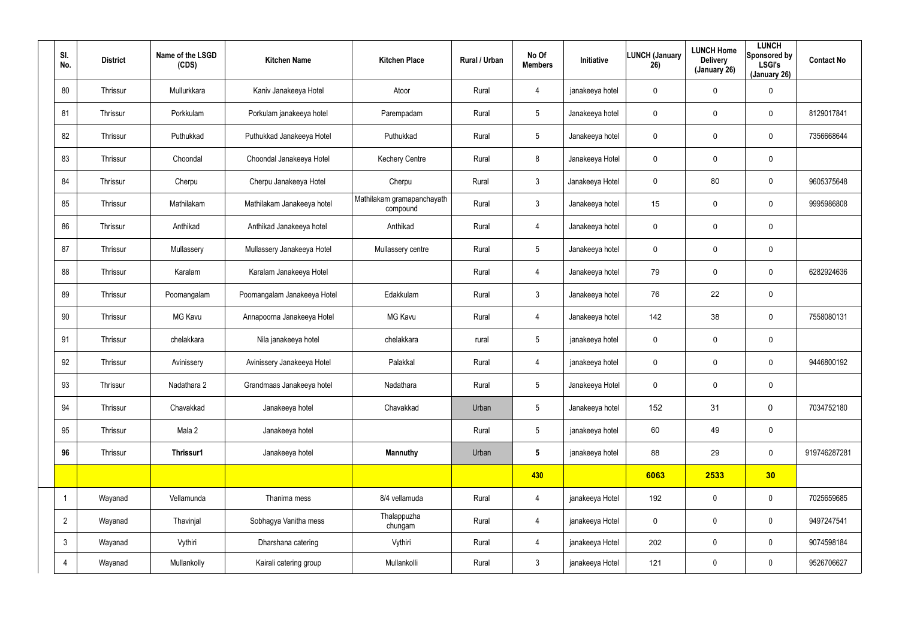| Sl. No. | District | Name of the LSGD (CDS) | Kitchen Name | Kitchen Place | Rural / Urban | No Of Members | Initiative | LUNCH (January 26) | LUNCH Home Delivery (January 26) | LUNCH Sponsored by LSGI's (January 26) | Contact No |
|---|---|---|---|---|---|---|---|---|---|---|---|
| 80 | Thrissur | Mullurkkara | Kaniv Janakeeya Hotel | Atoor | Rural | 4 | janakeeya hotel | 0 | 0 | 0 | |
| 81 | Thrissur | Porkkulam | Porkulam janakeeya hotel | Parempadam | Rural | 5 | Janakeeya hotel | 0 | 0 | 0 | 8129017841 |
| 82 | Thrissur | Puthukkad | Puthukkad Janakeeya Hotel | Puthukkad | Rural | 5 | Janakeeya hotel | 0 | 0 | 0 | 7356668644 |
| 83 | Thrissur | Choondal | Choondal Janakeeya Hotel | Kechery Centre | Rural | 8 | Janakeeya Hotel | 0 | 0 | 0 | |
| 84 | Thrissur | Cherpu | Cherpu Janakeeya Hotel | Cherpu | Rural | 3 | Janakeeya Hotel | 0 | 80 | 0 | 9605375648 |
| 85 | Thrissur | Mathilakam | Mathilakam Janakeeya hotel | Mathilakam gramapanchayath compound | Rural | 3 | Janakeeya hotel | 15 | 0 | 0 | 9995986808 |
| 86 | Thrissur | Anthikad | Anthikad Janakeeya hotel | Anthikad | Rural | 4 | Janakeeya hotel | 0 | 0 | 0 | |
| 87 | Thrissur | Mullassery | Mullassery Janakeeya Hotel | Mullassery centre | Rural | 5 | Janakeeya hotel | 0 | 0 | 0 | |
| 88 | Thrissur | Karalam | Karalam Janakeeya Hotel | | Rural | 4 | Janakeeya hotel | 79 | 0 | 0 | 6282924636 |
| 89 | Thrissur | Poomangalam | Poomangalam Janakeeya Hotel | Edakkulam | Rural | 3 | Janakeeya hotel | 76 | 22 | 0 | |
| 90 | Thrissur | MG Kavu | Annapoorna Janakeeya Hotel | MG Kavu | Rural | 4 | Janakeeya hotel | 142 | 38 | 0 | 7558080131 |
| 91 | Thrissur | chelakkara | Nila janakeeya hotel | chelakkara | rural | 5 | janakeeya hotel | 0 | 0 | 0 | |
| 92 | Thrissur | Avinissery | Avinissery Janakeeya Hotel | Palakkal | Rural | 4 | janakeeya hotel | 0 | 0 | 0 | 9446800192 |
| 93 | Thrissur | Nadathara 2 | Grandmaas Janakeeya hotel | Nadathara | Rural | 5 | Janakeeya Hotel | 0 | 0 | 0 | |
| 94 | Thrissur | Chavakkad | Janakeeya hotel | Chavakkad | Urban | 5 | Janakeeya hotel | 152 | 31 | 0 | 7034752180 |
| 95 | Thrissur | Mala 2 | Janakeeya hotel | | Rural | 5 | janakeeya hotel | 60 | 49 | 0 | |
| **96** | Thrissur | **Thrissur1** | Janakeeya hotel | **Mannuthy** | Urban | **5** | janakeeya hotel | 88 | 29 | 0 | 919746287281 |
| | | | | | | **430** | | **6063** | **2533** | **30** | |
| 1 | Wayanad | Vellamunda | Thanima mess | 8/4 vellamuda | Rural | 4 | janakeeya Hotel | 192 | 0 | 0 | 7025659685 |
| 2 | Wayanad | Thavinjal | Sobhagya Vanitha mess | Thalappuzha chungam | Rural | 4 | janakeeya Hotel | 0 | 0 | 0 | 9497247541 |
| 3 | Wayanad | Vythiri | Dharshana catering | Vythiri | Rural | 4 | janakeeya Hotel | 202 | 0 | 0 | 9074598184 |
| 4 | Wayanad | Mullankolly | Kairali catering group | Mullankolli | Rural | 3 | janakeeya Hotel | 121 | 0 | 0 | 9526706627 |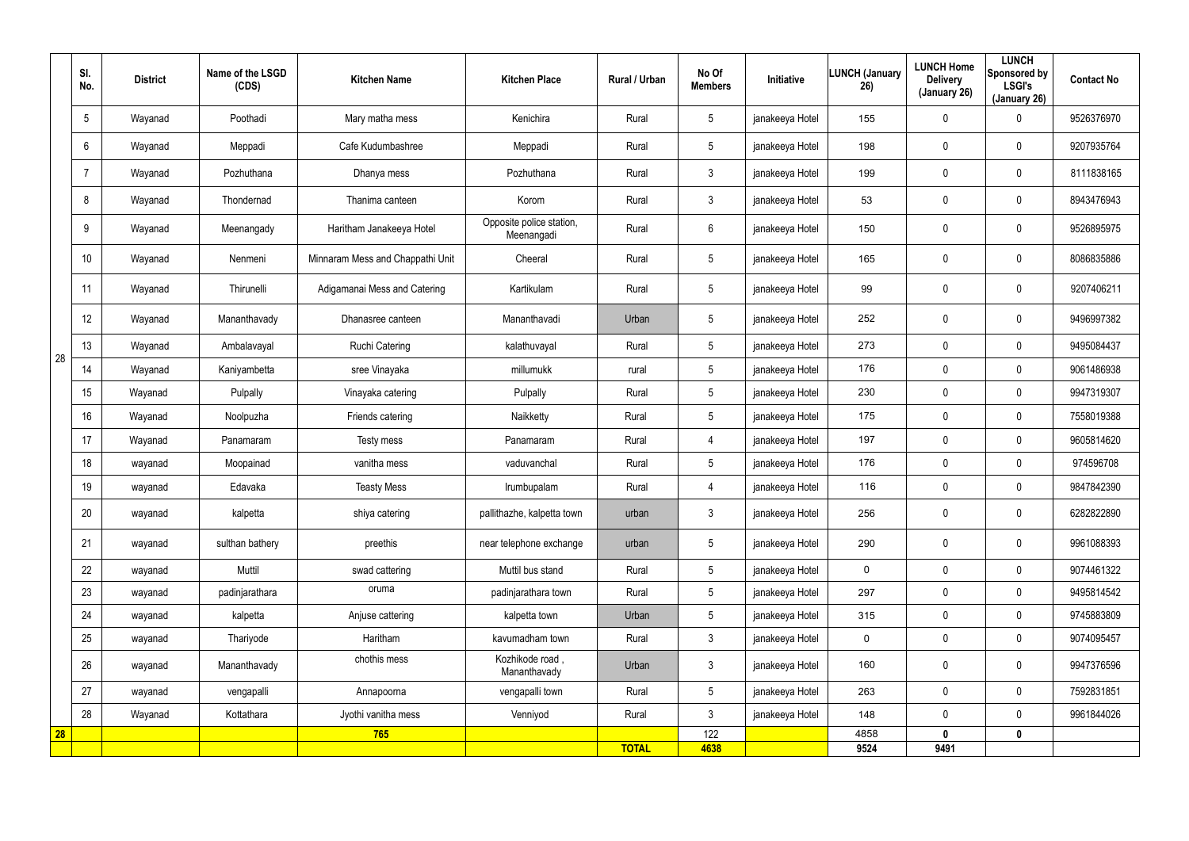| | Sl. No. | District | Name of the LSGD (CDS) | Kitchen Name | Kitchen Place | Rural / Urban | No Of Members | Initiative | LUNCH (January 26) | LUNCH Home Delivery (January 26) | LUNCH Sponsored by LSGI's (January 26) | Contact No |
|---|---|---|---|---|---|---|---|---|---|---|---|---|
| 28 | 5 | Wayanad | Poothadi | Mary matha mess | Kenichira | Rural | 5 | janakeeya Hotel | 155 | 0 | 0 | 9526376970 |
| | 6 | Wayanad | Meppadi | Cafe Kudumbashree | Meppadi | Rural | 5 | janakeeya Hotel | 198 | 0 | 0 | 9207935764 |
| | 7 | Wayanad | Pozhuthana | Dhanya mess | Pozhuthana | Rural | 3 | janakeeya Hotel | 199 | 0 | 0 | 8111838165 |
| | 8 | Wayanad | Thondernad | Thanima canteen | Korom | Rural | 3 | janakeeya Hotel | 53 | 0 | 0 | 8943476943 |
| | 9 | Wayanad | Meenangady | Haritham Janakeeya Hotel | Opposite police station, Meenangadi | Rural | 6 | janakeeya Hotel | 150 | 0 | 0 | 9526895975 |
| | 10 | Wayanad | Nenmeni | Minnaram Mess and Chappathi Unit | Cheeral | Rural | 5 | janakeeya Hotel | 165 | 0 | 0 | 8086835886 |
| | 11 | Wayanad | Thirunelli | Adigamanai Mess and Catering | Kartikulam | Rural | 5 | janakeeya Hotel | 99 | 0 | 0 | 9207406211 |
| | 12 | Wayanad | Mananthavady | Dhanasree canteen | Mananthavadi | Urban | 5 | janakeeya Hotel | 252 | 0 | 0 | 9496997382 |
| | 13 | Wayanad | Ambalavayal | Ruchi Catering | kalathuvayal | Rural | 5 | janakeeya Hotel | 273 | 0 | 0 | 9495084437 |
| | 14 | Wayanad | Kaniyambetta | sree Vinayaka | millumukk | rural | 5 | janakeeya Hotel | 176 | 0 | 0 | 9061486938 |
| | 15 | Wayanad | Pulpally | Vinayaka catering | Pulpally | Rural | 5 | janakeeya Hotel | 230 | 0 | 0 | 9947319307 |
| | 16 | Wayanad | Noolpuzha | Friends catering | Naikketty | Rural | 5 | janakeeya Hotel | 175 | 0 | 0 | 7558019388 |
| | 17 | Wayanad | Panamaram | Testy mess | Panamaram | Rural | 4 | janakeeya Hotel | 197 | 0 | 0 | 9605814620 |
| | 18 | wayanad | Moopainad | vanitha mess | vaduvanchal | Rural | 5 | janakeeya Hotel | 176 | 0 | 0 | 974596708 |
| | 19 | wayanad | Edavaka | Teasty Mess | Irumbupalam | Rural | 4 | janakeeya Hotel | 116 | 0 | 0 | 9847842390 |
| | 20 | wayanad | kalpetta | shiya catering | pallithazhe, kalpetta town | urban | 3 | janakeeya Hotel | 256 | 0 | 0 | 6282822890 |
| | 21 | wayanad | sulthan bathery | preethis | near telephone exchange | urban | 5 | janakeeya Hotel | 290 | 0 | 0 | 9961088393 |
| | 22 | wayanad | Muttil | swad cattering | Muttil bus stand | Rural | 5 | janakeeya Hotel | 0 | 0 | 0 | 9074461322 |
| | 23 | wayanad | padinjarathara | oruma | padinjarathara town | Rural | 5 | janakeeya Hotel | 297 | 0 | 0 | 9495814542 |
| | 24 | wayanad | kalpetta | Anjuse cattering | kalpetta town | Urban | 5 | janakeeya Hotel | 315 | 0 | 0 | 9745883809 |
| | 25 | wayanad | Thariyode | Haritham | kavumadham town | Rural | 3 | janakeeya Hotel | 0 | 0 | 0 | 9074095457 |
| | 26 | wayanad | Mananthavady | chothis mess | Kozhikode road , Mananthavady | Urban | 3 | janakeeya Hotel | 160 | 0 | 0 | 9947376596 |
| | 27 | wayanad | vengapalli | Annapoorna | vengapalli town | Rural | 5 | janakeeya Hotel | 263 | 0 | 0 | 7592831851 |
| | 28 | Wayanad | Kottathara | Jyothi vanitha mess | Venniyod | Rural | 3 | janakeeya Hotel | 148 | 0 | 0 | 9961844026 |
| **28** | | | | **765** | | | 122 | | 4858 | **0** | **0** | |
| | | | | | | **TOTAL** | **4638** | | **9524** | **9491** | | |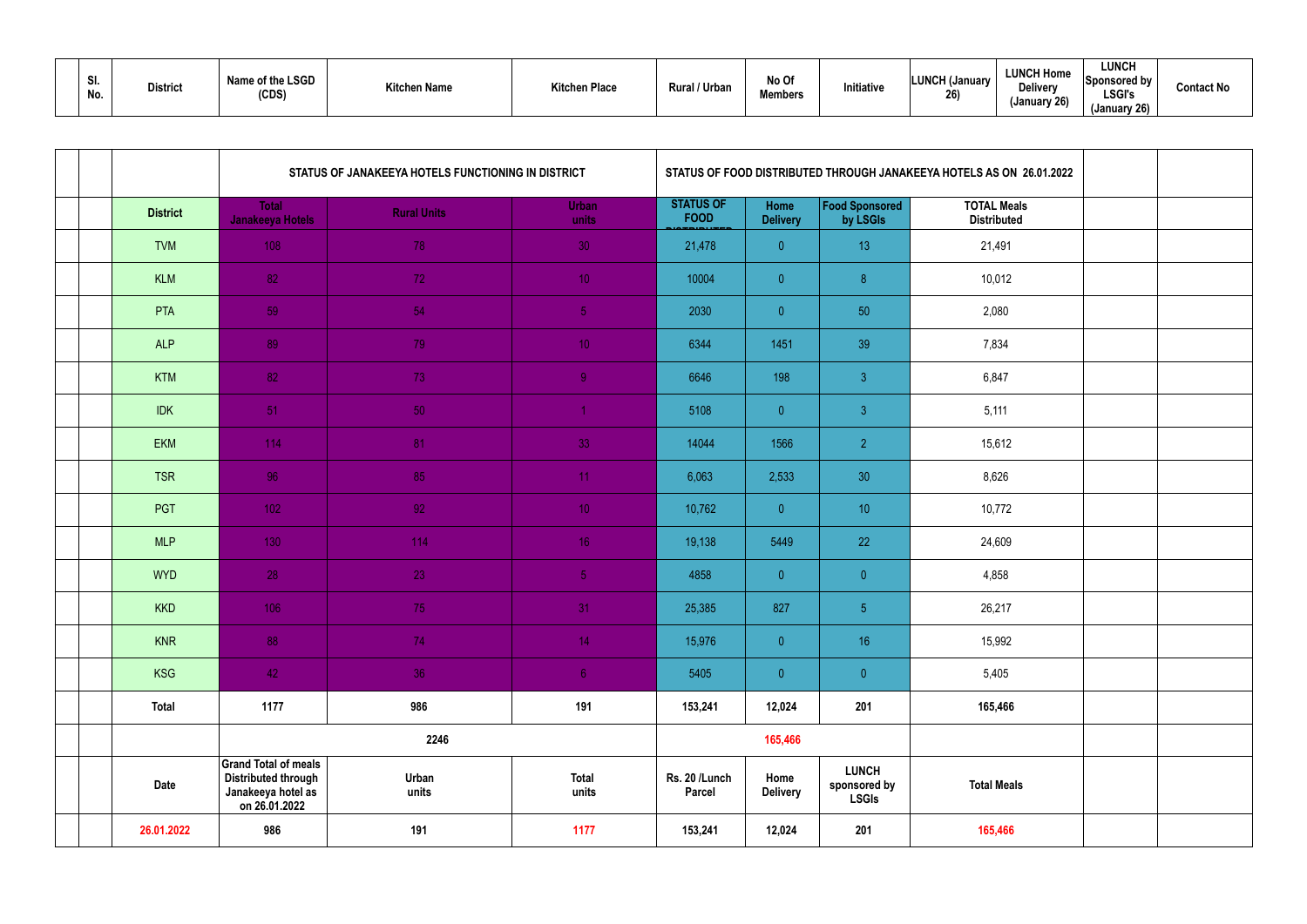| Sl. No. | District | Name of the LSGD (CDS) | Kitchen Name | Kitchen Place | Rural / Urban | No Of Members | Initiative | LUNCH (January 26) | LUNCH Home Delivery (January 26) | LUNCH Sponsored by LSGI's (January 26) | Contact No |
|---|---|---|---|---|---|---|---|---|---|---|---|

| | | STATUS OF JANAKEEYA HOTELS FUNCTIONING IN DISTRICT | | | STATUS OF FOOD DISTRIBUTED THROUGH JANAKEEYA HOTELS AS ON 26.01.2022 | | | | | |
|---|---|---|---|---|---|---|---|---|---|---|
| | District | Total Janakeeya Hotels | Rural Units | Urban units | STATUS OF FOOD DISTRIBUTED | Home Delivery | Food Sponsored by LSGIs | TOTAL Meals Distributed | | |
| | TVM | 108 | 78 | 30 | 21,478 | 0 | 13 | 21,491 | | |
| | KLM | 82 | 72 | 10 | 10004 | 0 | 8 | 10,012 | | |
| | PTA | 59 | 54 | 5 | 2030 | 0 | 50 | 2,080 | | |
| | ALP | 89 | 79 | 10 | 6344 | 1451 | 39 | 7,834 | | |
| | KTM | 82 | 73 | 9 | 6646 | 198 | 3 | 6,847 | | |
| | IDK | 51 | 50 | 1 | 5108 | 0 | 3 | 5,111 | | |
| | EKM | 114 | 81 | 33 | 14044 | 1566 | 2 | 15,612 | | |
| | TSR | 96 | 85 | 11 | 6,063 | 2,533 | 30 | 8,626 | | |
| | PGT | 102 | 92 | 10 | 10,762 | 0 | 10 | 10,772 | | |
| | MLP | 130 | 114 | 16 | 19,138 | 5449 | 22 | 24,609 | | |
| | WYD | 28 | 23 | 5 | 4858 | 0 | 0 | 4,858 | | |
| | KKD | 106 | 75 | 31 | 25,385 | 827 | 5 | 26,217 | | |
| | KNR | 88 | 74 | 14 | 15,976 | 0 | 16 | 15,992 | | |
| | KSG | 42 | 36 | 6 | 5405 | 0 | 0 | 5,405 | | |
| | Total | 1177 | 986 | 191 | 153,241 | 12,024 | 201 | 165,466 | | |
| | | | 2246 | | | 165,466 | | | | |
| | Date | Grand Total of meals Distributed through Janakeeya hotel as on 26.01.2022 | Urban units | Total units | Rs. 20 /Lunch Parcel | Home Delivery | LUNCH sponsored by LSGIs | Total Meals | | |
| | 26.01.2022 | 986 | 191 | 1177 | 153,241 | 12,024 | 201 | 165,466 | | |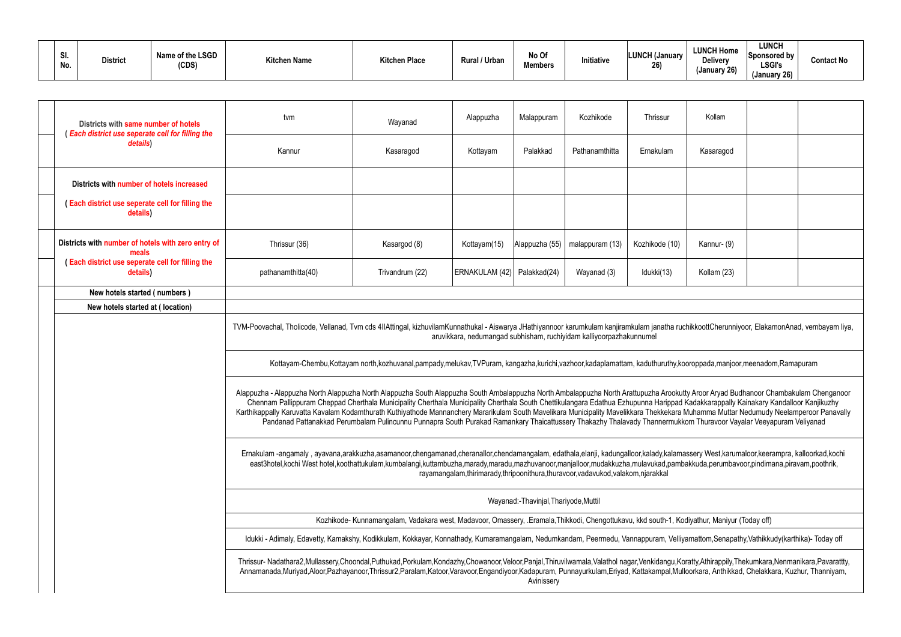| Sl. No. | District | Name of the LSGD (CDS) | Kitchen Name | Kitchen Place | Rural / Urban | No Of Members | Initiative | LUNCH (January 26) | LUNCH Home Delivery (January 26) | LUNCH Sponsored by LSGI's (January 26) | Contact No |
|---|---|---|---|---|---|---|---|---|---|---|---|

| | | | | | | | | | |
|---|---|---|---|---|---|---|---|---|---|
| Districts with same number of hotels ( *Each district use seperate cell for filling the details*) | tvm | Wayanad | Alappuzha | Malappuram | Kozhikode | Thrissur | Kollam | | |
| | Kannur | Kasaragod | Kottayam | Palakkad | Pathanamthitta | Ernakulam | Kasaragod | | |
| Districts with number of hotels increased | | | | | | | | | |
| ( Each district use seperate cell for filling the details) | | | | | | | | | |
| Districts with number of hotels with zero entry of meals ( Each district use seperate cell for filling the details) | Thrissur (36) | Kasargod (8) | Kottayam(15) | Alappuzha (55) | malappuram (13) | Kozhikode (10) | Kannur- (9) | | |
| | pathanamthitta(40) | Trivandrum (22) | ERNAKULAM (42) | Palakkad(24) | Wayanad (3) | Idukki(13) | Kollam (23) | | |
| New hotels started ( numbers ) | | | | | | | | | |
| New hotels started at ( location) | | | | | | | | | |
| | TVM-Poovachal, Tholicode, Vellanad, Tvm cds 4IIAttingal, kizhuvilamKunnathukal - Aiswarya JHathiyannoor karumkulam kanjiramkulam janatha ruchikkoottCherunniyoor, ElakamonAnad, vembayam liya, aruvikkara, nedumangad subhisham, ruchiyidam kalliyoorpazhakunnumel | | | | | | | | |
| | Kottayam-Chembu,Kottayam north,kozhuvanal,pampady,melukav,TVPuram, kangazha,kurichi,vazhoor,kadaplamattam, kaduthuruthy,kooroppada,manjoor,meenadom,Ramapuram | | | | | | | | |
| | Alappuzha - Alappuzha North Alappuzha North Alappuzha South Alappuzha South Ambalappuzha North Ambalappuzha North Arattupuzha Arookutty Aroor Aryad Budhanoor Chambakulam Chenganoor Chennam Pallippuram Cheppad Cherthala Municipality Cherthala Municipality Cherthala South Chettikulangara Edathua Ezhupunna Harippad Kadakkarappally Kainakary Kandalloor Kanjikuzhy Karthikappally Karuvatta Kavalam Kodamthurath Kuthiyathode Mannanchery Mararikulam South Mavelikara Municipality Mavelikkara Thekkekara Muhamma Muttar Nedumudy Neelamperoor Panavally Pandanad Pattanakkad Perumbalam Pulincunnu Punnapra South Purakad Ramankary Thaicattussery Thakazhy Thalavady Thannermukkom Thuravoor Vayalar Veeyapuram Veliyanad | | | | | | | | |
| | Ernakulam -angamaly , ayavana,arakkuzha,asamanoor,chengamanad,cheranallor,chendamangalam, edathala,elanji, kadungalloor,kalady,kalamassery West,karumaloor,keerampra, kalloorkad,kochi east3hotel,kochi West hotel,koothattukulam,kumbalangi,kuttambuzha,marady,maradu,mazhuvanoor,manjalloor,mudakkuzha,mulavukad,pambakkuda,perumbavoor,pindimana,piravam,poothrik, rayamangalam,thirimarady,thripoonithura,thuravoor,vadavukod,valakom,njarakkal | | | | | | | | |
| | Wayanad:-Thavinjal,Thariyode,Muttil | | | | | | | | |
| | Kozhikode- Kunnamangalam, Vadakara west, Madavoor, Omassery, .Eramala,Thikkodi, Chengottukavu, kkd south-1, Kodiyathur, Maniyur (Today off) | | | | | | | | |
| | Idukki - Adimaly, Edavetty, Kamakshy, Kodikkulam, Kokkayar, Konnathady, Kumaramangalam, Nedumkandam, Peermedu, Vannappuram, Velliyamattom,Senapathy,Vathikkudy(karthika)- Today off | | | | | | | | |
| | Thrissur- Nadathara2,Mullassery,Choondal,Puthukad,Porkulam,Kondazhy,Chowanoor,Veloor,Panjal,Thiruvilwamala,Valathol nagar,Venkidangu,Koratty,Athirappily,Thekumkara,Nenmanikara,Pavarattty, Annamanada,Muriyad,Aloor,Pazhayanoor,Thrissur2,Paralam,Katoor,Varavoor,Engandiyoor,Kadapuram, Punnayurkulam,Eriyad, Kattakampal,Mulloorkara, Anthikkad, Chelakkara, Kuzhur, Thanniyam, Avinissery | | | | | | | | |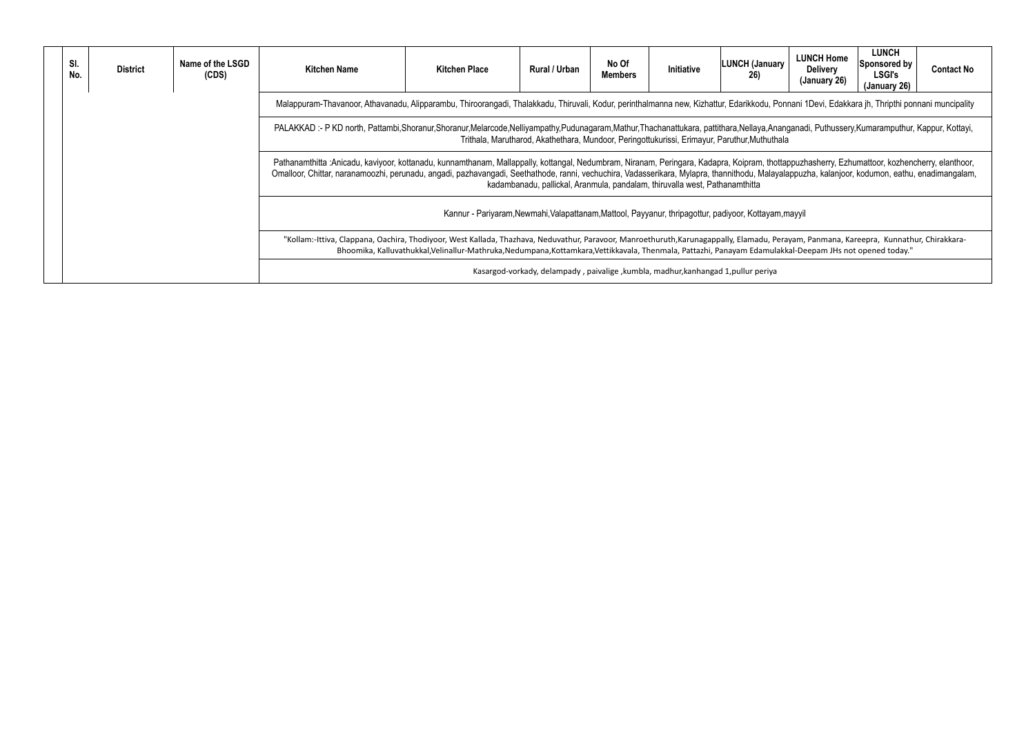| Sl. No. | District | Name of the LSGD (CDS) | Kitchen Name | Kitchen Place | Rural / Urban | No Of Members | Initiative | LUNCH (January 26) | LUNCH Home Delivery (January 26) | LUNCH Sponsored by LSGI's (January 26) | Contact No |
|---|---|---|---|---|---|---|---|---|---|---|---|
| | | | Malappuram-Thavanoor, Athavanadu, Alipparambu, Thiroorangadi, Thalakkadu, Thiruvali, Kodur, perinthalmanna new, Kizhattur, Edarikkodu, Ponnani 1Devi, Edakkara jh, Thripthi ponnani muncipality | | | | | | | | |
| | | | PALAKKAD :- P KD north, Pattambi,Shoranur,Shoranur,Melarcode,Nelliyampathy,Pudunagaram,Mathur,Thachanattukara, pattithara,Nellaya,Ananganadi, Puthussery,Kumaramputhur, Kappur, Kottayi, Trithala, Marutharod, Akathethara, Mundoor, Peringottukurissi, Erimayur, Paruthur,Muthuthala | | | | | | | | |
| | | | Pathanamthitta :Anicadu, kaviyoor, kottanadu, kunnamthanam, Mallappally, kottangal, Nedumbram, Niranam, Peringara, Kadapra, Koipram, thottappuzhasherry, Ezhumattoor, kozhencherry, elanthoor, Omalloor, Chittar, naranamoozhi, perunadu, angadi, pazhavangadi, Seethathode, ranni, vechuchira, Vadasserikara, Mylapra, thannithodu, Malayalappuzha, kalanjoor, kodumon, eathu, enadimangalam, kadambanadu, pallickal, Aranmula, pandalam, thiruvalla west, Pathanamthitta | | | | | | | | |
| | | | Kannur - Pariyaram,Newmahi,Valapattanam,Mattool, Payyanur, thripagottur, padiyoor, Kottayam,mayyil | | | | | | | | |
| | | | "Kollam:-Ittiva, Clappana, Oachira, Thodiyoor, West Kallada, Thazhava, Neduvathur, Paravoor, Manroethuruth,Karunagappally, Elamadu, Perayam, Panmana, Kareepra, Kunnathur, Chirakkara-Bhoomika, Kalluvathukkal,Velinallur-Mathruka,Nedumpana,Kottamkara,Vettikkavala, Thenmala, Pattazhi, Panayam Edamulakkal-Deepam JHs not opened today." | | | | | | | | |
| | | | Kasargod-vorkady, delampady , paivalige ,kumbla, madhur,kanhangad 1,pullur periya | | | | | | | | |